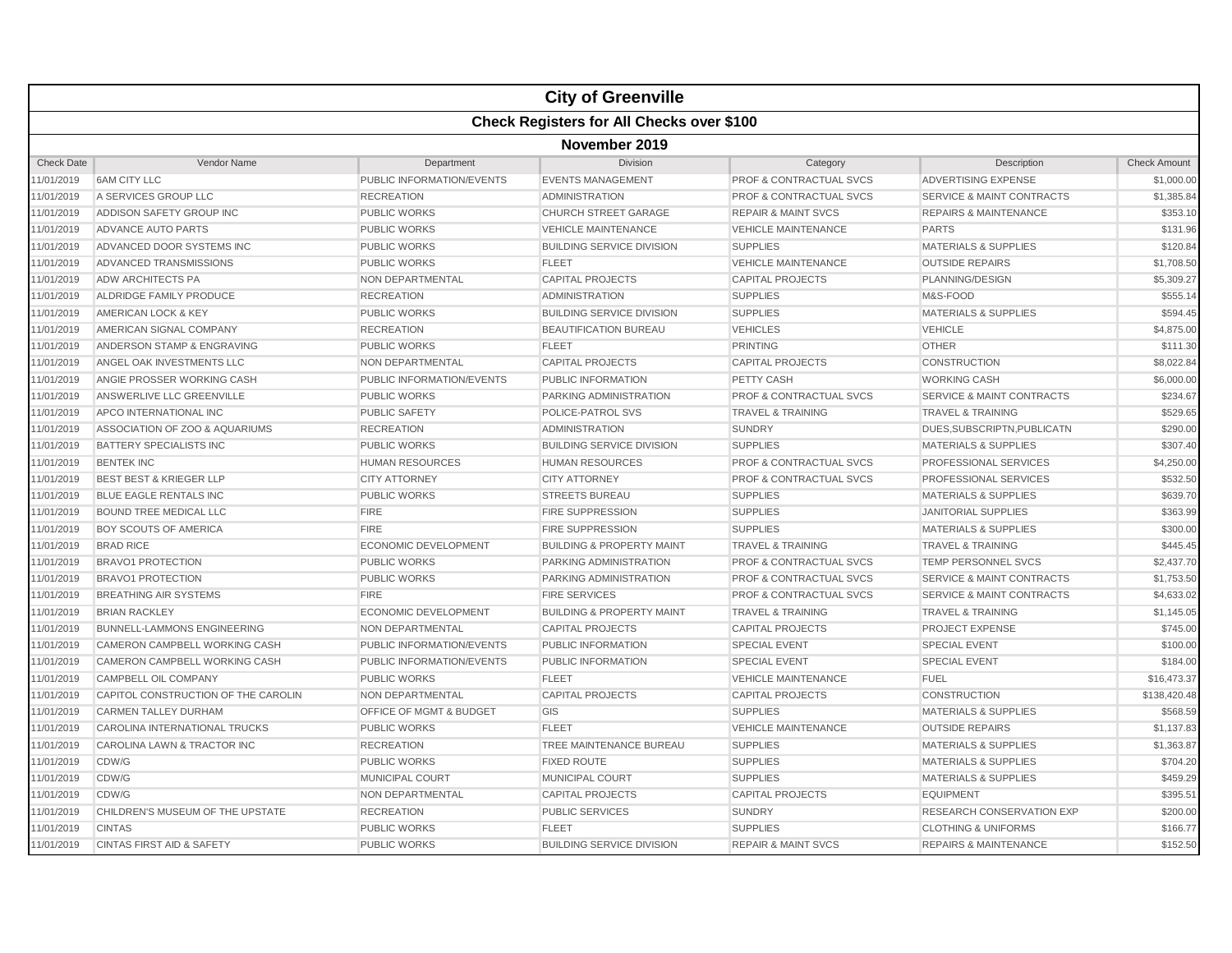# City of Greenville

## Check Registers for All Checks over $100

### November 2019

| Check Date | Vendor Name | Department | Division | Category | Description | Check Amount |
|---|---|---|---|---|---|---|
| 11/01/2019 | 6AM CITY LLC | PUBLIC INFORMATION/EVENTS | EVENTS MANAGEMENT | PROF & CONTRACTUAL SVCS | ADVERTISING EXPENSE | $1,000.00 |
| 11/01/2019 | A SERVICES GROUP LLC | RECREATION | ADMINISTRATION | PROF & CONTRACTUAL SVCS | SERVICE & MAINT CONTRACTS | $1,385.84 |
| 11/01/2019 | ADDISON SAFETY GROUP INC | PUBLIC WORKS | CHURCH STREET GARAGE | REPAIR & MAINT SVCS | REPAIRS & MAINTENANCE | $353.10 |
| 11/01/2019 | ADVANCE AUTO PARTS | PUBLIC WORKS | VEHICLE MAINTENANCE | VEHICLE MAINTENANCE | PARTS | $131.96 |
| 11/01/2019 | ADVANCED DOOR SYSTEMS INC | PUBLIC WORKS | BUILDING SERVICE DIVISION | SUPPLIES | MATERIALS & SUPPLIES | $120.84 |
| 11/01/2019 | ADVANCED TRANSMISSIONS | PUBLIC WORKS | FLEET | VEHICLE MAINTENANCE | OUTSIDE REPAIRS | $1,708.50 |
| 11/01/2019 | ADW ARCHITECTS PA | NON DEPARTMENTAL | CAPITAL PROJECTS | CAPITAL PROJECTS | PLANNING/DESIGN | $5,309.27 |
| 11/01/2019 | ALDRIDGE FAMILY PRODUCE | RECREATION | ADMINISTRATION | SUPPLIES | M&S-FOOD | $555.14 |
| 11/01/2019 | AMERICAN LOCK & KEY | PUBLIC WORKS | BUILDING SERVICE DIVISION | SUPPLIES | MATERIALS & SUPPLIES | $594.45 |
| 11/01/2019 | AMERICAN SIGNAL COMPANY | RECREATION | BEAUTIFICATION BUREAU | VEHICLES | VEHICLE | $4,875.00 |
| 11/01/2019 | ANDERSON STAMP & ENGRAVING | PUBLIC WORKS | FLEET | PRINTING | OTHER | $111.30 |
| 11/01/2019 | ANGEL OAK INVESTMENTS LLC | NON DEPARTMENTAL | CAPITAL PROJECTS | CAPITAL PROJECTS | CONSTRUCTION | $8,022.84 |
| 11/01/2019 | ANGIE PROSSER WORKING CASH | PUBLIC INFORMATION/EVENTS | PUBLIC INFORMATION | PETTY CASH | WORKING CASH | $6,000.00 |
| 11/01/2019 | ANSWERLIVE LLC GREENVILLE | PUBLIC WORKS | PARKING ADMINISTRATION | PROF & CONTRACTUAL SVCS | SERVICE & MAINT CONTRACTS | $234.67 |
| 11/01/2019 | APCO INTERNATIONAL INC | PUBLIC SAFETY | POLICE-PATROL SVS | TRAVEL & TRAINING | TRAVEL & TRAINING | $529.65 |
| 11/01/2019 | ASSOCIATION OF ZOO & AQUARIUMS | RECREATION | ADMINISTRATION | SUNDRY | DUES,SUBSCRIPTN,PUBLICATN | $290.00 |
| 11/01/2019 | BATTERY SPECIALISTS INC | PUBLIC WORKS | BUILDING SERVICE DIVISION | SUPPLIES | MATERIALS & SUPPLIES | $307.40 |
| 11/01/2019 | BENTEK INC | HUMAN RESOURCES | HUMAN RESOURCES | PROF & CONTRACTUAL SVCS | PROFESSIONAL SERVICES | $4,250.00 |
| 11/01/2019 | BEST BEST & KRIEGER LLP | CITY ATTORNEY | CITY ATTORNEY | PROF & CONTRACTUAL SVCS | PROFESSIONAL SERVICES | $532.50 |
| 11/01/2019 | BLUE EAGLE RENTALS INC | PUBLIC WORKS | STREETS BUREAU | SUPPLIES | MATERIALS & SUPPLIES | $639.70 |
| 11/01/2019 | BOUND TREE MEDICAL LLC | FIRE | FIRE SUPPRESSION | SUPPLIES | JANITORIAL SUPPLIES | $363.99 |
| 11/01/2019 | BOY SCOUTS OF AMERICA | FIRE | FIRE SUPPRESSION | SUPPLIES | MATERIALS & SUPPLIES | $300.00 |
| 11/01/2019 | BRAD RICE | ECONOMIC DEVELOPMENT | BUILDING & PROPERTY MAINT | TRAVEL & TRAINING | TRAVEL & TRAINING | $445.45 |
| 11/01/2019 | BRAVO1 PROTECTION | PUBLIC WORKS | PARKING ADMINISTRATION | PROF & CONTRACTUAL SVCS | TEMP PERSONNEL SVCS | $2,437.70 |
| 11/01/2019 | BRAVO1 PROTECTION | PUBLIC WORKS | PARKING ADMINISTRATION | PROF & CONTRACTUAL SVCS | SERVICE & MAINT CONTRACTS | $1,753.50 |
| 11/01/2019 | BREATHING AIR SYSTEMS | FIRE | FIRE SERVICES | PROF & CONTRACTUAL SVCS | SERVICE & MAINT CONTRACTS | $4,633.02 |
| 11/01/2019 | BRIAN RACKLEY | ECONOMIC DEVELOPMENT | BUILDING & PROPERTY MAINT | TRAVEL & TRAINING | TRAVEL & TRAINING | $1,145.05 |
| 11/01/2019 | BUNNELL-LAMMONS ENGINEERING | NON DEPARTMENTAL | CAPITAL PROJECTS | CAPITAL PROJECTS | PROJECT EXPENSE | $745.00 |
| 11/01/2019 | CAMERON CAMPBELL WORKING CASH | PUBLIC INFORMATION/EVENTS | PUBLIC INFORMATION | SPECIAL EVENT | SPECIAL EVENT | $100.00 |
| 11/01/2019 | CAMERON CAMPBELL WORKING CASH | PUBLIC INFORMATION/EVENTS | PUBLIC INFORMATION | SPECIAL EVENT | SPECIAL EVENT | $184.00 |
| 11/01/2019 | CAMPBELL OIL COMPANY | PUBLIC WORKS | FLEET | VEHICLE MAINTENANCE | FUEL | $16,473.37 |
| 11/01/2019 | CAPITOL CONSTRUCTION OF THE CAROLIN | NON DEPARTMENTAL | CAPITAL PROJECTS | CAPITAL PROJECTS | CONSTRUCTION | $138,420.48 |
| 11/01/2019 | CARMEN TALLEY DURHAM | OFFICE OF MGMT & BUDGET | GIS | SUPPLIES | MATERIALS & SUPPLIES | $568.59 |
| 11/01/2019 | CAROLINA INTERNATIONAL TRUCKS | PUBLIC WORKS | FLEET | VEHICLE MAINTENANCE | OUTSIDE REPAIRS | $1,137.83 |
| 11/01/2019 | CAROLINA LAWN & TRACTOR INC | RECREATION | TREE MAINTENANCE BUREAU | SUPPLIES | MATERIALS & SUPPLIES | $1,363.87 |
| 11/01/2019 | CDW/G | PUBLIC WORKS | FIXED ROUTE | SUPPLIES | MATERIALS & SUPPLIES | $704.20 |
| 11/01/2019 | CDW/G | MUNICIPAL COURT | MUNICIPAL COURT | SUPPLIES | MATERIALS & SUPPLIES | $459.29 |
| 11/01/2019 | CDW/G | NON DEPARTMENTAL | CAPITAL PROJECTS | CAPITAL PROJECTS | EQUIPMENT | $395.51 |
| 11/01/2019 | CHILDREN'S MUSEUM OF THE UPSTATE | RECREATION | PUBLIC SERVICES | SUNDRY | RESEARCH CONSERVATION EXP | $200.00 |
| 11/01/2019 | CINTAS | PUBLIC WORKS | FLEET | SUPPLIES | CLOTHING & UNIFORMS | $166.77 |
| 11/01/2019 | CINTAS FIRST AID & SAFETY | PUBLIC WORKS | BUILDING SERVICE DIVISION | REPAIR & MAINT SVCS | REPAIRS & MAINTENANCE | $152.50 |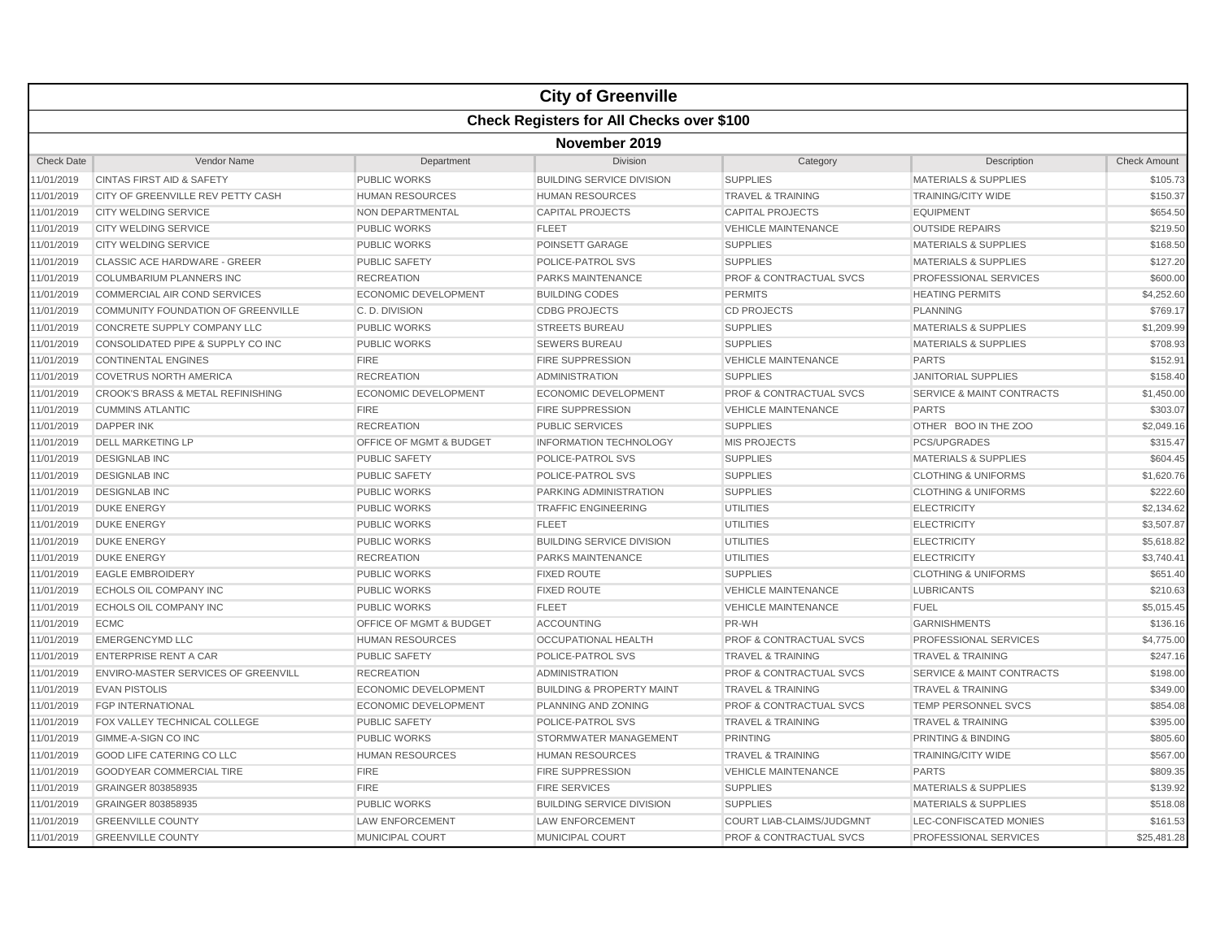# City of Greenville

## Check Registers for All Checks over $100

### November 2019

| Check Date | Vendor Name | Department | Division | Category | Description | Check Amount |
|---|---|---|---|---|---|---|
| 11/01/2019 | CINTAS FIRST AID & SAFETY | PUBLIC WORKS | BUILDING SERVICE DIVISION | SUPPLIES | MATERIALS & SUPPLIES | $105.73 |
| 11/01/2019 | CITY OF GREENVILLE REV PETTY CASH | HUMAN RESOURCES | HUMAN RESOURCES | TRAVEL & TRAINING | TRAINING/CITY WIDE | $150.37 |
| 11/01/2019 | CITY WELDING SERVICE | NON DEPARTMENTAL | CAPITAL PROJECTS | CAPITAL PROJECTS | EQUIPMENT | $654.50 |
| 11/01/2019 | CITY WELDING SERVICE | PUBLIC WORKS | FLEET | VEHICLE MAINTENANCE | OUTSIDE REPAIRS | $219.50 |
| 11/01/2019 | CITY WELDING SERVICE | PUBLIC WORKS | POINSETT GARAGE | SUPPLIES | MATERIALS & SUPPLIES | $168.50 |
| 11/01/2019 | CLASSIC ACE HARDWARE - GREER | PUBLIC SAFETY | POLICE-PATROL SVS | SUPPLIES | MATERIALS & SUPPLIES | $127.20 |
| 11/01/2019 | COLUMBARIUM PLANNERS INC | RECREATION | PARKS MAINTENANCE | PROF & CONTRACTUAL SVCS | PROFESSIONAL SERVICES | $600.00 |
| 11/01/2019 | COMMERCIAL AIR COND SERVICES | ECONOMIC DEVELOPMENT | BUILDING CODES | PERMITS | HEATING PERMITS | $4,252.60 |
| 11/01/2019 | COMMUNITY FOUNDATION OF GREENVILLE | C. D. DIVISION | CDBG PROJECTS | CD PROJECTS | PLANNING | $769.17 |
| 11/01/2019 | CONCRETE SUPPLY COMPANY LLC | PUBLIC WORKS | STREETS BUREAU | SUPPLIES | MATERIALS & SUPPLIES | $1,209.99 |
| 11/01/2019 | CONSOLIDATED PIPE & SUPPLY CO INC | PUBLIC WORKS | SEWERS BUREAU | SUPPLIES | MATERIALS & SUPPLIES | $708.93 |
| 11/01/2019 | CONTINENTAL ENGINES | FIRE | FIRE SUPPRESSION | VEHICLE MAINTENANCE | PARTS | $152.91 |
| 11/01/2019 | COVETRUS NORTH AMERICA | RECREATION | ADMINISTRATION | SUPPLIES | JANITORIAL SUPPLIES | $158.40 |
| 11/01/2019 | CROOK'S BRASS & METAL REFINISHING | ECONOMIC DEVELOPMENT | ECONOMIC DEVELOPMENT | PROF & CONTRACTUAL SVCS | SERVICE & MAINT CONTRACTS | $1,450.00 |
| 11/01/2019 | CUMMINS ATLANTIC | FIRE | FIRE SUPPRESSION | VEHICLE MAINTENANCE | PARTS | $303.07 |
| 11/01/2019 | DAPPER INK | RECREATION | PUBLIC SERVICES | SUPPLIES | OTHER BOO IN THE ZOO | $2,049.16 |
| 11/01/2019 | DELL MARKETING LP | OFFICE OF MGMT & BUDGET | INFORMATION TECHNOLOGY | MIS PROJECTS | PCS/UPGRADES | $315.47 |
| 11/01/2019 | DESIGNLAB INC | PUBLIC SAFETY | POLICE-PATROL SVS | SUPPLIES | MATERIALS & SUPPLIES | $604.45 |
| 11/01/2019 | DESIGNLAB INC | PUBLIC SAFETY | POLICE-PATROL SVS | SUPPLIES | CLOTHING & UNIFORMS | $1,620.76 |
| 11/01/2019 | DESIGNLAB INC | PUBLIC WORKS | PARKING ADMINISTRATION | SUPPLIES | CLOTHING & UNIFORMS | $222.60 |
| 11/01/2019 | DUKE ENERGY | PUBLIC WORKS | TRAFFIC ENGINEERING | UTILITIES | ELECTRICITY | $2,134.62 |
| 11/01/2019 | DUKE ENERGY | PUBLIC WORKS | FLEET | UTILITIES | ELECTRICITY | $3,507.87 |
| 11/01/2019 | DUKE ENERGY | PUBLIC WORKS | BUILDING SERVICE DIVISION | UTILITIES | ELECTRICITY | $5,618.82 |
| 11/01/2019 | DUKE ENERGY | RECREATION | PARKS MAINTENANCE | UTILITIES | ELECTRICITY | $3,740.41 |
| 11/01/2019 | EAGLE EMBROIDERY | PUBLIC WORKS | FIXED ROUTE | SUPPLIES | CLOTHING & UNIFORMS | $651.40 |
| 11/01/2019 | ECHOLS OIL COMPANY INC | PUBLIC WORKS | FIXED ROUTE | VEHICLE MAINTENANCE | LUBRICANTS | $210.63 |
| 11/01/2019 | ECHOLS OIL COMPANY INC | PUBLIC WORKS | FLEET | VEHICLE MAINTENANCE | FUEL | $5,015.45 |
| 11/01/2019 | ECMC | OFFICE OF MGMT & BUDGET | ACCOUNTING | PR-WH | GARNISHMENTS | $136.16 |
| 11/01/2019 | EMERGENCYMD LLC | HUMAN RESOURCES | OCCUPATIONAL HEALTH | PROF & CONTRACTUAL SVCS | PROFESSIONAL SERVICES | $4,775.00 |
| 11/01/2019 | ENTERPRISE RENT A CAR | PUBLIC SAFETY | POLICE-PATROL SVS | TRAVEL & TRAINING | TRAVEL & TRAINING | $247.16 |
| 11/01/2019 | ENVIRO-MASTER SERVICES OF GREENVILL | RECREATION | ADMINISTRATION | PROF & CONTRACTUAL SVCS | SERVICE & MAINT CONTRACTS | $198.00 |
| 11/01/2019 | EVAN PISTOLIS | ECONOMIC DEVELOPMENT | BUILDING & PROPERTY MAINT | TRAVEL & TRAINING | TRAVEL & TRAINING | $349.00 |
| 11/01/2019 | FGP INTERNATIONAL | ECONOMIC DEVELOPMENT | PLANNING AND ZONING | PROF & CONTRACTUAL SVCS | TEMP PERSONNEL SVCS | $854.08 |
| 11/01/2019 | FOX VALLEY TECHNICAL COLLEGE | PUBLIC SAFETY | POLICE-PATROL SVS | TRAVEL & TRAINING | TRAVEL & TRAINING | $395.00 |
| 11/01/2019 | GIMME-A-SIGN CO INC | PUBLIC WORKS | STORMWATER MANAGEMENT | PRINTING | PRINTING & BINDING | $805.60 |
| 11/01/2019 | GOOD LIFE CATERING CO LLC | HUMAN RESOURCES | HUMAN RESOURCES | TRAVEL & TRAINING | TRAINING/CITY WIDE | $567.00 |
| 11/01/2019 | GOODYEAR COMMERCIAL TIRE | FIRE | FIRE SUPPRESSION | VEHICLE MAINTENANCE | PARTS | $809.35 |
| 11/01/2019 | GRAINGER 803858935 | FIRE | FIRE SERVICES | SUPPLIES | MATERIALS & SUPPLIES | $139.92 |
| 11/01/2019 | GRAINGER 803858935 | PUBLIC WORKS | BUILDING SERVICE DIVISION | SUPPLIES | MATERIALS & SUPPLIES | $518.08 |
| 11/01/2019 | GREENVILLE COUNTY | LAW ENFORCEMENT | LAW ENFORCEMENT | COURT LIAB-CLAIMS/JUDGMNT | LEC-CONFISCATED MONIES | $161.53 |
| 11/01/2019 | GREENVILLE COUNTY | MUNICIPAL COURT | MUNICIPAL COURT | PROF & CONTRACTUAL SVCS | PROFESSIONAL SERVICES | $25,481.28 |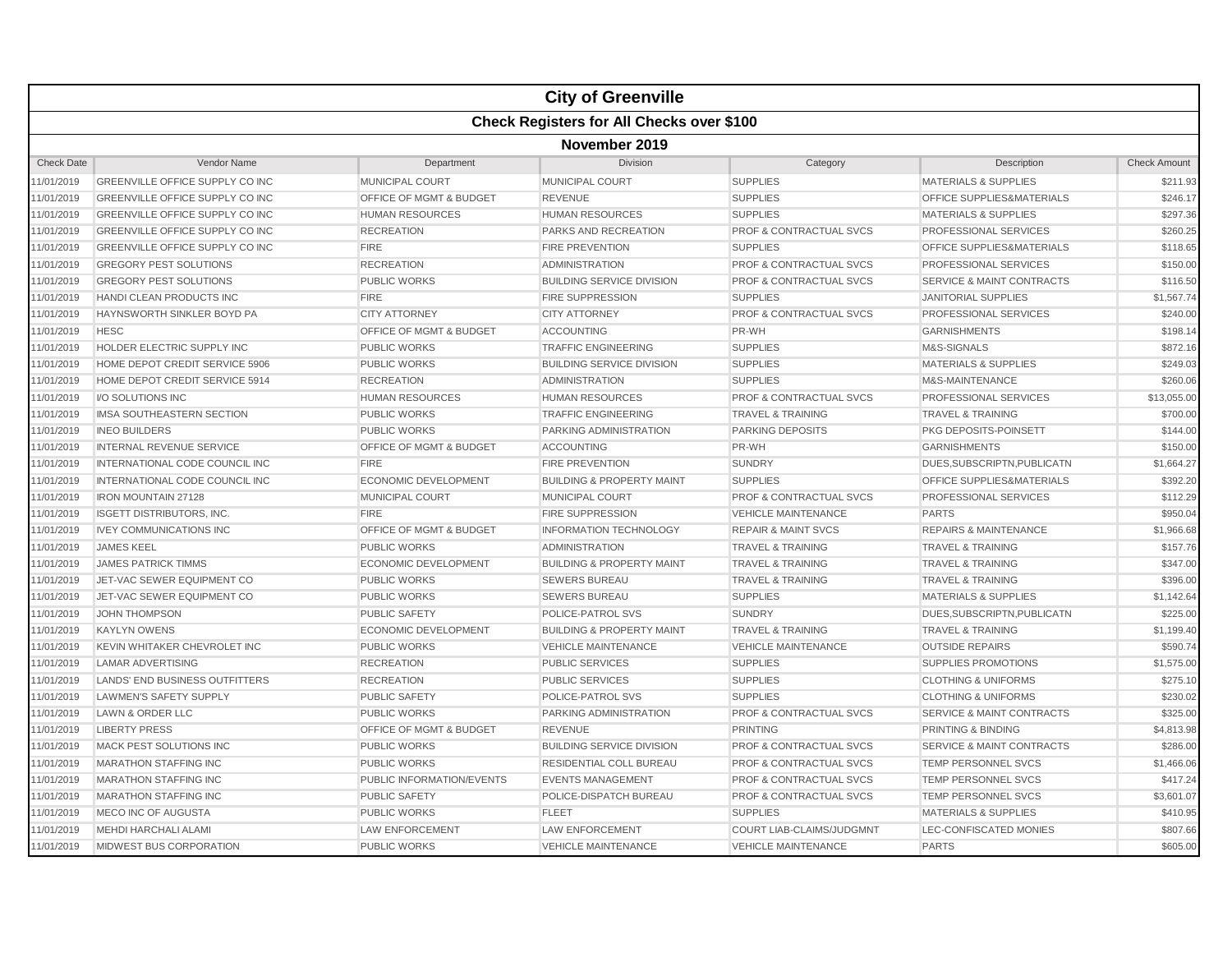# City of Greenville

## Check Registers for All Checks over $100

### November 2019

| Check Date | Vendor Name | Department | Division | Category | Description | Check Amount |
|---|---|---|---|---|---|---|
| 11/01/2019 | GREENVILLE OFFICE SUPPLY CO INC | MUNICIPAL COURT | MUNICIPAL COURT | SUPPLIES | MATERIALS & SUPPLIES | $211.93 |
| 11/01/2019 | GREENVILLE OFFICE SUPPLY CO INC | OFFICE OF MGMT & BUDGET | REVENUE | SUPPLIES | OFFICE SUPPLIES&MATERIALS | $246.17 |
| 11/01/2019 | GREENVILLE OFFICE SUPPLY CO INC | HUMAN RESOURCES | HUMAN RESOURCES | SUPPLIES | MATERIALS & SUPPLIES | $297.36 |
| 11/01/2019 | GREENVILLE OFFICE SUPPLY CO INC | RECREATION | PARKS AND RECREATION | PROF & CONTRACTUAL SVCS | PROFESSIONAL SERVICES | $260.25 |
| 11/01/2019 | GREENVILLE OFFICE SUPPLY CO INC | FIRE | FIRE PREVENTION | SUPPLIES | OFFICE SUPPLIES&MATERIALS | $118.65 |
| 11/01/2019 | GREGORY PEST SOLUTIONS | RECREATION | ADMINISTRATION | PROF & CONTRACTUAL SVCS | PROFESSIONAL SERVICES | $150.00 |
| 11/01/2019 | GREGORY PEST SOLUTIONS | PUBLIC WORKS | BUILDING SERVICE DIVISION | PROF & CONTRACTUAL SVCS | SERVICE & MAINT CONTRACTS | $116.50 |
| 11/01/2019 | HANDI CLEAN PRODUCTS INC | FIRE | FIRE SUPPRESSION | SUPPLIES | JANITORIAL SUPPLIES | $1,567.74 |
| 11/01/2019 | HAYNSWORTH SINKLER BOYD PA | CITY ATTORNEY | CITY ATTORNEY | PROF & CONTRACTUAL SVCS | PROFESSIONAL SERVICES | $240.00 |
| 11/01/2019 | HESC | OFFICE OF MGMT & BUDGET | ACCOUNTING | PR-WH | GARNISHMENTS | $198.14 |
| 11/01/2019 | HOLDER ELECTRIC SUPPLY INC | PUBLIC WORKS | TRAFFIC ENGINEERING | SUPPLIES | M&S-SIGNALS | $872.16 |
| 11/01/2019 | HOME DEPOT CREDIT SERVICE 5906 | PUBLIC WORKS | BUILDING SERVICE DIVISION | SUPPLIES | MATERIALS & SUPPLIES | $249.03 |
| 11/01/2019 | HOME DEPOT CREDIT SERVICE 5914 | RECREATION | ADMINISTRATION | SUPPLIES | M&S-MAINTENANCE | $260.06 |
| 11/01/2019 | I/O SOLUTIONS INC | HUMAN RESOURCES | HUMAN RESOURCES | PROF & CONTRACTUAL SVCS | PROFESSIONAL SERVICES | $13,055.00 |
| 11/01/2019 | IMSA SOUTHEASTERN SECTION | PUBLIC WORKS | TRAFFIC ENGINEERING | TRAVEL & TRAINING | TRAVEL & TRAINING | $700.00 |
| 11/01/2019 | INEO BUILDERS | PUBLIC WORKS | PARKING ADMINISTRATION | PARKING DEPOSITS | PKG DEPOSITS-POINSETT | $144.00 |
| 11/01/2019 | INTERNAL REVENUE SERVICE | OFFICE OF MGMT & BUDGET | ACCOUNTING | PR-WH | GARNISHMENTS | $150.00 |
| 11/01/2019 | INTERNATIONAL CODE COUNCIL INC | FIRE | FIRE PREVENTION | SUNDRY | DUES,SUBSCRIPTN,PUBLICATN | $1,664.27 |
| 11/01/2019 | INTERNATIONAL CODE COUNCIL INC | ECONOMIC DEVELOPMENT | BUILDING & PROPERTY MAINT | SUPPLIES | OFFICE SUPPLIES&MATERIALS | $392.20 |
| 11/01/2019 | IRON MOUNTAIN 27128 | MUNICIPAL COURT | MUNICIPAL COURT | PROF & CONTRACTUAL SVCS | PROFESSIONAL SERVICES | $112.29 |
| 11/01/2019 | ISGETT DISTRIBUTORS, INC. | FIRE | FIRE SUPPRESSION | VEHICLE MAINTENANCE | PARTS | $950.04 |
| 11/01/2019 | IVEY COMMUNICATIONS INC | OFFICE OF MGMT & BUDGET | INFORMATION TECHNOLOGY | REPAIR & MAINT SVCS | REPAIRS & MAINTENANCE | $1,966.68 |
| 11/01/2019 | JAMES KEEL | PUBLIC WORKS | ADMINISTRATION | TRAVEL & TRAINING | TRAVEL & TRAINING | $157.76 |
| 11/01/2019 | JAMES PATRICK TIMMS | ECONOMIC DEVELOPMENT | BUILDING & PROPERTY MAINT | TRAVEL & TRAINING | TRAVEL & TRAINING | $347.00 |
| 11/01/2019 | JET-VAC SEWER EQUIPMENT CO | PUBLIC WORKS | SEWERS BUREAU | TRAVEL & TRAINING | TRAVEL & TRAINING | $396.00 |
| 11/01/2019 | JET-VAC SEWER EQUIPMENT CO | PUBLIC WORKS | SEWERS BUREAU | SUPPLIES | MATERIALS & SUPPLIES | $1,142.64 |
| 11/01/2019 | JOHN THOMPSON | PUBLIC SAFETY | POLICE-PATROL SVS | SUNDRY | DUES,SUBSCRIPTN,PUBLICATN | $225.00 |
| 11/01/2019 | KAYLYN OWENS | ECONOMIC DEVELOPMENT | BUILDING & PROPERTY MAINT | TRAVEL & TRAINING | TRAVEL & TRAINING | $1,199.40 |
| 11/01/2019 | KEVIN WHITAKER CHEVROLET INC | PUBLIC WORKS | VEHICLE MAINTENANCE | VEHICLE MAINTENANCE | OUTSIDE REPAIRS | $590.74 |
| 11/01/2019 | LAMAR ADVERTISING | RECREATION | PUBLIC SERVICES | SUPPLIES | SUPPLIES PROMOTIONS | $1,575.00 |
| 11/01/2019 | LANDS' END BUSINESS OUTFITTERS | RECREATION | PUBLIC SERVICES | SUPPLIES | CLOTHING & UNIFORMS | $275.10 |
| 11/01/2019 | LAWMEN'S SAFETY SUPPLY | PUBLIC SAFETY | POLICE-PATROL SVS | SUPPLIES | CLOTHING & UNIFORMS | $230.02 |
| 11/01/2019 | LAWN & ORDER LLC | PUBLIC WORKS | PARKING ADMINISTRATION | PROF & CONTRACTUAL SVCS | SERVICE & MAINT CONTRACTS | $325.00 |
| 11/01/2019 | LIBERTY PRESS | OFFICE OF MGMT & BUDGET | REVENUE | PRINTING | PRINTING & BINDING | $4,813.98 |
| 11/01/2019 | MACK PEST SOLUTIONS INC | PUBLIC WORKS | BUILDING SERVICE DIVISION | PROF & CONTRACTUAL SVCS | SERVICE & MAINT CONTRACTS | $286.00 |
| 11/01/2019 | MARATHON STAFFING INC | PUBLIC WORKS | RESIDENTIAL COLL BUREAU | PROF & CONTRACTUAL SVCS | TEMP PERSONNEL SVCS | $1,466.06 |
| 11/01/2019 | MARATHON STAFFING INC | PUBLIC INFORMATION/EVENTS | EVENTS MANAGEMENT | PROF & CONTRACTUAL SVCS | TEMP PERSONNEL SVCS | $417.24 |
| 11/01/2019 | MARATHON STAFFING INC | PUBLIC SAFETY | POLICE-DISPATCH BUREAU | PROF & CONTRACTUAL SVCS | TEMP PERSONNEL SVCS | $3,601.07 |
| 11/01/2019 | MECO INC OF AUGUSTA | PUBLIC WORKS | FLEET | SUPPLIES | MATERIALS & SUPPLIES | $410.95 |
| 11/01/2019 | MEHDI HARCHALI ALAMI | LAW ENFORCEMENT | LAW ENFORCEMENT | COURT LIAB-CLAIMS/JUDGMNT | LEC-CONFISCATED MONIES | $807.66 |
| 11/01/2019 | MIDWEST BUS CORPORATION | PUBLIC WORKS | VEHICLE MAINTENANCE | VEHICLE MAINTENANCE | PARTS | $605.00 |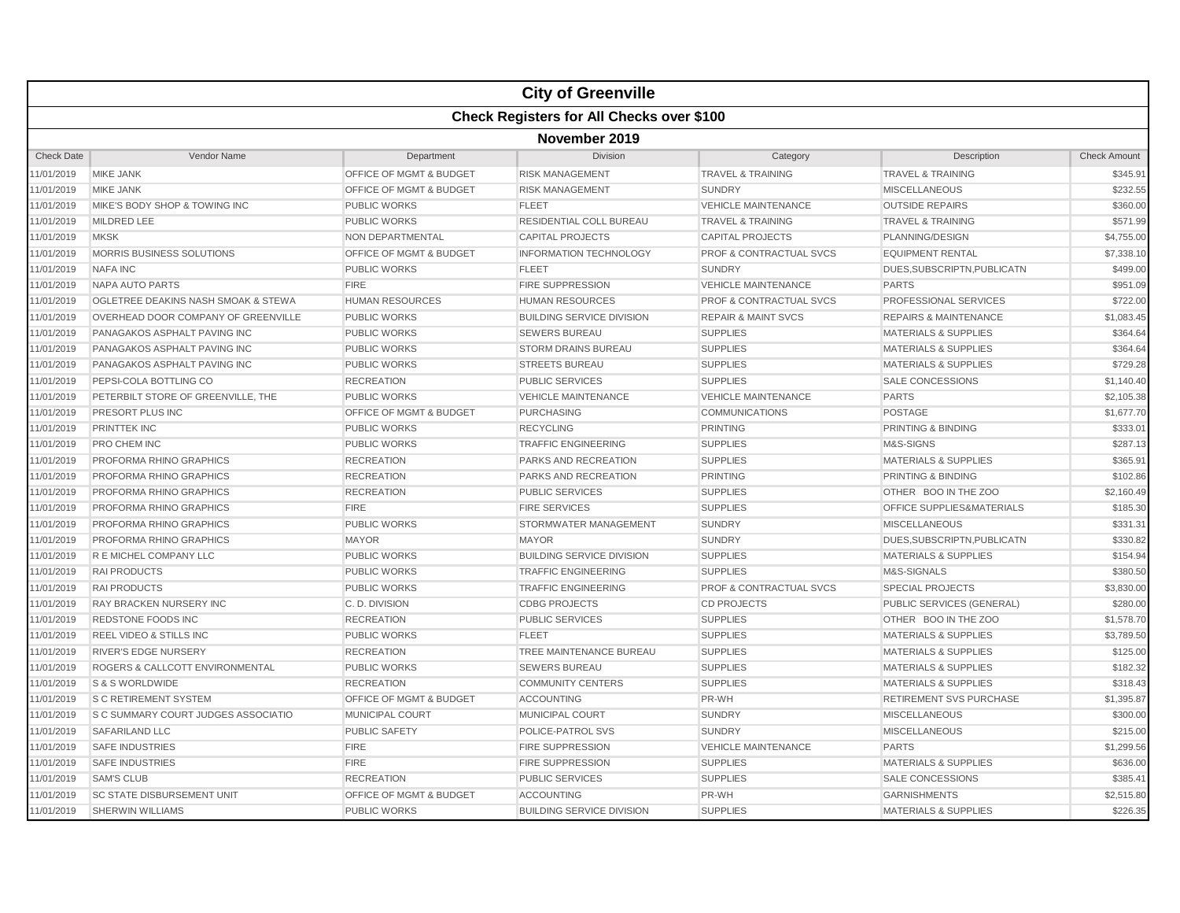# City of Greenville

## Check Registers for All Checks over $100

### November 2019

| Check Date | Vendor Name | Department | Division | Category | Description | Check Amount |
|---|---|---|---|---|---|---|
| 11/01/2019 | MIKE JANK | OFFICE OF MGMT & BUDGET | RISK MANAGEMENT | TRAVEL & TRAINING | TRAVEL & TRAINING | $345.91 |
| 11/01/2019 | MIKE JANK | OFFICE OF MGMT & BUDGET | RISK MANAGEMENT | SUNDRY | MISCELLANEOUS | $232.55 |
| 11/01/2019 | MIKE'S BODY SHOP & TOWING INC | PUBLIC WORKS | FLEET | VEHICLE MAINTENANCE | OUTSIDE REPAIRS | $360.00 |
| 11/01/2019 | MILDRED LEE | PUBLIC WORKS | RESIDENTIAL COLL BUREAU | TRAVEL & TRAINING | TRAVEL & TRAINING | $571.99 |
| 11/01/2019 | MKSK | NON DEPARTMENTAL | CAPITAL PROJECTS | CAPITAL PROJECTS | PLANNING/DESIGN | $4,755.00 |
| 11/01/2019 | MORRIS BUSINESS SOLUTIONS | OFFICE OF MGMT & BUDGET | INFORMATION TECHNOLOGY | PROF & CONTRACTUAL SVCS | EQUIPMENT RENTAL | $7,338.10 |
| 11/01/2019 | NAFA INC | PUBLIC WORKS | FLEET | SUNDRY | DUES,SUBSCRIPTN,PUBLICATN | $499.00 |
| 11/01/2019 | NAPA AUTO PARTS | FIRE | FIRE SUPPRESSION | VEHICLE MAINTENANCE | PARTS | $951.09 |
| 11/01/2019 | OGLETREE DEAKINS NASH SMOAK & STEWA | HUMAN RESOURCES | HUMAN RESOURCES | PROF & CONTRACTUAL SVCS | PROFESSIONAL SERVICES | $722.00 |
| 11/01/2019 | OVERHEAD DOOR COMPANY OF GREENVILLE | PUBLIC WORKS | BUILDING SERVICE DIVISION | REPAIR & MAINT SVCS | REPAIRS & MAINTENANCE | $1,083.45 |
| 11/01/2019 | PANAGAKOS ASPHALT PAVING INC | PUBLIC WORKS | SEWERS BUREAU | SUPPLIES | MATERIALS & SUPPLIES | $364.64 |
| 11/01/2019 | PANAGAKOS ASPHALT PAVING INC | PUBLIC WORKS | STORM DRAINS BUREAU | SUPPLIES | MATERIALS & SUPPLIES | $364.64 |
| 11/01/2019 | PANAGAKOS ASPHALT PAVING INC | PUBLIC WORKS | STREETS BUREAU | SUPPLIES | MATERIALS & SUPPLIES | $729.28 |
| 11/01/2019 | PEPSI-COLA BOTTLING CO | RECREATION | PUBLIC SERVICES | SUPPLIES | SALE CONCESSIONS | $1,140.40 |
| 11/01/2019 | PETERBILT STORE OF GREENVILLE, THE | PUBLIC WORKS | VEHICLE MAINTENANCE | VEHICLE MAINTENANCE | PARTS | $2,105.38 |
| 11/01/2019 | PRESORT PLUS INC | OFFICE OF MGMT & BUDGET | PURCHASING | COMMUNICATIONS | POSTAGE | $1,677.70 |
| 11/01/2019 | PRINTTEK INC | PUBLIC WORKS | RECYCLING | PRINTING | PRINTING & BINDING | $333.01 |
| 11/01/2019 | PRO CHEM INC | PUBLIC WORKS | TRAFFIC ENGINEERING | SUPPLIES | M&S-SIGNS | $287.13 |
| 11/01/2019 | PROFORMA RHINO GRAPHICS | RECREATION | PARKS AND RECREATION | SUPPLIES | MATERIALS & SUPPLIES | $365.91 |
| 11/01/2019 | PROFORMA RHINO GRAPHICS | RECREATION | PARKS AND RECREATION | PRINTING | PRINTING & BINDING | $102.86 |
| 11/01/2019 | PROFORMA RHINO GRAPHICS | RECREATION | PUBLIC SERVICES | SUPPLIES | OTHER BOO IN THE ZOO | $2,160.49 |
| 11/01/2019 | PROFORMA RHINO GRAPHICS | FIRE | FIRE SERVICES | SUPPLIES | OFFICE SUPPLIES&MATERIALS | $185.30 |
| 11/01/2019 | PROFORMA RHINO GRAPHICS | PUBLIC WORKS | STORMWATER MANAGEMENT | SUNDRY | MISCELLANEOUS | $331.31 |
| 11/01/2019 | PROFORMA RHINO GRAPHICS | MAYOR | MAYOR | SUNDRY | DUES,SUBSCRIPTN,PUBLICATN | $330.82 |
| 11/01/2019 | R E MICHEL COMPANY LLC | PUBLIC WORKS | BUILDING SERVICE DIVISION | SUPPLIES | MATERIALS & SUPPLIES | $154.94 |
| 11/01/2019 | RAI PRODUCTS | PUBLIC WORKS | TRAFFIC ENGINEERING | SUPPLIES | M&S-SIGNALS | $380.50 |
| 11/01/2019 | RAI PRODUCTS | PUBLIC WORKS | TRAFFIC ENGINEERING | PROF & CONTRACTUAL SVCS | SPECIAL PROJECTS | $3,830.00 |
| 11/01/2019 | RAY BRACKEN NURSERY INC | C. D. DIVISION | CDBG PROJECTS | CD PROJECTS | PUBLIC SERVICES (GENERAL) | $280.00 |
| 11/01/2019 | REDSTONE FOODS INC | RECREATION | PUBLIC SERVICES | SUPPLIES | OTHER BOO IN THE ZOO | $1,578.70 |
| 11/01/2019 | REEL VIDEO & STILLS INC | PUBLIC WORKS | FLEET | SUPPLIES | MATERIALS & SUPPLIES | $3,789.50 |
| 11/01/2019 | RIVER'S EDGE NURSERY | RECREATION | TREE MAINTENANCE BUREAU | SUPPLIES | MATERIALS & SUPPLIES | $125.00 |
| 11/01/2019 | ROGERS & CALLCOTT ENVIRONMENTAL | PUBLIC WORKS | SEWERS BUREAU | SUPPLIES | MATERIALS & SUPPLIES | $182.32 |
| 11/01/2019 | S & S WORLDWIDE | RECREATION | COMMUNITY CENTERS | SUPPLIES | MATERIALS & SUPPLIES | $318.43 |
| 11/01/2019 | S C RETIREMENT SYSTEM | OFFICE OF MGMT & BUDGET | ACCOUNTING | PR-WH | RETIREMENT SVS PURCHASE | $1,395.87 |
| 11/01/2019 | S C SUMMARY COURT JUDGES ASSOCIATIO | MUNICIPAL COURT | MUNICIPAL COURT | SUNDRY | MISCELLANEOUS | $300.00 |
| 11/01/2019 | SAFARILAND LLC | PUBLIC SAFETY | POLICE-PATROL SVS | SUNDRY | MISCELLANEOUS | $215.00 |
| 11/01/2019 | SAFE INDUSTRIES | FIRE | FIRE SUPPRESSION | VEHICLE MAINTENANCE | PARTS | $1,299.56 |
| 11/01/2019 | SAFE INDUSTRIES | FIRE | FIRE SUPPRESSION | SUPPLIES | MATERIALS & SUPPLIES | $636.00 |
| 11/01/2019 | SAM'S CLUB | RECREATION | PUBLIC SERVICES | SUPPLIES | SALE CONCESSIONS | $385.41 |
| 11/01/2019 | SC STATE DISBURSEMENT UNIT | OFFICE OF MGMT & BUDGET | ACCOUNTING | PR-WH | GARNISHMENTS | $2,515.80 |
| 11/01/2019 | SHERWIN WILLIAMS | PUBLIC WORKS | BUILDING SERVICE DIVISION | SUPPLIES | MATERIALS & SUPPLIES | $226.35 |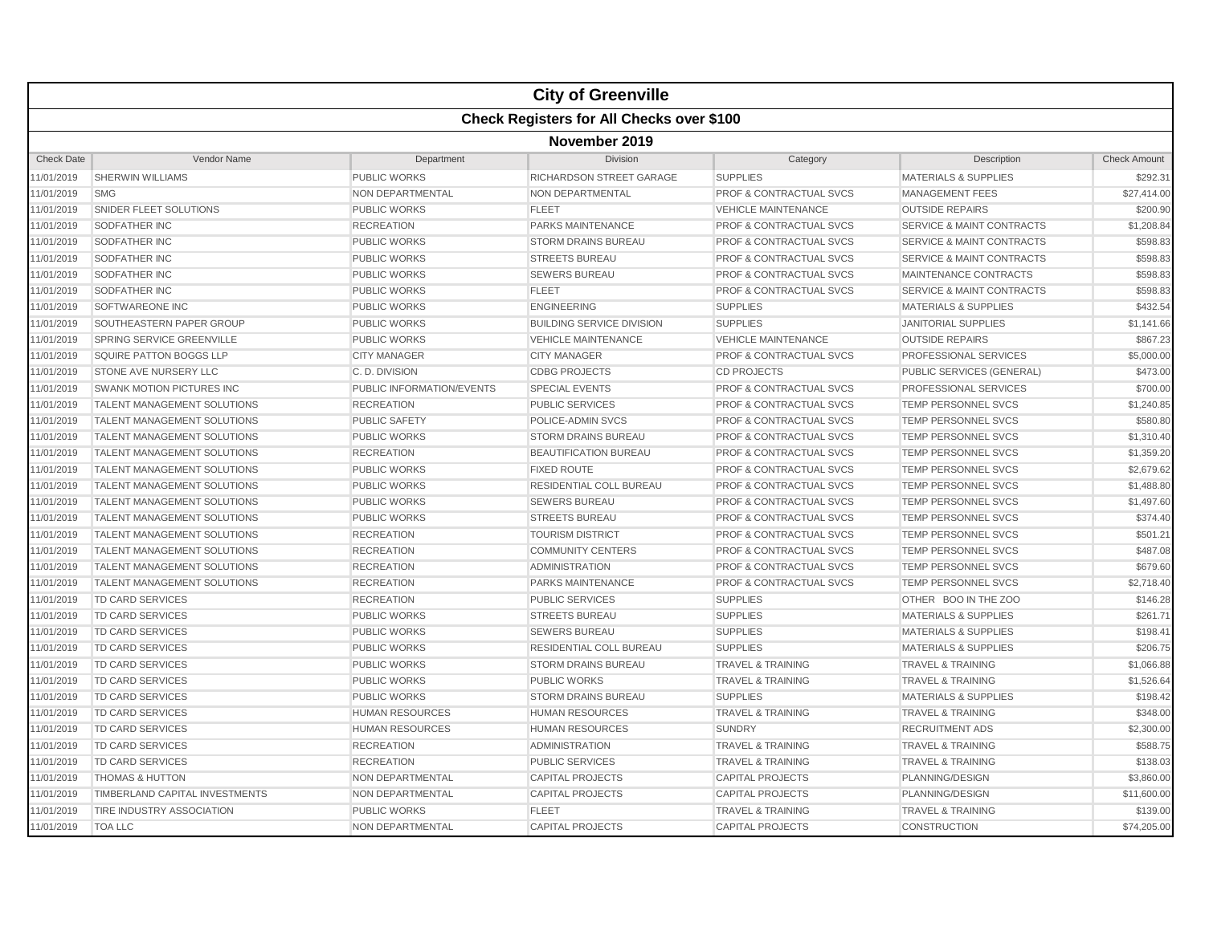# City of Greenville

## Check Registers for All Checks over $100

### November 2019

| Check Date | Vendor Name | Department | Division | Category | Description | Check Amount |
|---|---|---|---|---|---|---|
| 11/01/2019 | SHERWIN WILLIAMS | PUBLIC WORKS | RICHARDSON STREET GARAGE | SUPPLIES | MATERIALS & SUPPLIES | $292.31 |
| 11/01/2019 | SMG | NON DEPARTMENTAL | NON DEPARTMENTAL | PROF & CONTRACTUAL SVCS | MANAGEMENT FEES | $27,414.00 |
| 11/01/2019 | SNIDER FLEET SOLUTIONS | PUBLIC WORKS | FLEET | VEHICLE MAINTENANCE | OUTSIDE REPAIRS | $200.90 |
| 11/01/2019 | SODFATHER INC | RECREATION | PARKS MAINTENANCE | PROF & CONTRACTUAL SVCS | SERVICE & MAINT CONTRACTS | $1,208.84 |
| 11/01/2019 | SODFATHER INC | PUBLIC WORKS | STORM DRAINS BUREAU | PROF & CONTRACTUAL SVCS | SERVICE & MAINT CONTRACTS | $598.83 |
| 11/01/2019 | SODFATHER INC | PUBLIC WORKS | STREETS BUREAU | PROF & CONTRACTUAL SVCS | SERVICE & MAINT CONTRACTS | $598.83 |
| 11/01/2019 | SODFATHER INC | PUBLIC WORKS | SEWERS BUREAU | PROF & CONTRACTUAL SVCS | MAINTENANCE CONTRACTS | $598.83 |
| 11/01/2019 | SODFATHER INC | PUBLIC WORKS | FLEET | PROF & CONTRACTUAL SVCS | SERVICE & MAINT CONTRACTS | $598.83 |
| 11/01/2019 | SOFTWAREONE INC | PUBLIC WORKS | ENGINEERING | SUPPLIES | MATERIALS & SUPPLIES | $432.54 |
| 11/01/2019 | SOUTHEASTERN PAPER GROUP | PUBLIC WORKS | BUILDING SERVICE DIVISION | SUPPLIES | JANITORIAL SUPPLIES | $1,141.66 |
| 11/01/2019 | SPRING SERVICE GREENVILLE | PUBLIC WORKS | VEHICLE MAINTENANCE | VEHICLE MAINTENANCE | OUTSIDE REPAIRS | $867.23 |
| 11/01/2019 | SQUIRE PATTON BOGGS LLP | CITY MANAGER | CITY MANAGER | PROF & CONTRACTUAL SVCS | PROFESSIONAL SERVICES | $5,000.00 |
| 11/01/2019 | STONE AVE NURSERY LLC | C. D. DIVISION | CDBG PROJECTS | CD PROJECTS | PUBLIC SERVICES (GENERAL) | $473.00 |
| 11/01/2019 | SWANK MOTION PICTURES INC | PUBLIC INFORMATION/EVENTS | SPECIAL EVENTS | PROF & CONTRACTUAL SVCS | PROFESSIONAL SERVICES | $700.00 |
| 11/01/2019 | TALENT MANAGEMENT SOLUTIONS | RECREATION | PUBLIC SERVICES | PROF & CONTRACTUAL SVCS | TEMP PERSONNEL SVCS | $1,240.85 |
| 11/01/2019 | TALENT MANAGEMENT SOLUTIONS | PUBLIC SAFETY | POLICE-ADMIN SVCS | PROF & CONTRACTUAL SVCS | TEMP PERSONNEL SVCS | $580.80 |
| 11/01/2019 | TALENT MANAGEMENT SOLUTIONS | PUBLIC WORKS | STORM DRAINS BUREAU | PROF & CONTRACTUAL SVCS | TEMP PERSONNEL SVCS | $1,310.40 |
| 11/01/2019 | TALENT MANAGEMENT SOLUTIONS | RECREATION | BEAUTIFICATION BUREAU | PROF & CONTRACTUAL SVCS | TEMP PERSONNEL SVCS | $1,359.20 |
| 11/01/2019 | TALENT MANAGEMENT SOLUTIONS | PUBLIC WORKS | FIXED ROUTE | PROF & CONTRACTUAL SVCS | TEMP PERSONNEL SVCS | $2,679.62 |
| 11/01/2019 | TALENT MANAGEMENT SOLUTIONS | PUBLIC WORKS | RESIDENTIAL COLL BUREAU | PROF & CONTRACTUAL SVCS | TEMP PERSONNEL SVCS | $1,488.80 |
| 11/01/2019 | TALENT MANAGEMENT SOLUTIONS | PUBLIC WORKS | SEWERS BUREAU | PROF & CONTRACTUAL SVCS | TEMP PERSONNEL SVCS | $1,497.60 |
| 11/01/2019 | TALENT MANAGEMENT SOLUTIONS | PUBLIC WORKS | STREETS BUREAU | PROF & CONTRACTUAL SVCS | TEMP PERSONNEL SVCS | $374.40 |
| 11/01/2019 | TALENT MANAGEMENT SOLUTIONS | RECREATION | TOURISM DISTRICT | PROF & CONTRACTUAL SVCS | TEMP PERSONNEL SVCS | $501.21 |
| 11/01/2019 | TALENT MANAGEMENT SOLUTIONS | RECREATION | COMMUNITY CENTERS | PROF & CONTRACTUAL SVCS | TEMP PERSONNEL SVCS | $487.08 |
| 11/01/2019 | TALENT MANAGEMENT SOLUTIONS | RECREATION | ADMINISTRATION | PROF & CONTRACTUAL SVCS | TEMP PERSONNEL SVCS | $679.60 |
| 11/01/2019 | TALENT MANAGEMENT SOLUTIONS | RECREATION | PARKS MAINTENANCE | PROF & CONTRACTUAL SVCS | TEMP PERSONNEL SVCS | $2,718.40 |
| 11/01/2019 | TD CARD SERVICES | RECREATION | PUBLIC SERVICES | SUPPLIES | OTHER BOO IN THE ZOO | $146.28 |
| 11/01/2019 | TD CARD SERVICES | PUBLIC WORKS | STREETS BUREAU | SUPPLIES | MATERIALS & SUPPLIES | $261.71 |
| 11/01/2019 | TD CARD SERVICES | PUBLIC WORKS | SEWERS BUREAU | SUPPLIES | MATERIALS & SUPPLIES | $198.41 |
| 11/01/2019 | TD CARD SERVICES | PUBLIC WORKS | RESIDENTIAL COLL BUREAU | SUPPLIES | MATERIALS & SUPPLIES | $206.75 |
| 11/01/2019 | TD CARD SERVICES | PUBLIC WORKS | STORM DRAINS BUREAU | TRAVEL & TRAINING | TRAVEL & TRAINING | $1,066.88 |
| 11/01/2019 | TD CARD SERVICES | PUBLIC WORKS | PUBLIC WORKS | TRAVEL & TRAINING | TRAVEL & TRAINING | $1,526.64 |
| 11/01/2019 | TD CARD SERVICES | PUBLIC WORKS | STORM DRAINS BUREAU | SUPPLIES | MATERIALS & SUPPLIES | $198.42 |
| 11/01/2019 | TD CARD SERVICES | HUMAN RESOURCES | HUMAN RESOURCES | TRAVEL & TRAINING | TRAVEL & TRAINING | $348.00 |
| 11/01/2019 | TD CARD SERVICES | HUMAN RESOURCES | HUMAN RESOURCES | SUNDRY | RECRUITMENT ADS | $2,300.00 |
| 11/01/2019 | TD CARD SERVICES | RECREATION | ADMINISTRATION | TRAVEL & TRAINING | TRAVEL & TRAINING | $588.75 |
| 11/01/2019 | TD CARD SERVICES | RECREATION | PUBLIC SERVICES | TRAVEL & TRAINING | TRAVEL & TRAINING | $138.03 |
| 11/01/2019 | THOMAS & HUTTON | NON DEPARTMENTAL | CAPITAL PROJECTS | CAPITAL PROJECTS | PLANNING/DESIGN | $3,860.00 |
| 11/01/2019 | TIMBERLAND CAPITAL INVESTMENTS | NON DEPARTMENTAL | CAPITAL PROJECTS | CAPITAL PROJECTS | PLANNING/DESIGN | $11,600.00 |
| 11/01/2019 | TIRE INDUSTRY ASSOCIATION | PUBLIC WORKS | FLEET | TRAVEL & TRAINING | TRAVEL & TRAINING | $139.00 |
| 11/01/2019 | TOA LLC | NON DEPARTMENTAL | CAPITAL PROJECTS | CAPITAL PROJECTS | CONSTRUCTION | $74,205.00 |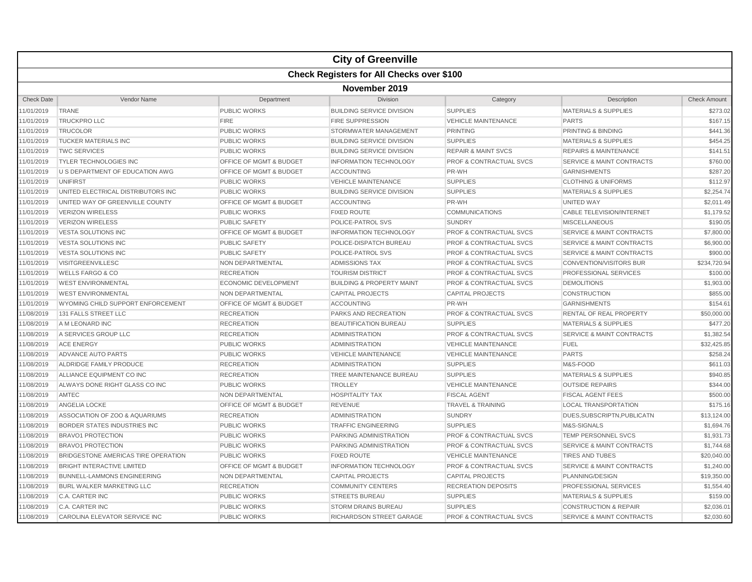# City of Greenville

## Check Registers for All Checks over $100

### November 2019

| Check Date | Vendor Name | Department | Division | Category | Description | Check Amount |
|---|---|---|---|---|---|---|
| 11/01/2019 | TRANE | PUBLIC WORKS | BUILDING SERVICE DIVISION | SUPPLIES | MATERIALS & SUPPLIES | $273.02 |
| 11/01/2019 | TRUCKPRO LLC | FIRE | FIRE SUPPRESSION | VEHICLE MAINTENANCE | PARTS | $167.15 |
| 11/01/2019 | TRUCOLOR | PUBLIC WORKS | STORMWATER MANAGEMENT | PRINTING | PRINTING & BINDING | $441.36 |
| 11/01/2019 | TUCKER MATERIALS INC | PUBLIC WORKS | BUILDING SERVICE DIVISION | SUPPLIES | MATERIALS & SUPPLIES | $454.25 |
| 11/01/2019 | TWC SERVICES | PUBLIC WORKS | BUILDING SERVICE DIVISION | REPAIR & MAINT SVCS | REPAIRS & MAINTENANCE | $141.51 |
| 11/01/2019 | TYLER TECHNOLOGIES INC | OFFICE OF MGMT & BUDGET | INFORMATION TECHNOLOGY | PROF & CONTRACTUAL SVCS | SERVICE & MAINT CONTRACTS | $760.00 |
| 11/01/2019 | U S DEPARTMENT OF EDUCATION AWG | OFFICE OF MGMT & BUDGET | ACCOUNTING | PR-WH | GARNISHMENTS | $287.20 |
| 11/01/2019 | UNIFIRST | PUBLIC WORKS | VEHICLE MAINTENANCE | SUPPLIES | CLOTHING & UNIFORMS | $112.97 |
| 11/01/2019 | UNITED ELECTRICAL DISTRIBUTORS INC | PUBLIC WORKS | BUILDING SERVICE DIVISION | SUPPLIES | MATERIALS & SUPPLIES | $2,254.74 |
| 11/01/2019 | UNITED WAY OF GREENVILLE COUNTY | OFFICE OF MGMT & BUDGET | ACCOUNTING | PR-WH | UNITED WAY | $2,011.49 |
| 11/01/2019 | VERIZON WIRELESS | PUBLIC WORKS | FIXED ROUTE | COMMUNICATIONS | CABLE TELEVISION/INTERNET | $1,179.52 |
| 11/01/2019 | VERIZON WIRELESS | PUBLIC SAFETY | POLICE-PATROL SVS | SUNDRY | MISCELLANEOUS | $190.05 |
| 11/01/2019 | VESTA SOLUTIONS INC | OFFICE OF MGMT & BUDGET | INFORMATION TECHNOLOGY | PROF & CONTRACTUAL SVCS | SERVICE & MAINT CONTRACTS | $7,800.00 |
| 11/01/2019 | VESTA SOLUTIONS INC | PUBLIC SAFETY | POLICE-DISPATCH BUREAU | PROF & CONTRACTUAL SVCS | SERVICE & MAINT CONTRACTS | $6,900.00 |
| 11/01/2019 | VESTA SOLUTIONS INC | PUBLIC SAFETY | POLICE-PATROL SVS | PROF & CONTRACTUAL SVCS | SERVICE & MAINT CONTRACTS | $900.00 |
| 11/01/2019 | VISITGREENVILLESC | NON DEPARTMENTAL | ADMISSIONS TAX | PROF & CONTRACTUAL SVCS | CONVENTION/VISITORS BUR | $234,720.94 |
| 11/01/2019 | WELLS FARGO & CO | RECREATION | TOURISM DISTRICT | PROF & CONTRACTUAL SVCS | PROFESSIONAL SERVICES | $100.00 |
| 11/01/2019 | WEST ENVIRONMENTAL | ECONOMIC DEVELOPMENT | BUILDING & PROPERTY MAINT | PROF & CONTRACTUAL SVCS | DEMOLITIONS | $1,903.00 |
| 11/01/2019 | WEST ENVIRONMENTAL | NON DEPARTMENTAL | CAPITAL PROJECTS | CAPITAL PROJECTS | CONSTRUCTION | $855.00 |
| 11/01/2019 | WYOMING CHILD SUPPORT ENFORCEMENT | OFFICE OF MGMT & BUDGET | ACCOUNTING | PR-WH | GARNISHMENTS | $154.61 |
| 11/08/2019 | 131 FALLS STREET LLC | RECREATION | PARKS AND RECREATION | PROF & CONTRACTUAL SVCS | RENTAL OF REAL PROPERTY | $50,000.00 |
| 11/08/2019 | A M LEONARD INC | RECREATION | BEAUTIFICATION BUREAU | SUPPLIES | MATERIALS & SUPPLIES | $477.20 |
| 11/08/2019 | A SERVICES GROUP LLC | RECREATION | ADMINISTRATION | PROF & CONTRACTUAL SVCS | SERVICE & MAINT CONTRACTS | $1,382.54 |
| 11/08/2019 | ACE ENERGY | PUBLIC WORKS | ADMINISTRATION | VEHICLE MAINTENANCE | FUEL | $32,425.85 |
| 11/08/2019 | ADVANCE AUTO PARTS | PUBLIC WORKS | VEHICLE MAINTENANCE | VEHICLE MAINTENANCE | PARTS | $258.24 |
| 11/08/2019 | ALDRIDGE FAMILY PRODUCE | RECREATION | ADMINISTRATION | SUPPLIES | M&S-FOOD | $611.03 |
| 11/08/2019 | ALLIANCE EQUIPMENT CO INC | RECREATION | TREE MAINTENANCE BUREAU | SUPPLIES | MATERIALS & SUPPLIES | $940.85 |
| 11/08/2019 | ALWAYS DONE RIGHT GLASS CO INC | PUBLIC WORKS | TROLLEY | VEHICLE MAINTENANCE | OUTSIDE REPAIRS | $344.00 |
| 11/08/2019 | AMTEC | NON DEPARTMENTAL | HOSPITALITY TAX | FISCAL AGENT | FISCAL AGENT FEES | $500.00 |
| 11/08/2019 | ANGELIA LOCKE | OFFICE OF MGMT & BUDGET | REVENUE | TRAVEL & TRAINING | LOCAL TRANSPORTATION | $175.16 |
| 11/08/2019 | ASSOCIATION OF ZOO & AQUARIUMS | RECREATION | ADMINISTRATION | SUNDRY | DUES,SUBSCRIPTN,PUBLICATN | $13,124.00 |
| 11/08/2019 | BORDER STATES INDUSTRIES INC | PUBLIC WORKS | TRAFFIC ENGINEERING | SUPPLIES | M&S-SIGNALS | $1,694.76 |
| 11/08/2019 | BRAVO1 PROTECTION | PUBLIC WORKS | PARKING ADMINISTRATION | PROF & CONTRACTUAL SVCS | TEMP PERSONNEL SVCS | $1,931.73 |
| 11/08/2019 | BRAVO1 PROTECTION | PUBLIC WORKS | PARKING ADMINISTRATION | PROF & CONTRACTUAL SVCS | SERVICE & MAINT CONTRACTS | $1,744.68 |
| 11/08/2019 | BRIDGESTONE AMERICAS TIRE OPERATION | PUBLIC WORKS | FIXED ROUTE | VEHICLE MAINTENANCE | TIRES AND TUBES | $20,040.00 |
| 11/08/2019 | BRIGHT INTERACTIVE LIMITED | OFFICE OF MGMT & BUDGET | INFORMATION TECHNOLOGY | PROF & CONTRACTUAL SVCS | SERVICE & MAINT CONTRACTS | $1,240.00 |
| 11/08/2019 | BUNNELL-LAMMONS ENGINEERING | NON DEPARTMENTAL | CAPITAL PROJECTS | CAPITAL PROJECTS | PLANNING/DESIGN | $19,350.00 |
| 11/08/2019 | BURL WALKER MARKETING LLC | RECREATION | COMMUNITY CENTERS | RECREATION DEPOSITS | PROFESSIONAL SERVICES | $1,554.40 |
| 11/08/2019 | C.A. CARTER INC | PUBLIC WORKS | STREETS BUREAU | SUPPLIES | MATERIALS & SUPPLIES | $159.00 |
| 11/08/2019 | C.A. CARTER INC | PUBLIC WORKS | STORM DRAINS BUREAU | SUPPLIES | CONSTRUCTION & REPAIR | $2,036.01 |
| 11/08/2019 | CAROLINA ELEVATOR SERVICE INC | PUBLIC WORKS | RICHARDSON STREET GARAGE | PROF & CONTRACTUAL SVCS | SERVICE & MAINT CONTRACTS | $2,030.60 |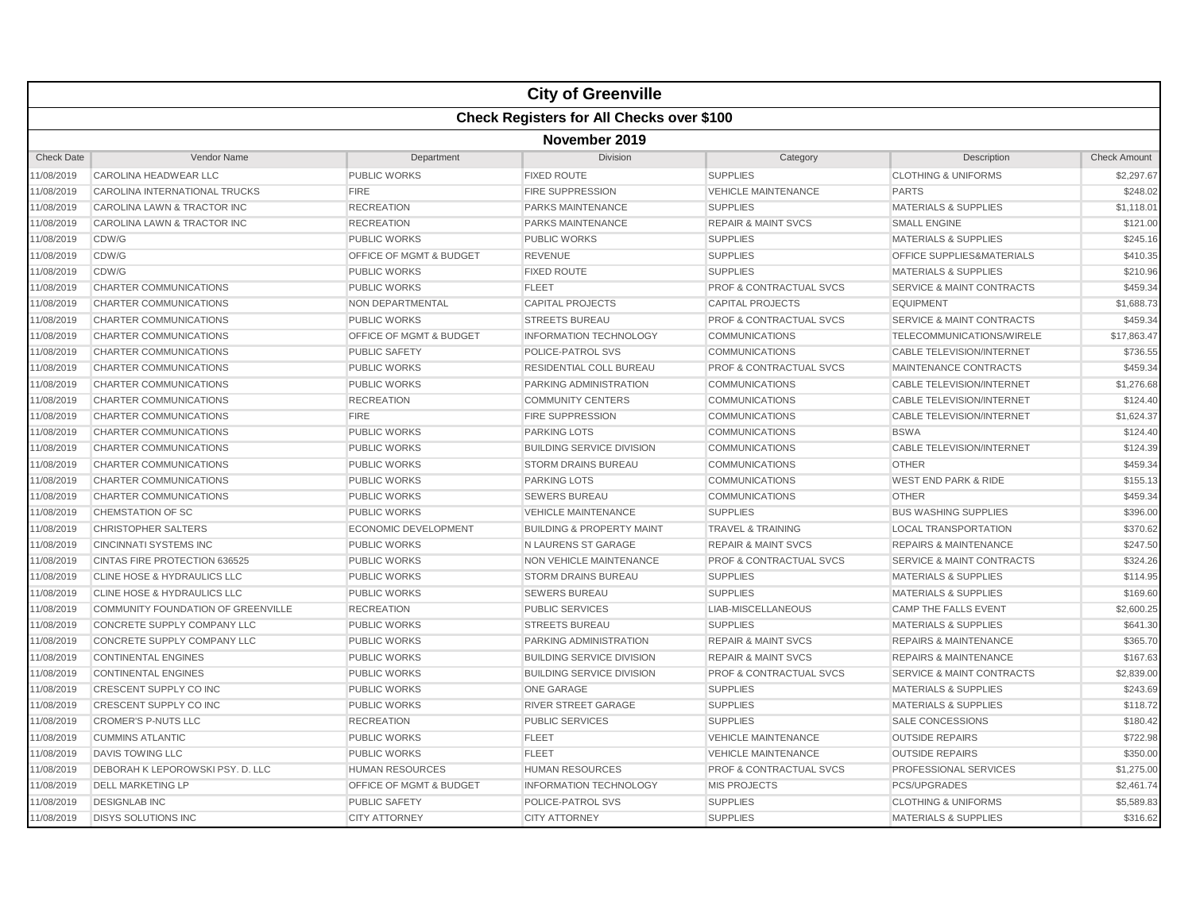# City of Greenville

## Check Registers for All Checks over $100

### November 2019

| Check Date | Vendor Name | Department | Division | Category | Description | Check Amount |
|---|---|---|---|---|---|---|
| 11/08/2019 | CAROLINA HEADWEAR LLC | PUBLIC WORKS | FIXED ROUTE | SUPPLIES | CLOTHING & UNIFORMS | $2,297.67 |
| 11/08/2019 | CAROLINA INTERNATIONAL TRUCKS | FIRE | FIRE SUPPRESSION | VEHICLE MAINTENANCE | PARTS | $248.02 |
| 11/08/2019 | CAROLINA LAWN & TRACTOR INC | RECREATION | PARKS MAINTENANCE | SUPPLIES | MATERIALS & SUPPLIES | $1,118.01 |
| 11/08/2019 | CAROLINA LAWN & TRACTOR INC | RECREATION | PARKS MAINTENANCE | REPAIR & MAINT SVCS | SMALL ENGINE | $121.00 |
| 11/08/2019 | CDW/G | PUBLIC WORKS | PUBLIC WORKS | SUPPLIES | MATERIALS & SUPPLIES | $245.16 |
| 11/08/2019 | CDW/G | OFFICE OF MGMT & BUDGET | REVENUE | SUPPLIES | OFFICE SUPPLIES&MATERIALS | $410.35 |
| 11/08/2019 | CDW/G | PUBLIC WORKS | FIXED ROUTE | SUPPLIES | MATERIALS & SUPPLIES | $210.96 |
| 11/08/2019 | CHARTER COMMUNICATIONS | PUBLIC WORKS | FLEET | PROF & CONTRACTUAL SVCS | SERVICE & MAINT CONTRACTS | $459.34 |
| 11/08/2019 | CHARTER COMMUNICATIONS | NON DEPARTMENTAL | CAPITAL PROJECTS | CAPITAL PROJECTS | EQUIPMENT | $1,688.73 |
| 11/08/2019 | CHARTER COMMUNICATIONS | PUBLIC WORKS | STREETS BUREAU | PROF & CONTRACTUAL SVCS | SERVICE & MAINT CONTRACTS | $459.34 |
| 11/08/2019 | CHARTER COMMUNICATIONS | OFFICE OF MGMT & BUDGET | INFORMATION TECHNOLOGY | COMMUNICATIONS | TELECOMMUNICATIONS/WIRELE | $17,863.47 |
| 11/08/2019 | CHARTER COMMUNICATIONS | PUBLIC SAFETY | POLICE-PATROL SVS | COMMUNICATIONS | CABLE TELEVISION/INTERNET | $736.55 |
| 11/08/2019 | CHARTER COMMUNICATIONS | PUBLIC WORKS | RESIDENTIAL COLL BUREAU | PROF & CONTRACTUAL SVCS | MAINTENANCE CONTRACTS | $459.34 |
| 11/08/2019 | CHARTER COMMUNICATIONS | PUBLIC WORKS | PARKING ADMINISTRATION | COMMUNICATIONS | CABLE TELEVISION/INTERNET | $1,276.68 |
| 11/08/2019 | CHARTER COMMUNICATIONS | RECREATION | COMMUNITY CENTERS | COMMUNICATIONS | CABLE TELEVISION/INTERNET | $124.40 |
| 11/08/2019 | CHARTER COMMUNICATIONS | FIRE | FIRE SUPPRESSION | COMMUNICATIONS | CABLE TELEVISION/INTERNET | $1,624.37 |
| 11/08/2019 | CHARTER COMMUNICATIONS | PUBLIC WORKS | PARKING LOTS | COMMUNICATIONS | BSWA | $124.40 |
| 11/08/2019 | CHARTER COMMUNICATIONS | PUBLIC WORKS | BUILDING SERVICE DIVISION | COMMUNICATIONS | CABLE TELEVISION/INTERNET | $124.39 |
| 11/08/2019 | CHARTER COMMUNICATIONS | PUBLIC WORKS | STORM DRAINS BUREAU | COMMUNICATIONS | OTHER | $459.34 |
| 11/08/2019 | CHARTER COMMUNICATIONS | PUBLIC WORKS | PARKING LOTS | COMMUNICATIONS | WEST END PARK & RIDE | $155.13 |
| 11/08/2019 | CHARTER COMMUNICATIONS | PUBLIC WORKS | SEWERS BUREAU | COMMUNICATIONS | OTHER | $459.34 |
| 11/08/2019 | CHEMSTATION OF SC | PUBLIC WORKS | VEHICLE MAINTENANCE | SUPPLIES | BUS WASHING SUPPLIES | $396.00 |
| 11/08/2019 | CHRISTOPHER SALTERS | ECONOMIC DEVELOPMENT | BUILDING & PROPERTY MAINT | TRAVEL & TRAINING | LOCAL TRANSPORTATION | $370.62 |
| 11/08/2019 | CINCINNATI SYSTEMS INC | PUBLIC WORKS | N LAURENS ST GARAGE | REPAIR & MAINT SVCS | REPAIRS & MAINTENANCE | $247.50 |
| 11/08/2019 | CINTAS FIRE PROTECTION 636525 | PUBLIC WORKS | NON VEHICLE MAINTENANCE | PROF & CONTRACTUAL SVCS | SERVICE & MAINT CONTRACTS | $324.26 |
| 11/08/2019 | CLINE HOSE & HYDRAULICS LLC | PUBLIC WORKS | STORM DRAINS BUREAU | SUPPLIES | MATERIALS & SUPPLIES | $114.95 |
| 11/08/2019 | CLINE HOSE & HYDRAULICS LLC | PUBLIC WORKS | SEWERS BUREAU | SUPPLIES | MATERIALS & SUPPLIES | $169.60 |
| 11/08/2019 | COMMUNITY FOUNDATION OF GREENVILLE | RECREATION | PUBLIC SERVICES | LIAB-MISCELLANEOUS | CAMP THE FALLS EVENT | $2,600.25 |
| 11/08/2019 | CONCRETE SUPPLY COMPANY LLC | PUBLIC WORKS | STREETS BUREAU | SUPPLIES | MATERIALS & SUPPLIES | $641.30 |
| 11/08/2019 | CONCRETE SUPPLY COMPANY LLC | PUBLIC WORKS | PARKING ADMINISTRATION | REPAIR & MAINT SVCS | REPAIRS & MAINTENANCE | $365.70 |
| 11/08/2019 | CONTINENTAL ENGINES | PUBLIC WORKS | BUILDING SERVICE DIVISION | REPAIR & MAINT SVCS | REPAIRS & MAINTENANCE | $167.63 |
| 11/08/2019 | CONTINENTAL ENGINES | PUBLIC WORKS | BUILDING SERVICE DIVISION | PROF & CONTRACTUAL SVCS | SERVICE & MAINT CONTRACTS | $2,839.00 |
| 11/08/2019 | CRESCENT SUPPLY CO INC | PUBLIC WORKS | ONE GARAGE | SUPPLIES | MATERIALS & SUPPLIES | $243.69 |
| 11/08/2019 | CRESCENT SUPPLY CO INC | PUBLIC WORKS | RIVER STREET GARAGE | SUPPLIES | MATERIALS & SUPPLIES | $118.72 |
| 11/08/2019 | CROMER'S P-NUTS LLC | RECREATION | PUBLIC SERVICES | SUPPLIES | SALE CONCESSIONS | $180.42 |
| 11/08/2019 | CUMMINS ATLANTIC | PUBLIC WORKS | FLEET | VEHICLE MAINTENANCE | OUTSIDE REPAIRS | $722.98 |
| 11/08/2019 | DAVIS TOWING LLC | PUBLIC WORKS | FLEET | VEHICLE MAINTENANCE | OUTSIDE REPAIRS | $350.00 |
| 11/08/2019 | DEBORAH K LEPOROWSKI PSY. D. LLC | HUMAN RESOURCES | HUMAN RESOURCES | PROF & CONTRACTUAL SVCS | PROFESSIONAL SERVICES | $1,275.00 |
| 11/08/2019 | DELL MARKETING LP | OFFICE OF MGMT & BUDGET | INFORMATION TECHNOLOGY | MIS PROJECTS | PCS/UPGRADES | $2,461.74 |
| 11/08/2019 | DESIGNLAB INC | PUBLIC SAFETY | POLICE-PATROL SVS | SUPPLIES | CLOTHING & UNIFORMS | $5,589.83 |
| 11/08/2019 | DISYS SOLUTIONS INC | CITY ATTORNEY | CITY ATTORNEY | SUPPLIES | MATERIALS & SUPPLIES | $316.62 |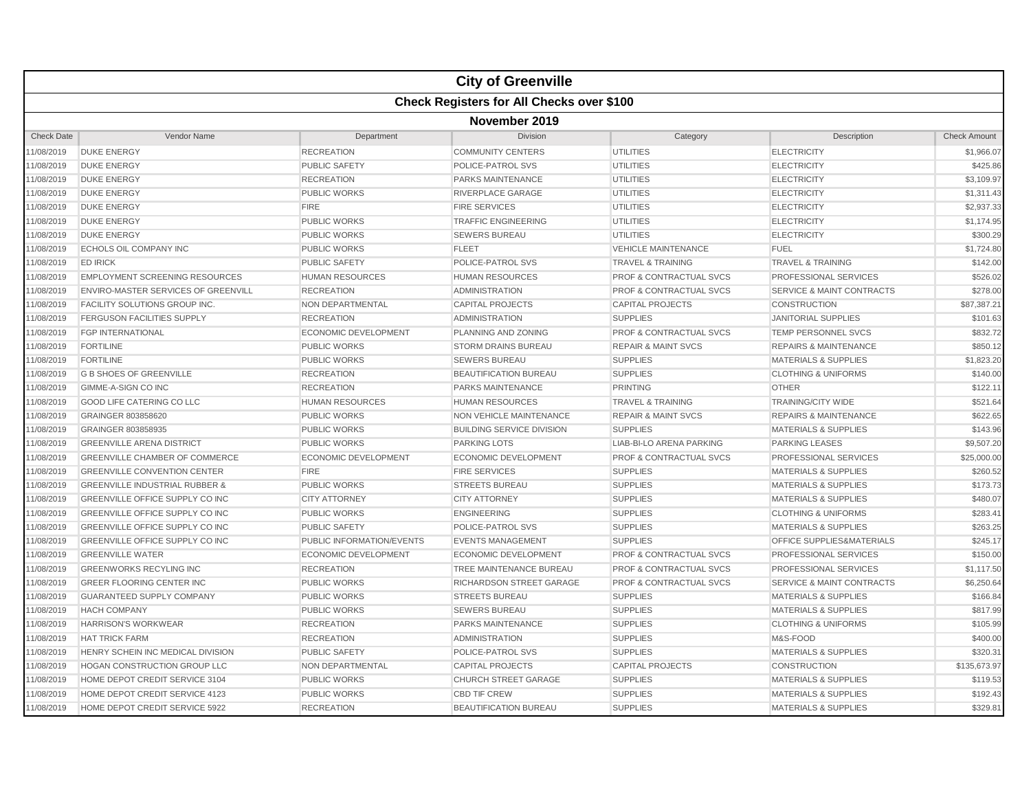# City of Greenville

## Check Registers for All Checks over $100

### November 2019

| Check Date | Vendor Name | Department | Division | Category | Description | Check Amount |
|---|---|---|---|---|---|---|
| 11/08/2019 | DUKE ENERGY | RECREATION | COMMUNITY CENTERS | UTILITIES | ELECTRICITY | $1,966.07 |
| 11/08/2019 | DUKE ENERGY | PUBLIC SAFETY | POLICE-PATROL SVS | UTILITIES | ELECTRICITY | $425.86 |
| 11/08/2019 | DUKE ENERGY | RECREATION | PARKS MAINTENANCE | UTILITIES | ELECTRICITY | $3,109.97 |
| 11/08/2019 | DUKE ENERGY | PUBLIC WORKS | RIVERPLACE GARAGE | UTILITIES | ELECTRICITY | $1,311.43 |
| 11/08/2019 | DUKE ENERGY | FIRE | FIRE SERVICES | UTILITIES | ELECTRICITY | $2,937.33 |
| 11/08/2019 | DUKE ENERGY | PUBLIC WORKS | TRAFFIC ENGINEERING | UTILITIES | ELECTRICITY | $1,174.95 |
| 11/08/2019 | DUKE ENERGY | PUBLIC WORKS | SEWERS BUREAU | UTILITIES | ELECTRICITY | $300.29 |
| 11/08/2019 | ECHOLS OIL COMPANY INC | PUBLIC WORKS | FLEET | VEHICLE MAINTENANCE | FUEL | $1,724.80 |
| 11/08/2019 | ED IRICK | PUBLIC SAFETY | POLICE-PATROL SVS | TRAVEL & TRAINING | TRAVEL & TRAINING | $142.00 |
| 11/08/2019 | EMPLOYMENT SCREENING RESOURCES | HUMAN RESOURCES | HUMAN RESOURCES | PROF & CONTRACTUAL SVCS | PROFESSIONAL SERVICES | $526.02 |
| 11/08/2019 | ENVIRO-MASTER SERVICES OF GREENVILL | RECREATION | ADMINISTRATION | PROF & CONTRACTUAL SVCS | SERVICE & MAINT CONTRACTS | $278.00 |
| 11/08/2019 | FACILITY SOLUTIONS GROUP INC. | NON DEPARTMENTAL | CAPITAL PROJECTS | CAPITAL PROJECTS | CONSTRUCTION | $87,387.21 |
| 11/08/2019 | FERGUSON FACILITIES SUPPLY | RECREATION | ADMINISTRATION | SUPPLIES | JANITORIAL SUPPLIES | $101.63 |
| 11/08/2019 | FGP INTERNATIONAL | ECONOMIC DEVELOPMENT | PLANNING AND ZONING | PROF & CONTRACTUAL SVCS | TEMP PERSONNEL SVCS | $832.72 |
| 11/08/2019 | FORTILINE | PUBLIC WORKS | STORM DRAINS BUREAU | REPAIR & MAINT SVCS | REPAIRS & MAINTENANCE | $850.12 |
| 11/08/2019 | FORTILINE | PUBLIC WORKS | SEWERS BUREAU | SUPPLIES | MATERIALS & SUPPLIES | $1,823.20 |
| 11/08/2019 | G B SHOES OF GREENVILLE | RECREATION | BEAUTIFICATION BUREAU | SUPPLIES | CLOTHING & UNIFORMS | $140.00 |
| 11/08/2019 | GIMME-A-SIGN CO INC | RECREATION | PARKS MAINTENANCE | PRINTING | OTHER | $122.11 |
| 11/08/2019 | GOOD LIFE CATERING CO LLC | HUMAN RESOURCES | HUMAN RESOURCES | TRAVEL & TRAINING | TRAINING/CITY WIDE | $521.64 |
| 11/08/2019 | GRAINGER 803858620 | PUBLIC WORKS | NON VEHICLE MAINTENANCE | REPAIR & MAINT SVCS | REPAIRS & MAINTENANCE | $622.65 |
| 11/08/2019 | GRAINGER 803858935 | PUBLIC WORKS | BUILDING SERVICE DIVISION | SUPPLIES | MATERIALS & SUPPLIES | $143.96 |
| 11/08/2019 | GREENVILLE ARENA DISTRICT | PUBLIC WORKS | PARKING LOTS | LIAB-BI-LO ARENA PARKING | PARKING LEASES | $9,507.20 |
| 11/08/2019 | GREENVILLE CHAMBER OF COMMERCE | ECONOMIC DEVELOPMENT | ECONOMIC DEVELOPMENT | PROF & CONTRACTUAL SVCS | PROFESSIONAL SERVICES | $25,000.00 |
| 11/08/2019 | GREENVILLE CONVENTION CENTER | FIRE | FIRE SERVICES | SUPPLIES | MATERIALS & SUPPLIES | $260.52 |
| 11/08/2019 | GREENVILLE INDUSTRIAL RUBBER & | PUBLIC WORKS | STREETS BUREAU | SUPPLIES | MATERIALS & SUPPLIES | $173.73 |
| 11/08/2019 | GREENVILLE OFFICE SUPPLY CO INC | CITY ATTORNEY | CITY ATTORNEY | SUPPLIES | MATERIALS & SUPPLIES | $480.07 |
| 11/08/2019 | GREENVILLE OFFICE SUPPLY CO INC | PUBLIC WORKS | ENGINEERING | SUPPLIES | CLOTHING & UNIFORMS | $283.41 |
| 11/08/2019 | GREENVILLE OFFICE SUPPLY CO INC | PUBLIC SAFETY | POLICE-PATROL SVS | SUPPLIES | MATERIALS & SUPPLIES | $263.25 |
| 11/08/2019 | GREENVILLE OFFICE SUPPLY CO INC | PUBLIC INFORMATION/EVENTS | EVENTS MANAGEMENT | SUPPLIES | OFFICE SUPPLIES&MATERIALS | $245.17 |
| 11/08/2019 | GREENVILLE WATER | ECONOMIC DEVELOPMENT | ECONOMIC DEVELOPMENT | PROF & CONTRACTUAL SVCS | PROFESSIONAL SERVICES | $150.00 |
| 11/08/2019 | GREENWORKS RECYLING INC | RECREATION | TREE MAINTENANCE BUREAU | PROF & CONTRACTUAL SVCS | PROFESSIONAL SERVICES | $1,117.50 |
| 11/08/2019 | GREER FLOORING CENTER INC | PUBLIC WORKS | RICHARDSON STREET GARAGE | PROF & CONTRACTUAL SVCS | SERVICE & MAINT CONTRACTS | $6,250.64 |
| 11/08/2019 | GUARANTEED SUPPLY COMPANY | PUBLIC WORKS | STREETS BUREAU | SUPPLIES | MATERIALS & SUPPLIES | $166.84 |
| 11/08/2019 | HACH COMPANY | PUBLIC WORKS | SEWERS BUREAU | SUPPLIES | MATERIALS & SUPPLIES | $817.99 |
| 11/08/2019 | HARRISON'S WORKWEAR | RECREATION | PARKS MAINTENANCE | SUPPLIES | CLOTHING & UNIFORMS | $105.99 |
| 11/08/2019 | HAT TRICK FARM | RECREATION | ADMINISTRATION | SUPPLIES | M&S-FOOD | $400.00 |
| 11/08/2019 | HENRY SCHEIN INC MEDICAL DIVISION | PUBLIC SAFETY | POLICE-PATROL SVS | SUPPLIES | MATERIALS & SUPPLIES | $320.31 |
| 11/08/2019 | HOGAN CONSTRUCTION GROUP LLC | NON DEPARTMENTAL | CAPITAL PROJECTS | CAPITAL PROJECTS | CONSTRUCTION | $135,673.97 |
| 11/08/2019 | HOME DEPOT CREDIT SERVICE 3104 | PUBLIC WORKS | CHURCH STREET GARAGE | SUPPLIES | MATERIALS & SUPPLIES | $119.53 |
| 11/08/2019 | HOME DEPOT CREDIT SERVICE 4123 | PUBLIC WORKS | CBD TIF CREW | SUPPLIES | MATERIALS & SUPPLIES | $192.43 |
| 11/08/2019 | HOME DEPOT CREDIT SERVICE 5922 | RECREATION | BEAUTIFICATION BUREAU | SUPPLIES | MATERIALS & SUPPLIES | $329.81 |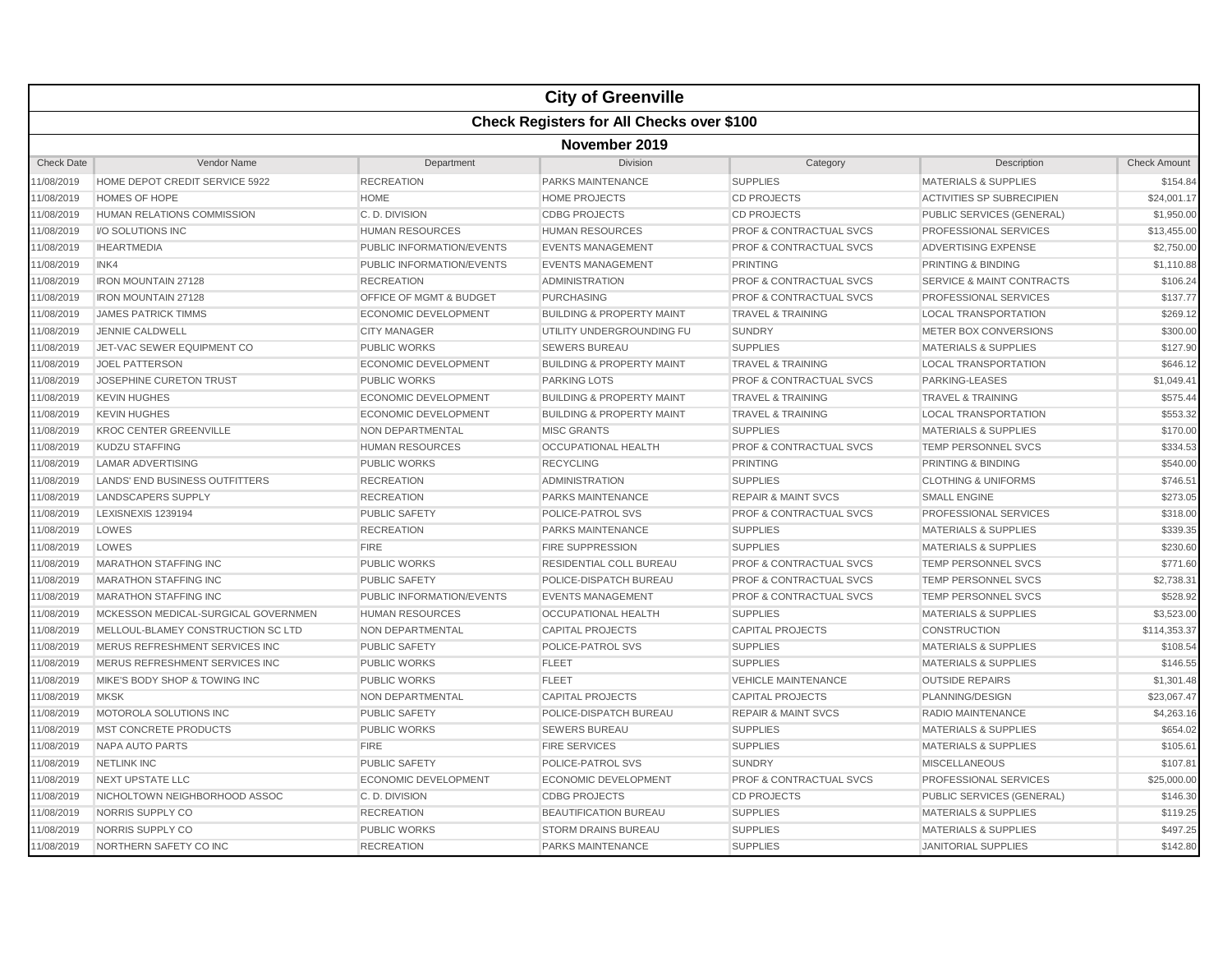# City of Greenville

## Check Registers for All Checks over $100

### November 2019

| Check Date | Vendor Name | Department | Division | Category | Description | Check Amount |
|---|---|---|---|---|---|---|
| 11/08/2019 | HOME DEPOT CREDIT SERVICE 5922 | RECREATION | PARKS MAINTENANCE | SUPPLIES | MATERIALS & SUPPLIES | $154.84 |
| 11/08/2019 | HOMES OF HOPE | HOME | HOME PROJECTS | CD PROJECTS | ACTIVITIES SP SUBRECIPIEN | $24,001.17 |
| 11/08/2019 | HUMAN RELATIONS COMMISSION | C. D. DIVISION | CDBG PROJECTS | CD PROJECTS | PUBLIC SERVICES (GENERAL) | $1,950.00 |
| 11/08/2019 | I/O SOLUTIONS INC | HUMAN RESOURCES | HUMAN RESOURCES | PROF & CONTRACTUAL SVCS | PROFESSIONAL SERVICES | $13,455.00 |
| 11/08/2019 | IHEARTMEDIA | PUBLIC INFORMATION/EVENTS | EVENTS MANAGEMENT | PROF & CONTRACTUAL SVCS | ADVERTISING EXPENSE | $2,750.00 |
| 11/08/2019 | INK4 | PUBLIC INFORMATION/EVENTS | EVENTS MANAGEMENT | PRINTING | PRINTING & BINDING | $1,110.88 |
| 11/08/2019 | IRON MOUNTAIN 27128 | RECREATION | ADMINISTRATION | PROF & CONTRACTUAL SVCS | SERVICE & MAINT CONTRACTS | $106.24 |
| 11/08/2019 | IRON MOUNTAIN 27128 | OFFICE OF MGMT & BUDGET | PURCHASING | PROF & CONTRACTUAL SVCS | PROFESSIONAL SERVICES | $137.77 |
| 11/08/2019 | JAMES PATRICK TIMMS | ECONOMIC DEVELOPMENT | BUILDING & PROPERTY MAINT | TRAVEL & TRAINING | LOCAL TRANSPORTATION | $269.12 |
| 11/08/2019 | JENNIE CALDWELL | CITY MANAGER | UTILITY UNDERGROUNDING FU | SUNDRY | METER BOX CONVERSIONS | $300.00 |
| 11/08/2019 | JET-VAC SEWER EQUIPMENT CO | PUBLIC WORKS | SEWERS BUREAU | SUPPLIES | MATERIALS & SUPPLIES | $127.90 |
| 11/08/2019 | JOEL PATTERSON | ECONOMIC DEVELOPMENT | BUILDING & PROPERTY MAINT | TRAVEL & TRAINING | LOCAL TRANSPORTATION | $646.12 |
| 11/08/2019 | JOSEPHINE CURETON TRUST | PUBLIC WORKS | PARKING LOTS | PROF & CONTRACTUAL SVCS | PARKING-LEASES | $1,049.41 |
| 11/08/2019 | KEVIN HUGHES | ECONOMIC DEVELOPMENT | BUILDING & PROPERTY MAINT | TRAVEL & TRAINING | TRAVEL & TRAINING | $575.44 |
| 11/08/2019 | KEVIN HUGHES | ECONOMIC DEVELOPMENT | BUILDING & PROPERTY MAINT | TRAVEL & TRAINING | LOCAL TRANSPORTATION | $553.32 |
| 11/08/2019 | KROC CENTER GREENVILLE | NON DEPARTMENTAL | MISC GRANTS | SUPPLIES | MATERIALS & SUPPLIES | $170.00 |
| 11/08/2019 | KUDZU STAFFING | HUMAN RESOURCES | OCCUPATIONAL HEALTH | PROF & CONTRACTUAL SVCS | TEMP PERSONNEL SVCS | $334.53 |
| 11/08/2019 | LAMAR ADVERTISING | PUBLIC WORKS | RECYCLING | PRINTING | PRINTING & BINDING | $540.00 |
| 11/08/2019 | LANDS' END BUSINESS OUTFITTERS | RECREATION | ADMINISTRATION | SUPPLIES | CLOTHING & UNIFORMS | $746.51 |
| 11/08/2019 | LANDSCAPERS SUPPLY | RECREATION | PARKS MAINTENANCE | REPAIR & MAINT SVCS | SMALL ENGINE | $273.05 |
| 11/08/2019 | LEXISNEXIS 1239194 | PUBLIC SAFETY | POLICE-PATROL SVS | PROF & CONTRACTUAL SVCS | PROFESSIONAL SERVICES | $318.00 |
| 11/08/2019 | LOWES | RECREATION | PARKS MAINTENANCE | SUPPLIES | MATERIALS & SUPPLIES | $339.35 |
| 11/08/2019 | LOWES | FIRE | FIRE SUPPRESSION | SUPPLIES | MATERIALS & SUPPLIES | $230.60 |
| 11/08/2019 | MARATHON STAFFING INC | PUBLIC WORKS | RESIDENTIAL COLL BUREAU | PROF & CONTRACTUAL SVCS | TEMP PERSONNEL SVCS | $771.60 |
| 11/08/2019 | MARATHON STAFFING INC | PUBLIC SAFETY | POLICE-DISPATCH BUREAU | PROF & CONTRACTUAL SVCS | TEMP PERSONNEL SVCS | $2,738.31 |
| 11/08/2019 | MARATHON STAFFING INC | PUBLIC INFORMATION/EVENTS | EVENTS MANAGEMENT | PROF & CONTRACTUAL SVCS | TEMP PERSONNEL SVCS | $528.92 |
| 11/08/2019 | MCKESSON MEDICAL-SURGICAL GOVERNMEN | HUMAN RESOURCES | OCCUPATIONAL HEALTH | SUPPLIES | MATERIALS & SUPPLIES | $3,523.00 |
| 11/08/2019 | MELLOUL-BLAMEY CONSTRUCTION SC LTD | NON DEPARTMENTAL | CAPITAL PROJECTS | CAPITAL PROJECTS | CONSTRUCTION | $114,353.37 |
| 11/08/2019 | MERUS REFRESHMENT SERVICES INC | PUBLIC SAFETY | POLICE-PATROL SVS | SUPPLIES | MATERIALS & SUPPLIES | $108.54 |
| 11/08/2019 | MERUS REFRESHMENT SERVICES INC | PUBLIC WORKS | FLEET | SUPPLIES | MATERIALS & SUPPLIES | $146.55 |
| 11/08/2019 | MIKE'S BODY SHOP & TOWING INC | PUBLIC WORKS | FLEET | VEHICLE MAINTENANCE | OUTSIDE REPAIRS | $1,301.48 |
| 11/08/2019 | MKSK | NON DEPARTMENTAL | CAPITAL PROJECTS | CAPITAL PROJECTS | PLANNING/DESIGN | $23,067.47 |
| 11/08/2019 | MOTOROLA SOLUTIONS INC | PUBLIC SAFETY | POLICE-DISPATCH BUREAU | REPAIR & MAINT SVCS | RADIO MAINTENANCE | $4,263.16 |
| 11/08/2019 | MST CONCRETE PRODUCTS | PUBLIC WORKS | SEWERS BUREAU | SUPPLIES | MATERIALS & SUPPLIES | $654.02 |
| 11/08/2019 | NAPA AUTO PARTS | FIRE | FIRE SERVICES | SUPPLIES | MATERIALS & SUPPLIES | $105.61 |
| 11/08/2019 | NETLINK INC | PUBLIC SAFETY | POLICE-PATROL SVS | SUNDRY | MISCELLANEOUS | $107.81 |
| 11/08/2019 | NEXT UPSTATE LLC | ECONOMIC DEVELOPMENT | ECONOMIC DEVELOPMENT | PROF & CONTRACTUAL SVCS | PROFESSIONAL SERVICES | $25,000.00 |
| 11/08/2019 | NICHOLTOWN NEIGHBORHOOD ASSOC | C. D. DIVISION | CDBG PROJECTS | CD PROJECTS | PUBLIC SERVICES (GENERAL) | $146.30 |
| 11/08/2019 | NORRIS SUPPLY CO | RECREATION | BEAUTIFICATION BUREAU | SUPPLIES | MATERIALS & SUPPLIES | $119.25 |
| 11/08/2019 | NORRIS SUPPLY CO | PUBLIC WORKS | STORM DRAINS BUREAU | SUPPLIES | MATERIALS & SUPPLIES | $497.25 |
| 11/08/2019 | NORTHERN SAFETY CO INC | RECREATION | PARKS MAINTENANCE | SUPPLIES | JANITORIAL SUPPLIES | $142.80 |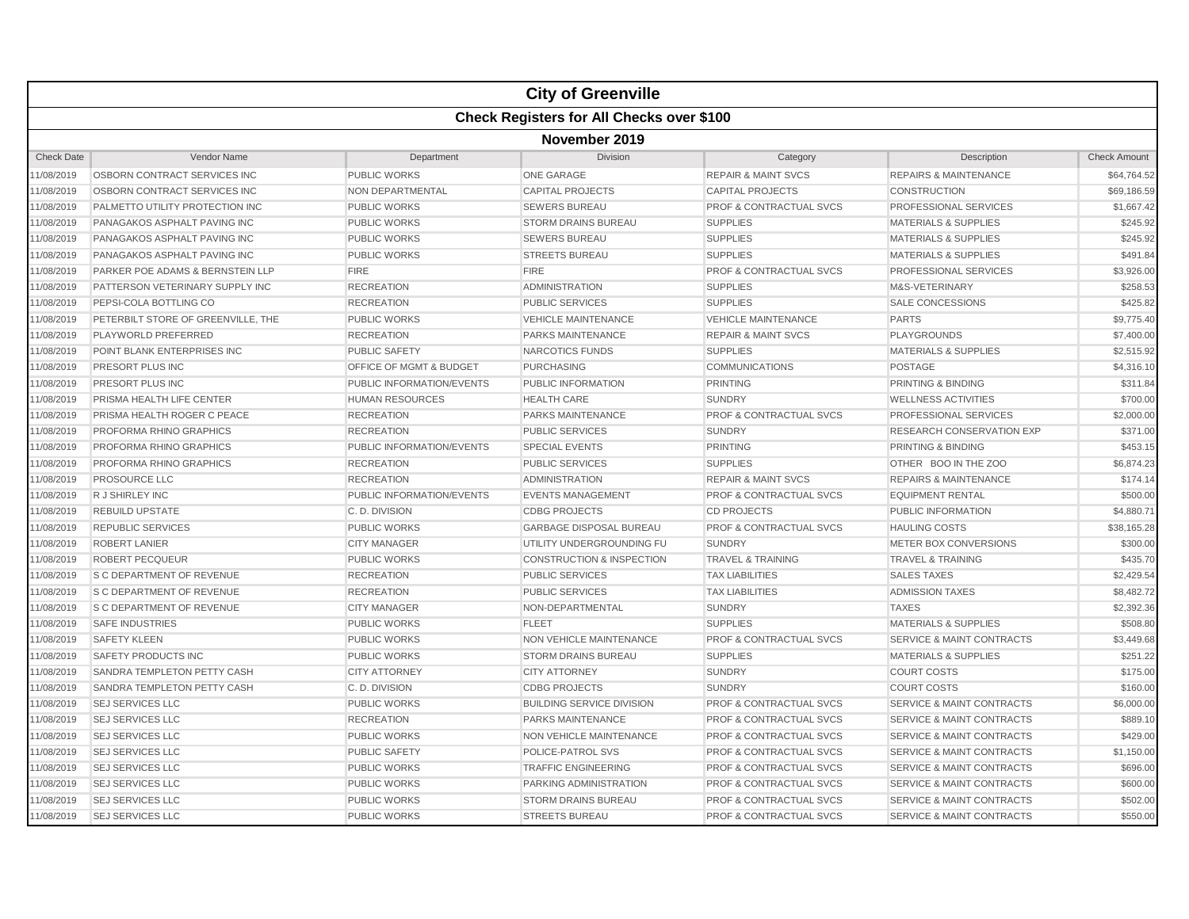# City of Greenville

## Check Registers for All Checks over $100

### November 2019

| Check Date | Vendor Name | Department | Division | Category | Description | Check Amount |
|---|---|---|---|---|---|---|
| 11/08/2019 | OSBORN CONTRACT SERVICES INC | PUBLIC WORKS | ONE GARAGE | REPAIR & MAINT SVCS | REPAIRS & MAINTENANCE | $64,764.52 |
| 11/08/2019 | OSBORN CONTRACT SERVICES INC | NON DEPARTMENTAL | CAPITAL PROJECTS | CAPITAL PROJECTS | CONSTRUCTION | $69,186.59 |
| 11/08/2019 | PALMETTO UTILITY PROTECTION INC | PUBLIC WORKS | SEWERS BUREAU | PROF & CONTRACTUAL SVCS | PROFESSIONAL SERVICES | $1,667.42 |
| 11/08/2019 | PANAGAKOS ASPHALT PAVING INC | PUBLIC WORKS | STORM DRAINS BUREAU | SUPPLIES | MATERIALS & SUPPLIES | $245.92 |
| 11/08/2019 | PANAGAKOS ASPHALT PAVING INC | PUBLIC WORKS | SEWERS BUREAU | SUPPLIES | MATERIALS & SUPPLIES | $245.92 |
| 11/08/2019 | PANAGAKOS ASPHALT PAVING INC | PUBLIC WORKS | STREETS BUREAU | SUPPLIES | MATERIALS & SUPPLIES | $491.84 |
| 11/08/2019 | PARKER POE ADAMS & BERNSTEIN LLP | FIRE | FIRE | PROF & CONTRACTUAL SVCS | PROFESSIONAL SERVICES | $3,926.00 |
| 11/08/2019 | PATTERSON VETERINARY SUPPLY INC | RECREATION | ADMINISTRATION | SUPPLIES | M&S-VETERINARY | $258.53 |
| 11/08/2019 | PEPSI-COLA BOTTLING CO | RECREATION | PUBLIC SERVICES | SUPPLIES | SALE CONCESSIONS | $425.82 |
| 11/08/2019 | PETERBILT STORE OF GREENVILLE, THE | PUBLIC WORKS | VEHICLE MAINTENANCE | VEHICLE MAINTENANCE | PARTS | $9,775.40 |
| 11/08/2019 | PLAYWORLD PREFERRED | RECREATION | PARKS MAINTENANCE | REPAIR & MAINT SVCS | PLAYGROUNDS | $7,400.00 |
| 11/08/2019 | POINT BLANK ENTERPRISES INC | PUBLIC SAFETY | NARCOTICS FUNDS | SUPPLIES | MATERIALS & SUPPLIES | $2,515.92 |
| 11/08/2019 | PRESORT PLUS INC | OFFICE OF MGMT & BUDGET | PURCHASING | COMMUNICATIONS | POSTAGE | $4,316.10 |
| 11/08/2019 | PRESORT PLUS INC | PUBLIC INFORMATION/EVENTS | PUBLIC INFORMATION | PRINTING | PRINTING & BINDING | $311.84 |
| 11/08/2019 | PRISMA HEALTH LIFE CENTER | HUMAN RESOURCES | HEALTH CARE | SUNDRY | WELLNESS ACTIVITIES | $700.00 |
| 11/08/2019 | PRISMA HEALTH ROGER C PEACE | RECREATION | PARKS MAINTENANCE | PROF & CONTRACTUAL SVCS | PROFESSIONAL SERVICES | $2,000.00 |
| 11/08/2019 | PROFORMA RHINO GRAPHICS | RECREATION | PUBLIC SERVICES | SUNDRY | RESEARCH CONSERVATION EXP | $371.00 |
| 11/08/2019 | PROFORMA RHINO GRAPHICS | PUBLIC INFORMATION/EVENTS | SPECIAL EVENTS | PRINTING | PRINTING & BINDING | $453.15 |
| 11/08/2019 | PROFORMA RHINO GRAPHICS | RECREATION | PUBLIC SERVICES | SUPPLIES | OTHER BOO IN THE ZOO | $6,874.23 |
| 11/08/2019 | PROSOURCE LLC | RECREATION | ADMINISTRATION | REPAIR & MAINT SVCS | REPAIRS & MAINTENANCE | $174.14 |
| 11/08/2019 | R J SHIRLEY INC | PUBLIC INFORMATION/EVENTS | EVENTS MANAGEMENT | PROF & CONTRACTUAL SVCS | EQUIPMENT RENTAL | $500.00 |
| 11/08/2019 | REBUILD UPSTATE | C. D. DIVISION | CDBG PROJECTS | CD PROJECTS | PUBLIC INFORMATION | $4,880.71 |
| 11/08/2019 | REPUBLIC SERVICES | PUBLIC WORKS | GARBAGE DISPOSAL BUREAU | PROF & CONTRACTUAL SVCS | HAULING COSTS | $38,165.28 |
| 11/08/2019 | ROBERT LANIER | CITY MANAGER | UTILITY UNDERGROUNDING FU | SUNDRY | METER BOX CONVERSIONS | $300.00 |
| 11/08/2019 | ROBERT PECQUEUR | PUBLIC WORKS | CONSTRUCTION & INSPECTION | TRAVEL & TRAINING | TRAVEL & TRAINING | $435.70 |
| 11/08/2019 | S C DEPARTMENT OF REVENUE | RECREATION | PUBLIC SERVICES | TAX LIABILITIES | SALES TAXES | $2,429.54 |
| 11/08/2019 | S C DEPARTMENT OF REVENUE | RECREATION | PUBLIC SERVICES | TAX LIABILITIES | ADMISSION TAXES | $8,482.72 |
| 11/08/2019 | S C DEPARTMENT OF REVENUE | CITY MANAGER | NON-DEPARTMENTAL | SUNDRY | TAXES | $2,392.36 |
| 11/08/2019 | SAFE INDUSTRIES | PUBLIC WORKS | FLEET | SUPPLIES | MATERIALS & SUPPLIES | $508.80 |
| 11/08/2019 | SAFETY KLEEN | PUBLIC WORKS | NON VEHICLE MAINTENANCE | PROF & CONTRACTUAL SVCS | SERVICE & MAINT CONTRACTS | $3,449.68 |
| 11/08/2019 | SAFETY PRODUCTS INC | PUBLIC WORKS | STORM DRAINS BUREAU | SUPPLIES | MATERIALS & SUPPLIES | $251.22 |
| 11/08/2019 | SANDRA TEMPLETON PETTY CASH | CITY ATTORNEY | CITY ATTORNEY | SUNDRY | COURT COSTS | $175.00 |
| 11/08/2019 | SANDRA TEMPLETON PETTY CASH | C. D. DIVISION | CDBG PROJECTS | SUNDRY | COURT COSTS | $160.00 |
| 11/08/2019 | SEJ SERVICES LLC | PUBLIC WORKS | BUILDING SERVICE DIVISION | PROF & CONTRACTUAL SVCS | SERVICE & MAINT CONTRACTS | $6,000.00 |
| 11/08/2019 | SEJ SERVICES LLC | RECREATION | PARKS MAINTENANCE | PROF & CONTRACTUAL SVCS | SERVICE & MAINT CONTRACTS | $889.10 |
| 11/08/2019 | SEJ SERVICES LLC | PUBLIC WORKS | NON VEHICLE MAINTENANCE | PROF & CONTRACTUAL SVCS | SERVICE & MAINT CONTRACTS | $429.00 |
| 11/08/2019 | SEJ SERVICES LLC | PUBLIC SAFETY | POLICE-PATROL SVS | PROF & CONTRACTUAL SVCS | SERVICE & MAINT CONTRACTS | $1,150.00 |
| 11/08/2019 | SEJ SERVICES LLC | PUBLIC WORKS | TRAFFIC ENGINEERING | PROF & CONTRACTUAL SVCS | SERVICE & MAINT CONTRACTS | $696.00 |
| 11/08/2019 | SEJ SERVICES LLC | PUBLIC WORKS | PARKING ADMINISTRATION | PROF & CONTRACTUAL SVCS | SERVICE & MAINT CONTRACTS | $600.00 |
| 11/08/2019 | SEJ SERVICES LLC | PUBLIC WORKS | STORM DRAINS BUREAU | PROF & CONTRACTUAL SVCS | SERVICE & MAINT CONTRACTS | $502.00 |
| 11/08/2019 | SEJ SERVICES LLC | PUBLIC WORKS | STREETS BUREAU | PROF & CONTRACTUAL SVCS | SERVICE & MAINT CONTRACTS | $550.00 |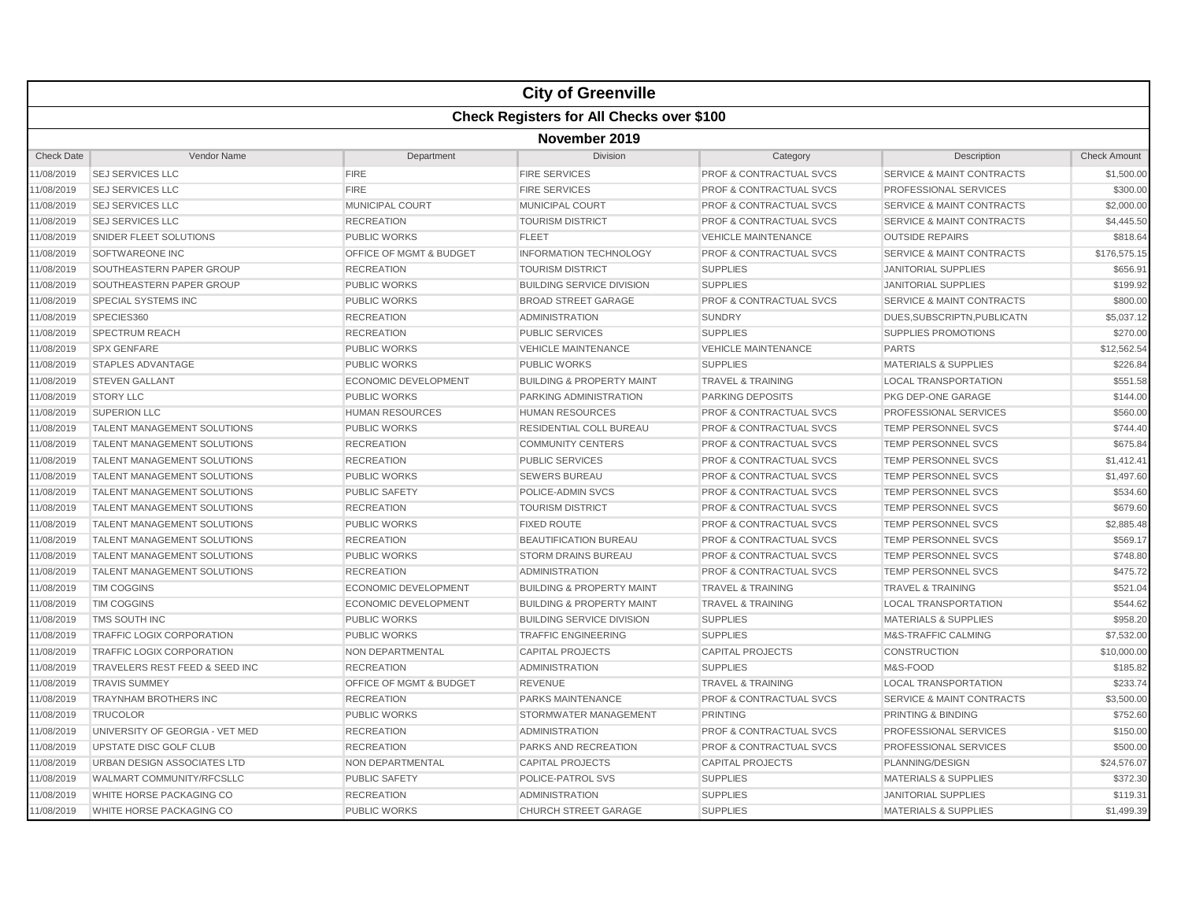# City of Greenville

## Check Registers for All Checks over $100

### November 2019

| Check Date | Vendor Name | Department | Division | Category | Description | Check Amount |
|---|---|---|---|---|---|---|
| 11/08/2019 | SEJ SERVICES LLC | FIRE | FIRE SERVICES | PROF & CONTRACTUAL SVCS | SERVICE & MAINT CONTRACTS | $1,500.00 |
| 11/08/2019 | SEJ SERVICES LLC | FIRE | FIRE SERVICES | PROF & CONTRACTUAL SVCS | PROFESSIONAL SERVICES | $300.00 |
| 11/08/2019 | SEJ SERVICES LLC | MUNICIPAL COURT | MUNICIPAL COURT | PROF & CONTRACTUAL SVCS | SERVICE & MAINT CONTRACTS | $2,000.00 |
| 11/08/2019 | SEJ SERVICES LLC | RECREATION | TOURISM DISTRICT | PROF & CONTRACTUAL SVCS | SERVICE & MAINT CONTRACTS | $4,445.50 |
| 11/08/2019 | SNIDER FLEET SOLUTIONS | PUBLIC WORKS | FLEET | VEHICLE MAINTENANCE | OUTSIDE REPAIRS | $818.64 |
| 11/08/2019 | SOFTWAREONE INC | OFFICE OF MGMT & BUDGET | INFORMATION TECHNOLOGY | PROF & CONTRACTUAL SVCS | SERVICE & MAINT CONTRACTS | $176,575.15 |
| 11/08/2019 | SOUTHEASTERN PAPER GROUP | RECREATION | TOURISM DISTRICT | SUPPLIES | JANITORIAL SUPPLIES | $656.91 |
| 11/08/2019 | SOUTHEASTERN PAPER GROUP | PUBLIC WORKS | BUILDING SERVICE DIVISION | SUPPLIES | JANITORIAL SUPPLIES | $199.92 |
| 11/08/2019 | SPECIAL SYSTEMS INC | PUBLIC WORKS | BROAD STREET GARAGE | PROF & CONTRACTUAL SVCS | SERVICE & MAINT CONTRACTS | $800.00 |
| 11/08/2019 | SPECIES360 | RECREATION | ADMINISTRATION | SUNDRY | DUES,SUBSCRIPTN,PUBLICATN | $5,037.12 |
| 11/08/2019 | SPECTRUM REACH | RECREATION | PUBLIC SERVICES | SUPPLIES | SUPPLIES PROMOTIONS | $270.00 |
| 11/08/2019 | SPX GENFARE | PUBLIC WORKS | VEHICLE MAINTENANCE | VEHICLE MAINTENANCE | PARTS | $12,562.54 |
| 11/08/2019 | STAPLES ADVANTAGE | PUBLIC WORKS | PUBLIC WORKS | SUPPLIES | MATERIALS & SUPPLIES | $226.84 |
| 11/08/2019 | STEVEN GALLANT | ECONOMIC DEVELOPMENT | BUILDING & PROPERTY MAINT | TRAVEL & TRAINING | LOCAL TRANSPORTATION | $551.58 |
| 11/08/2019 | STORY LLC | PUBLIC WORKS | PARKING ADMINISTRATION | PARKING DEPOSITS | PKG DEP-ONE GARAGE | $144.00 |
| 11/08/2019 | SUPERION LLC | HUMAN RESOURCES | HUMAN RESOURCES | PROF & CONTRACTUAL SVCS | PROFESSIONAL SERVICES | $560.00 |
| 11/08/2019 | TALENT MANAGEMENT SOLUTIONS | PUBLIC WORKS | RESIDENTIAL COLL BUREAU | PROF & CONTRACTUAL SVCS | TEMP PERSONNEL SVCS | $744.40 |
| 11/08/2019 | TALENT MANAGEMENT SOLUTIONS | RECREATION | COMMUNITY CENTERS | PROF & CONTRACTUAL SVCS | TEMP PERSONNEL SVCS | $675.84 |
| 11/08/2019 | TALENT MANAGEMENT SOLUTIONS | RECREATION | PUBLIC SERVICES | PROF & CONTRACTUAL SVCS | TEMP PERSONNEL SVCS | $1,412.41 |
| 11/08/2019 | TALENT MANAGEMENT SOLUTIONS | PUBLIC WORKS | SEWERS BUREAU | PROF & CONTRACTUAL SVCS | TEMP PERSONNEL SVCS | $1,497.60 |
| 11/08/2019 | TALENT MANAGEMENT SOLUTIONS | PUBLIC SAFETY | POLICE-ADMIN SVCS | PROF & CONTRACTUAL SVCS | TEMP PERSONNEL SVCS | $534.60 |
| 11/08/2019 | TALENT MANAGEMENT SOLUTIONS | RECREATION | TOURISM DISTRICT | PROF & CONTRACTUAL SVCS | TEMP PERSONNEL SVCS | $679.60 |
| 11/08/2019 | TALENT MANAGEMENT SOLUTIONS | PUBLIC WORKS | FIXED ROUTE | PROF & CONTRACTUAL SVCS | TEMP PERSONNEL SVCS | $2,885.48 |
| 11/08/2019 | TALENT MANAGEMENT SOLUTIONS | RECREATION | BEAUTIFICATION BUREAU | PROF & CONTRACTUAL SVCS | TEMP PERSONNEL SVCS | $569.17 |
| 11/08/2019 | TALENT MANAGEMENT SOLUTIONS | PUBLIC WORKS | STORM DRAINS BUREAU | PROF & CONTRACTUAL SVCS | TEMP PERSONNEL SVCS | $748.80 |
| 11/08/2019 | TALENT MANAGEMENT SOLUTIONS | RECREATION | ADMINISTRATION | PROF & CONTRACTUAL SVCS | TEMP PERSONNEL SVCS | $475.72 |
| 11/08/2019 | TIM COGGINS | ECONOMIC DEVELOPMENT | BUILDING & PROPERTY MAINT | TRAVEL & TRAINING | TRAVEL & TRAINING | $521.04 |
| 11/08/2019 | TIM COGGINS | ECONOMIC DEVELOPMENT | BUILDING & PROPERTY MAINT | TRAVEL & TRAINING | LOCAL TRANSPORTATION | $544.62 |
| 11/08/2019 | TMS SOUTH INC | PUBLIC WORKS | BUILDING SERVICE DIVISION | SUPPLIES | MATERIALS & SUPPLIES | $958.20 |
| 11/08/2019 | TRAFFIC LOGIX CORPORATION | PUBLIC WORKS | TRAFFIC ENGINEERING | SUPPLIES | M&S-TRAFFIC CALMING | $7,532.00 |
| 11/08/2019 | TRAFFIC LOGIX CORPORATION | NON DEPARTMENTAL | CAPITAL PROJECTS | CAPITAL PROJECTS | CONSTRUCTION | $10,000.00 |
| 11/08/2019 | TRAVELERS REST FEED & SEED INC | RECREATION | ADMINISTRATION | SUPPLIES | M&S-FOOD | $185.82 |
| 11/08/2019 | TRAVIS SUMMEY | OFFICE OF MGMT & BUDGET | REVENUE | TRAVEL & TRAINING | LOCAL TRANSPORTATION | $233.74 |
| 11/08/2019 | TRAYNHAM BROTHERS INC | RECREATION | PARKS MAINTENANCE | PROF & CONTRACTUAL SVCS | SERVICE & MAINT CONTRACTS | $3,500.00 |
| 11/08/2019 | TRUCOLOR | PUBLIC WORKS | STORMWATER MANAGEMENT | PRINTING | PRINTING & BINDING | $752.60 |
| 11/08/2019 | UNIVERSITY OF GEORGIA - VET MED | RECREATION | ADMINISTRATION | PROF & CONTRACTUAL SVCS | PROFESSIONAL SERVICES | $150.00 |
| 11/08/2019 | UPSTATE DISC GOLF CLUB | RECREATION | PARKS AND RECREATION | PROF & CONTRACTUAL SVCS | PROFESSIONAL SERVICES | $500.00 |
| 11/08/2019 | URBAN DESIGN ASSOCIATES LTD | NON DEPARTMENTAL | CAPITAL PROJECTS | CAPITAL PROJECTS | PLANNING/DESIGN | $24,576.07 |
| 11/08/2019 | WALMART COMMUNITY/RFCSLLC | PUBLIC SAFETY | POLICE-PATROL SVS | SUPPLIES | MATERIALS & SUPPLIES | $372.30 |
| 11/08/2019 | WHITE HORSE PACKAGING CO | RECREATION | ADMINISTRATION | SUPPLIES | JANITORIAL SUPPLIES | $119.31 |
| 11/08/2019 | WHITE HORSE PACKAGING CO | PUBLIC WORKS | CHURCH STREET GARAGE | SUPPLIES | MATERIALS & SUPPLIES | $1,499.39 |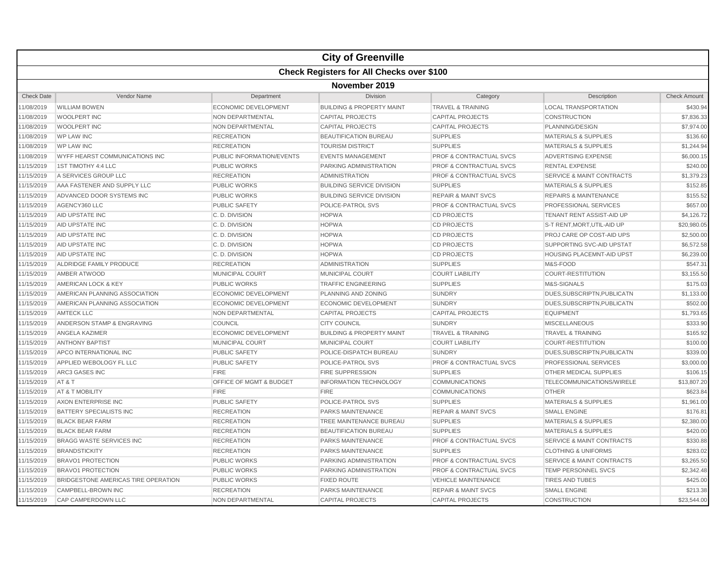# City of Greenville

## Check Registers for All Checks over $100

### November 2019

| Check Date | Vendor Name | Department | Division | Category | Description | Check Amount |
|---|---|---|---|---|---|---|
| 11/08/2019 | WILLIAM BOWEN | ECONOMIC DEVELOPMENT | BUILDING & PROPERTY MAINT | TRAVEL & TRAINING | LOCAL TRANSPORTATION | $430.94 |
| 11/08/2019 | WOOLPERT INC | NON DEPARTMENTAL | CAPITAL PROJECTS | CAPITAL PROJECTS | CONSTRUCTION | $7,836.33 |
| 11/08/2019 | WOOLPERT INC | NON DEPARTMENTAL | CAPITAL PROJECTS | CAPITAL PROJECTS | PLANNING/DESIGN | $7,974.00 |
| 11/08/2019 | WP LAW INC | RECREATION | BEAUTIFICATION BUREAU | SUPPLIES | MATERIALS & SUPPLIES | $136.60 |
| 11/08/2019 | WP LAW INC | RECREATION | TOURISM DISTRICT | SUPPLIES | MATERIALS & SUPPLIES | $1,244.94 |
| 11/08/2019 | WYFF HEARST COMMUNICATIONS INC | PUBLIC INFORMATION/EVENTS | EVENTS MANAGEMENT | PROF & CONTRACTUAL SVCS | ADVERTISING EXPENSE | $6,000.15 |
| 11/15/2019 | 1ST TIMOTHY 4:4 LLC | PUBLIC WORKS | PARKING ADMINISTRATION | PROF & CONTRACTUAL SVCS | RENTAL EXPENSE | $240.00 |
| 11/15/2019 | A SERVICES GROUP LLC | RECREATION | ADMINISTRATION | PROF & CONTRACTUAL SVCS | SERVICE & MAINT CONTRACTS | $1,379.23 |
| 11/15/2019 | AAA FASTENER AND SUPPLY LLC | PUBLIC WORKS | BUILDING SERVICE DIVISION | SUPPLIES | MATERIALS & SUPPLIES | $152.85 |
| 11/15/2019 | ADVANCED DOOR SYSTEMS INC | PUBLIC WORKS | BUILDING SERVICE DIVISION | REPAIR & MAINT SVCS | REPAIRS & MAINTENANCE | $155.52 |
| 11/15/2019 | AGENCY360 LLC | PUBLIC SAFETY | POLICE-PATROL SVS | PROF & CONTRACTUAL SVCS | PROFESSIONAL SERVICES | $657.00 |
| 11/15/2019 | AID UPSTATE INC | C. D. DIVISION | HOPWA | CD PROJECTS | TENANT RENT ASSIST-AID UP | $4,126.72 |
| 11/15/2019 | AID UPSTATE INC | C. D. DIVISION | HOPWA | CD PROJECTS | S-T RENT,MORT,UTIL-AID UP | $20,980.05 |
| 11/15/2019 | AID UPSTATE INC | C. D. DIVISION | HOPWA | CD PROJECTS | PROJ CARE OP COST-AID UPS | $2,500.00 |
| 11/15/2019 | AID UPSTATE INC | C. D. DIVISION | HOPWA | CD PROJECTS | SUPPORTING SVC-AID UPSTAT | $6,572.58 |
| 11/15/2019 | AID UPSTATE INC | C. D. DIVISION | HOPWA | CD PROJECTS | HOUSING PLACEMNT-AID UPST | $6,239.00 |
| 11/15/2019 | ALDRIDGE FAMILY PRODUCE | RECREATION | ADMINISTRATION | SUPPLIES | M&S-FOOD | $547.31 |
| 11/15/2019 | AMBER ATWOOD | MUNICIPAL COURT | MUNICIPAL COURT | COURT LIABILITY | COURT-RESTITUTION | $3,155.50 |
| 11/15/2019 | AMERICAN LOCK & KEY | PUBLIC WORKS | TRAFFIC ENGINEERING | SUPPLIES | M&S-SIGNALS | $175.03 |
| 11/15/2019 | AMERICAN PLANNING ASSOCIATION | ECONOMIC DEVELOPMENT | PLANNING AND ZONING | SUNDRY | DUES,SUBSCRIPTN,PUBLICATN | $1,133.00 |
| 11/15/2019 | AMERICAN PLANNING ASSOCIATION | ECONOMIC DEVELOPMENT | ECONOMIC DEVELOPMENT | SUNDRY | DUES,SUBSCRIPTN,PUBLICATN | $502.00 |
| 11/15/2019 | AMTECK LLC | NON DEPARTMENTAL | CAPITAL PROJECTS | CAPITAL PROJECTS | EQUIPMENT | $1,793.65 |
| 11/15/2019 | ANDERSON STAMP & ENGRAVING | COUNCIL | CITY COUNCIL | SUNDRY | MISCELLANEOUS | $333.90 |
| 11/15/2019 | ANGELA KAZIMER | ECONOMIC DEVELOPMENT | BUILDING & PROPERTY MAINT | TRAVEL & TRAINING | TRAVEL & TRAINING | $165.92 |
| 11/15/2019 | ANTHONY BAPTIST | MUNICIPAL COURT | MUNICIPAL COURT | COURT LIABILITY | COURT-RESTITUTION | $100.00 |
| 11/15/2019 | APCO INTERNATIONAL INC | PUBLIC SAFETY | POLICE-DISPATCH BUREAU | SUNDRY | DUES,SUBSCRIPTN,PUBLICATN | $339.00 |
| 11/15/2019 | APPLIED WEBOLOGY FL LLC | PUBLIC SAFETY | POLICE-PATROL SVS | PROF & CONTRACTUAL SVCS | PROFESSIONAL SERVICES | $3,000.00 |
| 11/15/2019 | ARC3 GASES INC | FIRE | FIRE SUPPRESSION | SUPPLIES | OTHER MEDICAL SUPPLIES | $106.15 |
| 11/15/2019 | AT & T | OFFICE OF MGMT & BUDGET | INFORMATION TECHNOLOGY | COMMUNICATIONS | TELECOMMUNICATIONS/WIRELE | $13,807.20 |
| 11/15/2019 | AT & T MOBILITY | FIRE | FIRE | COMMUNICATIONS | OTHER | $623.84 |
| 11/15/2019 | AXON ENTERPRISE INC | PUBLIC SAFETY | POLICE-PATROL SVS | SUPPLIES | MATERIALS & SUPPLIES | $1,961.00 |
| 11/15/2019 | BATTERY SPECIALISTS INC | RECREATION | PARKS MAINTENANCE | REPAIR & MAINT SVCS | SMALL ENGINE | $176.81 |
| 11/15/2019 | BLACK BEAR FARM | RECREATION | TREE MAINTENANCE BUREAU | SUPPLIES | MATERIALS & SUPPLIES | $2,380.00 |
| 11/15/2019 | BLACK BEAR FARM | RECREATION | BEAUTIFICATION BUREAU | SUPPLIES | MATERIALS & SUPPLIES | $420.00 |
| 11/15/2019 | BRAGG WASTE SERVICES INC | RECREATION | PARKS MAINTENANCE | PROF & CONTRACTUAL SVCS | SERVICE & MAINT CONTRACTS | $330.88 |
| 11/15/2019 | BRANDSTICKITY | RECREATION | PARKS MAINTENANCE | SUPPLIES | CLOTHING & UNIFORMS | $283.02 |
| 11/15/2019 | BRAVO1 PROTECTION | PUBLIC WORKS | PARKING ADMINISTRATION | PROF & CONTRACTUAL SVCS | SERVICE & MAINT CONTRACTS | $3,265.50 |
| 11/15/2019 | BRAVO1 PROTECTION | PUBLIC WORKS | PARKING ADMINISTRATION | PROF & CONTRACTUAL SVCS | TEMP PERSONNEL SVCS | $2,342.48 |
| 11/15/2019 | BRIDGESTONE AMERICAS TIRE OPERATION | PUBLIC WORKS | FIXED ROUTE | VEHICLE MAINTENANCE | TIRES AND TUBES | $425.00 |
| 11/15/2019 | CAMPBELL-BROWN INC | RECREATION | PARKS MAINTENANCE | REPAIR & MAINT SVCS | SMALL ENGINE | $213.38 |
| 11/15/2019 | CAP CAMPERDOWN LLC | NON DEPARTMENTAL | CAPITAL PROJECTS | CAPITAL PROJECTS | CONSTRUCTION | $23,544.00 |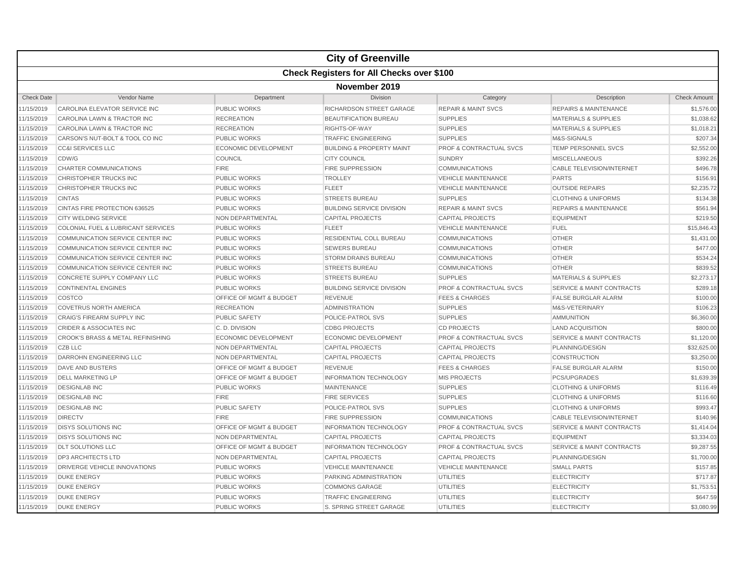# City of Greenville

## Check Registers for All Checks over $100

### November 2019

| Check Date | Vendor Name | Department | Division | Category | Description | Check Amount |
|---|---|---|---|---|---|---|
| 11/15/2019 | CAROLINA ELEVATOR SERVICE INC | PUBLIC WORKS | RICHARDSON STREET GARAGE | REPAIR & MAINT SVCS | REPAIRS & MAINTENANCE | $1,576.00 |
| 11/15/2019 | CAROLINA LAWN & TRACTOR INC | RECREATION | BEAUTIFICATION BUREAU | SUPPLIES | MATERIALS & SUPPLIES | $1,038.62 |
| 11/15/2019 | CAROLINA LAWN & TRACTOR INC | RECREATION | RIGHTS-OF-WAY | SUPPLIES | MATERIALS & SUPPLIES | $1,018.21 |
| 11/15/2019 | CARSON'S NUT-BOLT & TOOL CO INC | PUBLIC WORKS | TRAFFIC ENGINEERING | SUPPLIES | M&S-SIGNALS | $207.34 |
| 11/15/2019 | CC&I SERVICES LLC | ECONOMIC DEVELOPMENT | BUILDING & PROPERTY MAINT | PROF & CONTRACTUAL SVCS | TEMP PERSONNEL SVCS | $2,552.00 |
| 11/15/2019 | CDW/G | COUNCIL | CITY COUNCIL | SUNDRY | MISCELLANEOUS | $392.26 |
| 11/15/2019 | CHARTER COMMUNICATIONS | FIRE | FIRE SUPPRESSION | COMMUNICATIONS | CABLE TELEVISION/INTERNET | $496.78 |
| 11/15/2019 | CHRISTOPHER TRUCKS INC | PUBLIC WORKS | TROLLEY | VEHICLE MAINTENANCE | PARTS | $156.91 |
| 11/15/2019 | CHRISTOPHER TRUCKS INC | PUBLIC WORKS | FLEET | VEHICLE MAINTENANCE | OUTSIDE REPAIRS | $2,235.72 |
| 11/15/2019 | CINTAS | PUBLIC WORKS | STREETS BUREAU | SUPPLIES | CLOTHING & UNIFORMS | $134.38 |
| 11/15/2019 | CINTAS FIRE PROTECTION 636525 | PUBLIC WORKS | BUILDING SERVICE DIVISION | REPAIR & MAINT SVCS | REPAIRS & MAINTENANCE | $561.94 |
| 11/15/2019 | CITY WELDING SERVICE | NON DEPARTMENTAL | CAPITAL PROJECTS | CAPITAL PROJECTS | EQUIPMENT | $219.50 |
| 11/15/2019 | COLONIAL FUEL & LUBRICANT SERVICES | PUBLIC WORKS | FLEET | VEHICLE MAINTENANCE | FUEL | $15,846.43 |
| 11/15/2019 | COMMUNICATION SERVICE CENTER INC | PUBLIC WORKS | RESIDENTIAL COLL BUREAU | COMMUNICATIONS | OTHER | $1,431.00 |
| 11/15/2019 | COMMUNICATION SERVICE CENTER INC | PUBLIC WORKS | SEWERS BUREAU | COMMUNICATIONS | OTHER | $477.00 |
| 11/15/2019 | COMMUNICATION SERVICE CENTER INC | PUBLIC WORKS | STORM DRAINS BUREAU | COMMUNICATIONS | OTHER | $534.24 |
| 11/15/2019 | COMMUNICATION SERVICE CENTER INC | PUBLIC WORKS | STREETS BUREAU | COMMUNICATIONS | OTHER | $839.52 |
| 11/15/2019 | CONCRETE SUPPLY COMPANY LLC | PUBLIC WORKS | STREETS BUREAU | SUPPLIES | MATERIALS & SUPPLIES | $2,273.17 |
| 11/15/2019 | CONTINENTAL ENGINES | PUBLIC WORKS | BUILDING SERVICE DIVISION | PROF & CONTRACTUAL SVCS | SERVICE & MAINT CONTRACTS | $289.18 |
| 11/15/2019 | COSTCO | OFFICE OF MGMT & BUDGET | REVENUE | FEES & CHARGES | FALSE BURGLAR ALARM | $100.00 |
| 11/15/2019 | COVETRUS NORTH AMERICA | RECREATION | ADMINISTRATION | SUPPLIES | M&S-VETERINARY | $106.23 |
| 11/15/2019 | CRAIG'S FIREARM SUPPLY INC | PUBLIC SAFETY | POLICE-PATROL SVS | SUPPLIES | AMMUNITION | $6,360.00 |
| 11/15/2019 | CRIDER & ASSOCIATES INC | C. D. DIVISION | CDBG PROJECTS | CD PROJECTS | LAND ACQUISITION | $800.00 |
| 11/15/2019 | CROOK'S BRASS & METAL REFINISHING | ECONOMIC DEVELOPMENT | ECONOMIC DEVELOPMENT | PROF & CONTRACTUAL SVCS | SERVICE & MAINT CONTRACTS | $1,120.00 |
| 11/15/2019 | CZB LLC | NON DEPARTMENTAL | CAPITAL PROJECTS | CAPITAL PROJECTS | PLANNING/DESIGN | $32,625.00 |
| 11/15/2019 | DARROHN ENGINEERING LLC | NON DEPARTMENTAL | CAPITAL PROJECTS | CAPITAL PROJECTS | CONSTRUCTION | $3,250.00 |
| 11/15/2019 | DAVE AND BUSTERS | OFFICE OF MGMT & BUDGET | REVENUE | FEES & CHARGES | FALSE BURGLAR ALARM | $150.00 |
| 11/15/2019 | DELL MARKETING LP | OFFICE OF MGMT & BUDGET | INFORMATION TECHNOLOGY | MIS PROJECTS | PCS/UPGRADES | $1,639.39 |
| 11/15/2019 | DESIGNLAB INC | PUBLIC WORKS | MAINTENANCE | SUPPLIES | CLOTHING & UNIFORMS | $116.49 |
| 11/15/2019 | DESIGNLAB INC | FIRE | FIRE SERVICES | SUPPLIES | CLOTHING & UNIFORMS | $116.60 |
| 11/15/2019 | DESIGNLAB INC | PUBLIC SAFETY | POLICE-PATROL SVS | SUPPLIES | CLOTHING & UNIFORMS | $993.47 |
| 11/15/2019 | DIRECTV | FIRE | FIRE SUPPRESSION | COMMUNICATIONS | CABLE TELEVISION/INTERNET | $140.96 |
| 11/15/2019 | DISYS SOLUTIONS INC | OFFICE OF MGMT & BUDGET | INFORMATION TECHNOLOGY | PROF & CONTRACTUAL SVCS | SERVICE & MAINT CONTRACTS | $1,414.04 |
| 11/15/2019 | DISYS SOLUTIONS INC | NON DEPARTMENTAL | CAPITAL PROJECTS | CAPITAL PROJECTS | EQUIPMENT | $3,334.03 |
| 11/15/2019 | DLT SOLUTIONS LLC | OFFICE OF MGMT & BUDGET | INFORMATION TECHNOLOGY | PROF & CONTRACTUAL SVCS | SERVICE & MAINT CONTRACTS | $9,287.55 |
| 11/15/2019 | DP3 ARCHITECTS LTD | NON DEPARTMENTAL | CAPITAL PROJECTS | CAPITAL PROJECTS | PLANNING/DESIGN | $1,700.00 |
| 11/15/2019 | DRIVERGE VEHICLE INNOVATIONS | PUBLIC WORKS | VEHICLE MAINTENANCE | VEHICLE MAINTENANCE | SMALL PARTS | $157.85 |
| 11/15/2019 | DUKE ENERGY | PUBLIC WORKS | PARKING ADMINISTRATION | UTILITIES | ELECTRICITY | $717.87 |
| 11/15/2019 | DUKE ENERGY | PUBLIC WORKS | COMMONS GARAGE | UTILITIES | ELECTRICITY | $1,753.51 |
| 11/15/2019 | DUKE ENERGY | PUBLIC WORKS | TRAFFIC ENGINEERING | UTILITIES | ELECTRICITY | $647.59 |
| 11/15/2019 | DUKE ENERGY | PUBLIC WORKS | S. SPRING STREET GARAGE | UTILITIES | ELECTRICITY | $3,080.99 |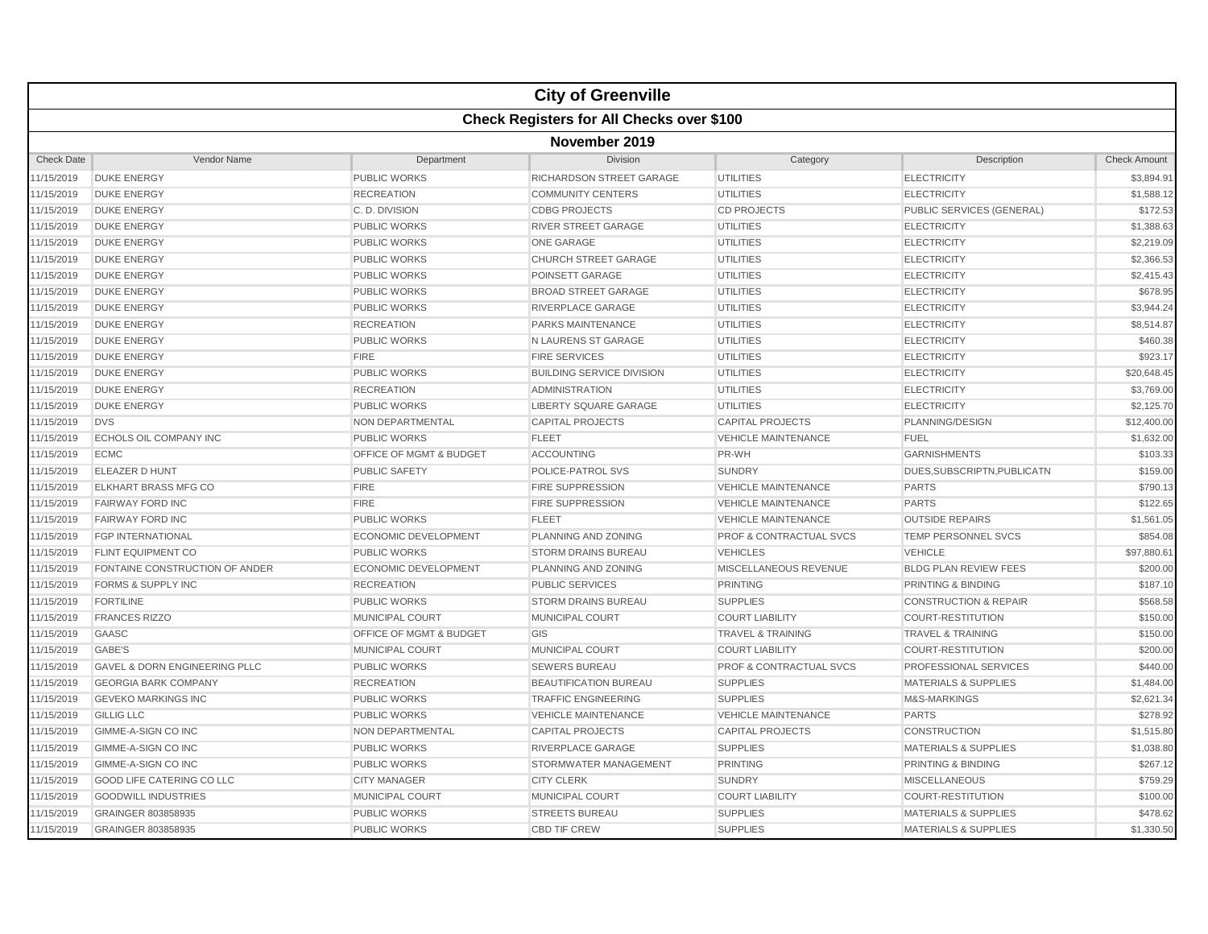# City of Greenville

## Check Registers for All Checks over $100

### November 2019

| Check Date | Vendor Name | Department | Division | Category | Description | Check Amount |
|---|---|---|---|---|---|---|
| 11/15/2019 | DUKE ENERGY | PUBLIC WORKS | RICHARDSON STREET GARAGE | UTILITIES | ELECTRICITY | $3,894.91 |
| 11/15/2019 | DUKE ENERGY | RECREATION | COMMUNITY CENTERS | UTILITIES | ELECTRICITY | $1,588.12 |
| 11/15/2019 | DUKE ENERGY | C. D. DIVISION | CDBG PROJECTS | CD PROJECTS | PUBLIC SERVICES (GENERAL) | $172.53 |
| 11/15/2019 | DUKE ENERGY | PUBLIC WORKS | RIVER STREET GARAGE | UTILITIES | ELECTRICITY | $1,388.63 |
| 11/15/2019 | DUKE ENERGY | PUBLIC WORKS | ONE GARAGE | UTILITIES | ELECTRICITY | $2,219.09 |
| 11/15/2019 | DUKE ENERGY | PUBLIC WORKS | CHURCH STREET GARAGE | UTILITIES | ELECTRICITY | $2,366.53 |
| 11/15/2019 | DUKE ENERGY | PUBLIC WORKS | POINSETT GARAGE | UTILITIES | ELECTRICITY | $2,415.43 |
| 11/15/2019 | DUKE ENERGY | PUBLIC WORKS | BROAD STREET GARAGE | UTILITIES | ELECTRICITY | $678.95 |
| 11/15/2019 | DUKE ENERGY | PUBLIC WORKS | RIVERPLACE GARAGE | UTILITIES | ELECTRICITY | $3,944.24 |
| 11/15/2019 | DUKE ENERGY | RECREATION | PARKS MAINTENANCE | UTILITIES | ELECTRICITY | $8,514.87 |
| 11/15/2019 | DUKE ENERGY | PUBLIC WORKS | N LAURENS ST GARAGE | UTILITIES | ELECTRICITY | $460.38 |
| 11/15/2019 | DUKE ENERGY | FIRE | FIRE SERVICES | UTILITIES | ELECTRICITY | $923.17 |
| 11/15/2019 | DUKE ENERGY | PUBLIC WORKS | BUILDING SERVICE DIVISION | UTILITIES | ELECTRICITY | $20,648.45 |
| 11/15/2019 | DUKE ENERGY | RECREATION | ADMINISTRATION | UTILITIES | ELECTRICITY | $3,769.00 |
| 11/15/2019 | DUKE ENERGY | PUBLIC WORKS | LIBERTY SQUARE GARAGE | UTILITIES | ELECTRICITY | $2,125.70 |
| 11/15/2019 | DVS | NON DEPARTMENTAL | CAPITAL PROJECTS | CAPITAL PROJECTS | PLANNING/DESIGN | $12,400.00 |
| 11/15/2019 | ECHOLS OIL COMPANY INC | PUBLIC WORKS | FLEET | VEHICLE MAINTENANCE | FUEL | $1,632.00 |
| 11/15/2019 | ECMC | OFFICE OF MGMT & BUDGET | ACCOUNTING | PR-WH | GARNISHMENTS | $103.33 |
| 11/15/2019 | ELEAZER D HUNT | PUBLIC SAFETY | POLICE-PATROL SVS | SUNDRY | DUES,SUBSCRIPTN,PUBLICATN | $159.00 |
| 11/15/2019 | ELKHART BRASS MFG CO | FIRE | FIRE SUPPRESSION | VEHICLE MAINTENANCE | PARTS | $790.13 |
| 11/15/2019 | FAIRWAY FORD INC | FIRE | FIRE SUPPRESSION | VEHICLE MAINTENANCE | PARTS | $122.65 |
| 11/15/2019 | FAIRWAY FORD INC | PUBLIC WORKS | FLEET | VEHICLE MAINTENANCE | OUTSIDE REPAIRS | $1,561.05 |
| 11/15/2019 | FGP INTERNATIONAL | ECONOMIC DEVELOPMENT | PLANNING AND ZONING | PROF & CONTRACTUAL SVCS | TEMP PERSONNEL SVCS | $854.08 |
| 11/15/2019 | FLINT EQUIPMENT CO | PUBLIC WORKS | STORM DRAINS BUREAU | VEHICLES | VEHICLE | $97,880.61 |
| 11/15/2019 | FONTAINE CONSTRUCTION OF ANDER | ECONOMIC DEVELOPMENT | PLANNING AND ZONING | MISCELLANEOUS REVENUE | BLDG PLAN REVIEW FEES | $200.00 |
| 11/15/2019 | FORMS & SUPPLY INC | RECREATION | PUBLIC SERVICES | PRINTING | PRINTING & BINDING | $187.10 |
| 11/15/2019 | FORTILINE | PUBLIC WORKS | STORM DRAINS BUREAU | SUPPLIES | CONSTRUCTION & REPAIR | $568.58 |
| 11/15/2019 | FRANCES RIZZO | MUNICIPAL COURT | MUNICIPAL COURT | COURT LIABILITY | COURT-RESTITUTION | $150.00 |
| 11/15/2019 | GAASC | OFFICE OF MGMT & BUDGET | GIS | TRAVEL & TRAINING | TRAVEL & TRAINING | $150.00 |
| 11/15/2019 | GABE'S | MUNICIPAL COURT | MUNICIPAL COURT | COURT LIABILITY | COURT-RESTITUTION | $200.00 |
| 11/15/2019 | GAVEL & DORN ENGINEERING PLLC | PUBLIC WORKS | SEWERS BUREAU | PROF & CONTRACTUAL SVCS | PROFESSIONAL SERVICES | $440.00 |
| 11/15/2019 | GEORGIA BARK COMPANY | RECREATION | BEAUTIFICATION BUREAU | SUPPLIES | MATERIALS & SUPPLIES | $1,484.00 |
| 11/15/2019 | GEVEKO MARKINGS INC | PUBLIC WORKS | TRAFFIC ENGINEERING | SUPPLIES | M&S-MARKINGS | $2,621.34 |
| 11/15/2019 | GILLIG LLC | PUBLIC WORKS | VEHICLE MAINTENANCE | VEHICLE MAINTENANCE | PARTS | $278.92 |
| 11/15/2019 | GIMME-A-SIGN CO INC | NON DEPARTMENTAL | CAPITAL PROJECTS | CAPITAL PROJECTS | CONSTRUCTION | $1,515.80 |
| 11/15/2019 | GIMME-A-SIGN CO INC | PUBLIC WORKS | RIVERPLACE GARAGE | SUPPLIES | MATERIALS & SUPPLIES | $1,038.80 |
| 11/15/2019 | GIMME-A-SIGN CO INC | PUBLIC WORKS | STORMWATER MANAGEMENT | PRINTING | PRINTING & BINDING | $267.12 |
| 11/15/2019 | GOOD LIFE CATERING CO LLC | CITY MANAGER | CITY CLERK | SUNDRY | MISCELLANEOUS | $759.29 |
| 11/15/2019 | GOODWILL INDUSTRIES | MUNICIPAL COURT | MUNICIPAL COURT | COURT LIABILITY | COURT-RESTITUTION | $100.00 |
| 11/15/2019 | GRAINGER 803858935 | PUBLIC WORKS | STREETS BUREAU | SUPPLIES | MATERIALS & SUPPLIES | $478.62 |
| 11/15/2019 | GRAINGER 803858935 | PUBLIC WORKS | CBD TIF CREW | SUPPLIES | MATERIALS & SUPPLIES | $1,330.50 |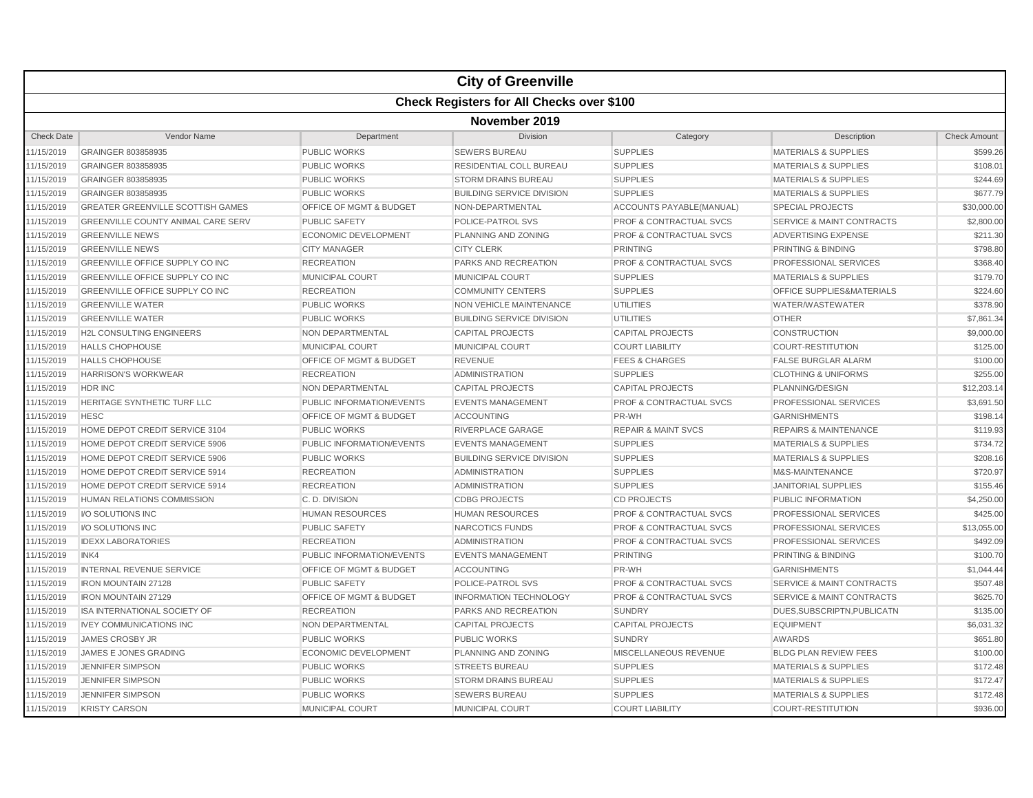| City of Greenville | | | | | | |
|---|---|---|---|---|---|---|
| **Check Registers for All Checks over $100** | | | | | | |
| **November 2019** | | | | | | |
| Check Date | Vendor Name | Department | Division | Category | Description | Check Amount |
| 11/15/2019 | GRAINGER 803858935 | PUBLIC WORKS | SEWERS BUREAU | SUPPLIES | MATERIALS & SUPPLIES | $599.26 |
| 11/15/2019 | GRAINGER 803858935 | PUBLIC WORKS | RESIDENTIAL COLL BUREAU | SUPPLIES | MATERIALS & SUPPLIES | $108.01 |
| 11/15/2019 | GRAINGER 803858935 | PUBLIC WORKS | STORM DRAINS BUREAU | SUPPLIES | MATERIALS & SUPPLIES | $244.69 |
| 11/15/2019 | GRAINGER 803858935 | PUBLIC WORKS | BUILDING SERVICE DIVISION | SUPPLIES | MATERIALS & SUPPLIES | $677.79 |
| 11/15/2019 | GREATER GREENVILLE SCOTTISH GAMES | OFFICE OF MGMT & BUDGET | NON-DEPARTMENTAL | ACCOUNTS PAYABLE(MANUAL) | SPECIAL PROJECTS | $30,000.00 |
| 11/15/2019 | GREENVILLE COUNTY ANIMAL CARE SERV | PUBLIC SAFETY | POLICE-PATROL SVS | PROF & CONTRACTUAL SVCS | SERVICE & MAINT CONTRACTS | $2,800.00 |
| 11/15/2019 | GREENVILLE NEWS | ECONOMIC DEVELOPMENT | PLANNING AND ZONING | PROF & CONTRACTUAL SVCS | ADVERTISING EXPENSE | $211.30 |
| 11/15/2019 | GREENVILLE NEWS | CITY MANAGER | CITY CLERK | PRINTING | PRINTING & BINDING | $798.80 |
| 11/15/2019 | GREENVILLE OFFICE SUPPLY CO INC | RECREATION | PARKS AND RECREATION | PROF & CONTRACTUAL SVCS | PROFESSIONAL SERVICES | $368.40 |
| 11/15/2019 | GREENVILLE OFFICE SUPPLY CO INC | MUNICIPAL COURT | MUNICIPAL COURT | SUPPLIES | MATERIALS & SUPPLIES | $179.70 |
| 11/15/2019 | GREENVILLE OFFICE SUPPLY CO INC | RECREATION | COMMUNITY CENTERS | SUPPLIES | OFFICE SUPPLIES&MATERIALS | $224.60 |
| 11/15/2019 | GREENVILLE WATER | PUBLIC WORKS | NON VEHICLE MAINTENANCE | UTILITIES | WATER/WASTEWATER | $378.90 |
| 11/15/2019 | GREENVILLE WATER | PUBLIC WORKS | BUILDING SERVICE DIVISION | UTILITIES | OTHER | $7,861.34 |
| 11/15/2019 | H2L CONSULTING ENGINEERS | NON DEPARTMENTAL | CAPITAL PROJECTS | CAPITAL PROJECTS | CONSTRUCTION | $9,000.00 |
| 11/15/2019 | HALLS CHOPHOUSE | MUNICIPAL COURT | MUNICIPAL COURT | COURT LIABILITY | COURT-RESTITUTION | $125.00 |
| 11/15/2019 | HALLS CHOPHOUSE | OFFICE OF MGMT & BUDGET | REVENUE | FEES & CHARGES | FALSE BURGLAR ALARM | $100.00 |
| 11/15/2019 | HARRISON'S WORKWEAR | RECREATION | ADMINISTRATION | SUPPLIES | CLOTHING & UNIFORMS | $255.00 |
| 11/15/2019 | HDR INC | NON DEPARTMENTAL | CAPITAL PROJECTS | CAPITAL PROJECTS | PLANNING/DESIGN | $12,203.14 |
| 11/15/2019 | HERITAGE SYNTHETIC TURF LLC | PUBLIC INFORMATION/EVENTS | EVENTS MANAGEMENT | PROF & CONTRACTUAL SVCS | PROFESSIONAL SERVICES | $3,691.50 |
| 11/15/2019 | HESC | OFFICE OF MGMT & BUDGET | ACCOUNTING | PR-WH | GARNISHMENTS | $198.14 |
| 11/15/2019 | HOME DEPOT CREDIT SERVICE 3104 | PUBLIC WORKS | RIVERPLACE GARAGE | REPAIR & MAINT SVCS | REPAIRS & MAINTENANCE | $119.93 |
| 11/15/2019 | HOME DEPOT CREDIT SERVICE 5906 | PUBLIC INFORMATION/EVENTS | EVENTS MANAGEMENT | SUPPLIES | MATERIALS & SUPPLIES | $734.72 |
| 11/15/2019 | HOME DEPOT CREDIT SERVICE 5906 | PUBLIC WORKS | BUILDING SERVICE DIVISION | SUPPLIES | MATERIALS & SUPPLIES | $208.16 |
| 11/15/2019 | HOME DEPOT CREDIT SERVICE 5914 | RECREATION | ADMINISTRATION | SUPPLIES | M&S-MAINTENANCE | $720.97 |
| 11/15/2019 | HOME DEPOT CREDIT SERVICE 5914 | RECREATION | ADMINISTRATION | SUPPLIES | JANITORIAL SUPPLIES | $155.46 |
| 11/15/2019 | HUMAN RELATIONS COMMISSION | C. D. DIVISION | CDBG PROJECTS | CD PROJECTS | PUBLIC INFORMATION | $4,250.00 |
| 11/15/2019 | I/O SOLUTIONS INC | HUMAN RESOURCES | HUMAN RESOURCES | PROF & CONTRACTUAL SVCS | PROFESSIONAL SERVICES | $425.00 |
| 11/15/2019 | I/O SOLUTIONS INC | PUBLIC SAFETY | NARCOTICS FUNDS | PROF & CONTRACTUAL SVCS | PROFESSIONAL SERVICES | $13,055.00 |
| 11/15/2019 | IDEXX LABORATORIES | RECREATION | ADMINISTRATION | PROF & CONTRACTUAL SVCS | PROFESSIONAL SERVICES | $492.09 |
| 11/15/2019 | INK4 | PUBLIC INFORMATION/EVENTS | EVENTS MANAGEMENT | PRINTING | PRINTING & BINDING | $100.70 |
| 11/15/2019 | INTERNAL REVENUE SERVICE | OFFICE OF MGMT & BUDGET | ACCOUNTING | PR-WH | GARNISHMENTS | $1,044.44 |
| 11/15/2019 | IRON MOUNTAIN 27128 | PUBLIC SAFETY | POLICE-PATROL SVS | PROF & CONTRACTUAL SVCS | SERVICE & MAINT CONTRACTS | $507.48 |
| 11/15/2019 | IRON MOUNTAIN 27129 | OFFICE OF MGMT & BUDGET | INFORMATION TECHNOLOGY | PROF & CONTRACTUAL SVCS | SERVICE & MAINT CONTRACTS | $625.70 |
| 11/15/2019 | ISA INTERNATIONAL SOCIETY OF | RECREATION | PARKS AND RECREATION | SUNDRY | DUES,SUBSCRIPTN,PUBLICATN | $135.00 |
| 11/15/2019 | IVEY COMMUNICATIONS INC | NON DEPARTMENTAL | CAPITAL PROJECTS | CAPITAL PROJECTS | EQUIPMENT | $6,031.32 |
| 11/15/2019 | JAMES CROSBY JR | PUBLIC WORKS | PUBLIC WORKS | SUNDRY | AWARDS | $651.80 |
| 11/15/2019 | JAMES E JONES GRADING | ECONOMIC DEVELOPMENT | PLANNING AND ZONING | MISCELLANEOUS REVENUE | BLDG PLAN REVIEW FEES | $100.00 |
| 11/15/2019 | JENNIFER SIMPSON | PUBLIC WORKS | STREETS BUREAU | SUPPLIES | MATERIALS & SUPPLIES | $172.48 |
| 11/15/2019 | JENNIFER SIMPSON | PUBLIC WORKS | STORM DRAINS BUREAU | SUPPLIES | MATERIALS & SUPPLIES | $172.47 |
| 11/15/2019 | JENNIFER SIMPSON | PUBLIC WORKS | SEWERS BUREAU | SUPPLIES | MATERIALS & SUPPLIES | $172.48 |
| 11/15/2019 | KRISTY CARSON | MUNICIPAL COURT | MUNICIPAL COURT | COURT LIABILITY | COURT-RESTITUTION | $936.00 |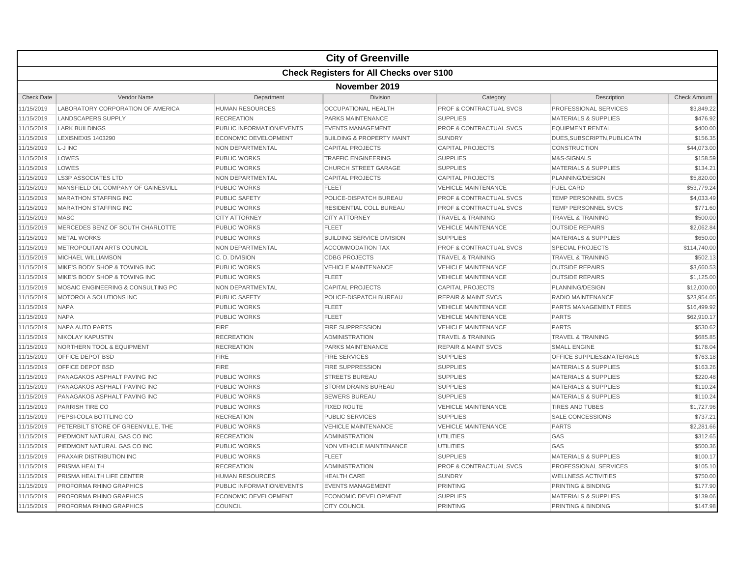# City of Greenville

## Check Registers for All Checks over $100

### November 2019

| Check Date | Vendor Name | Department | Division | Category | Description | Check Amount |
|---|---|---|---|---|---|---|
| 11/15/2019 | LABORATORY CORPORATION OF AMERICA | HUMAN RESOURCES | OCCUPATIONAL HEALTH | PROF & CONTRACTUAL SVCS | PROFESSIONAL SERVICES | $3,849.22 |
| 11/15/2019 | LANDSCAPERS SUPPLY | RECREATION | PARKS MAINTENANCE | SUPPLIES | MATERIALS & SUPPLIES | $476.92 |
| 11/15/2019 | LARK BUILDINGS | PUBLIC INFORMATION/EVENTS | EVENTS MANAGEMENT | PROF & CONTRACTUAL SVCS | EQUIPMENT RENTAL | $400.00 |
| 11/15/2019 | LEXISNEXIS 1403290 | ECONOMIC DEVELOPMENT | BUILDING & PROPERTY MAINT | SUNDRY | DUES,SUBSCRIPTN,PUBLICATN | $156.35 |
| 11/15/2019 | L-J INC | NON DEPARTMENTAL | CAPITAL PROJECTS | CAPITAL PROJECTS | CONSTRUCTION | $44,073.00 |
| 11/15/2019 | LOWES | PUBLIC WORKS | TRAFFIC ENGINEERING | SUPPLIES | M&S-SIGNALS | $158.59 |
| 11/15/2019 | LOWES | PUBLIC WORKS | CHURCH STREET GARAGE | SUPPLIES | MATERIALS & SUPPLIES | $134.21 |
| 11/15/2019 | LS3P ASSOCIATES LTD | NON DEPARTMENTAL | CAPITAL PROJECTS | CAPITAL PROJECTS | PLANNING/DESIGN | $5,820.00 |
| 11/15/2019 | MANSFIELD OIL COMPANY OF GAINESVILL | PUBLIC WORKS | FLEET | VEHICLE MAINTENANCE | FUEL CARD | $53,779.24 |
| 11/15/2019 | MARATHON STAFFING INC | PUBLIC SAFETY | POLICE-DISPATCH BUREAU | PROF & CONTRACTUAL SVCS | TEMP PERSONNEL SVCS | $4,033.49 |
| 11/15/2019 | MARATHON STAFFING INC | PUBLIC WORKS | RESIDENTIAL COLL BUREAU | PROF & CONTRACTUAL SVCS | TEMP PERSONNEL SVCS | $771.60 |
| 11/15/2019 | MASC | CITY ATTORNEY | CITY ATTORNEY | TRAVEL & TRAINING | TRAVEL & TRAINING | $500.00 |
| 11/15/2019 | MERCEDES BENZ OF SOUTH CHARLOTTE | PUBLIC WORKS | FLEET | VEHICLE MAINTENANCE | OUTSIDE REPAIRS | $2,062.84 |
| 11/15/2019 | METAL WORKS | PUBLIC WORKS | BUILDING SERVICE DIVISION | SUPPLIES | MATERIALS & SUPPLIES | $650.00 |
| 11/15/2019 | METROPOLITAN ARTS COUNCIL | NON DEPARTMENTAL | ACCOMMODATION TAX | PROF & CONTRACTUAL SVCS | SPECIAL PROJECTS | $114,740.00 |
| 11/15/2019 | MICHAEL WILLIAMSON | C. D. DIVISION | CDBG PROJECTS | TRAVEL & TRAINING | TRAVEL & TRAINING | $502.13 |
| 11/15/2019 | MIKE'S BODY SHOP & TOWING INC | PUBLIC WORKS | VEHICLE MAINTENANCE | VEHICLE MAINTENANCE | OUTSIDE REPAIRS | $3,660.53 |
| 11/15/2019 | MIKE'S BODY SHOP & TOWING INC | PUBLIC WORKS | FLEET | VEHICLE MAINTENANCE | OUTSIDE REPAIRS | $1,125.00 |
| 11/15/2019 | MOSAIC ENGINEERING & CONSULTING PC | NON DEPARTMENTAL | CAPITAL PROJECTS | CAPITAL PROJECTS | PLANNING/DESIGN | $12,000.00 |
| 11/15/2019 | MOTOROLA SOLUTIONS INC | PUBLIC SAFETY | POLICE-DISPATCH BUREAU | REPAIR & MAINT SVCS | RADIO MAINTENANCE | $23,954.05 |
| 11/15/2019 | NAPA | PUBLIC WORKS | FLEET | VEHICLE MAINTENANCE | PARTS MANAGEMENT FEES | $16,499.92 |
| 11/15/2019 | NAPA | PUBLIC WORKS | FLEET | VEHICLE MAINTENANCE | PARTS | $62,910.17 |
| 11/15/2019 | NAPA AUTO PARTS | FIRE | FIRE SUPPRESSION | VEHICLE MAINTENANCE | PARTS | $530.62 |
| 11/15/2019 | NIKOLAY KAPUSTIN | RECREATION | ADMINISTRATION | TRAVEL & TRAINING | TRAVEL & TRAINING | $685.85 |
| 11/15/2019 | NORTHERN TOOL & EQUIPMENT | RECREATION | PARKS MAINTENANCE | REPAIR & MAINT SVCS | SMALL ENGINE | $178.04 |
| 11/15/2019 | OFFICE DEPOT BSD | FIRE | FIRE SERVICES | SUPPLIES | OFFICE SUPPLIES&MATERIALS | $763.18 |
| 11/15/2019 | OFFICE DEPOT BSD | FIRE | FIRE SUPPRESSION | SUPPLIES | MATERIALS & SUPPLIES | $163.26 |
| 11/15/2019 | PANAGAKOS ASPHALT PAVING INC | PUBLIC WORKS | STREETS BUREAU | SUPPLIES | MATERIALS & SUPPLIES | $220.48 |
| 11/15/2019 | PANAGAKOS ASPHALT PAVING INC | PUBLIC WORKS | STORM DRAINS BUREAU | SUPPLIES | MATERIALS & SUPPLIES | $110.24 |
| 11/15/2019 | PANAGAKOS ASPHALT PAVING INC | PUBLIC WORKS | SEWERS BUREAU | SUPPLIES | MATERIALS & SUPPLIES | $110.24 |
| 11/15/2019 | PARRISH TIRE CO | PUBLIC WORKS | FIXED ROUTE | VEHICLE MAINTENANCE | TIRES AND TUBES | $1,727.96 |
| 11/15/2019 | PEPSI-COLA BOTTLING CO | RECREATION | PUBLIC SERVICES | SUPPLIES | SALE CONCESSIONS | $737.21 |
| 11/15/2019 | PETERBILT STORE OF GREENVILLE, THE | PUBLIC WORKS | VEHICLE MAINTENANCE | VEHICLE MAINTENANCE | PARTS | $2,281.66 |
| 11/15/2019 | PIEDMONT NATURAL GAS CO INC | RECREATION | ADMINISTRATION | UTILITIES | GAS | $312.65 |
| 11/15/2019 | PIEDMONT NATURAL GAS CO INC | PUBLIC WORKS | NON VEHICLE MAINTENANCE | UTILITIES | GAS | $500.36 |
| 11/15/2019 | PRAXAIR DISTRIBUTION INC | PUBLIC WORKS | FLEET | SUPPLIES | MATERIALS & SUPPLIES | $100.17 |
| 11/15/2019 | PRISMA HEALTH | RECREATION | ADMINISTRATION | PROF & CONTRACTUAL SVCS | PROFESSIONAL SERVICES | $105.10 |
| 11/15/2019 | PRISMA HEALTH LIFE CENTER | HUMAN RESOURCES | HEALTH CARE | SUNDRY | WELLNESS ACTIVITIES | $750.00 |
| 11/15/2019 | PROFORMA RHINO GRAPHICS | PUBLIC INFORMATION/EVENTS | EVENTS MANAGEMENT | PRINTING | PRINTING & BINDING | $177.90 |
| 11/15/2019 | PROFORMA RHINO GRAPHICS | ECONOMIC DEVELOPMENT | ECONOMIC DEVELOPMENT | SUPPLIES | MATERIALS & SUPPLIES | $139.06 |
| 11/15/2019 | PROFORMA RHINO GRAPHICS | COUNCIL | CITY COUNCIL | PRINTING | PRINTING & BINDING | $147.98 |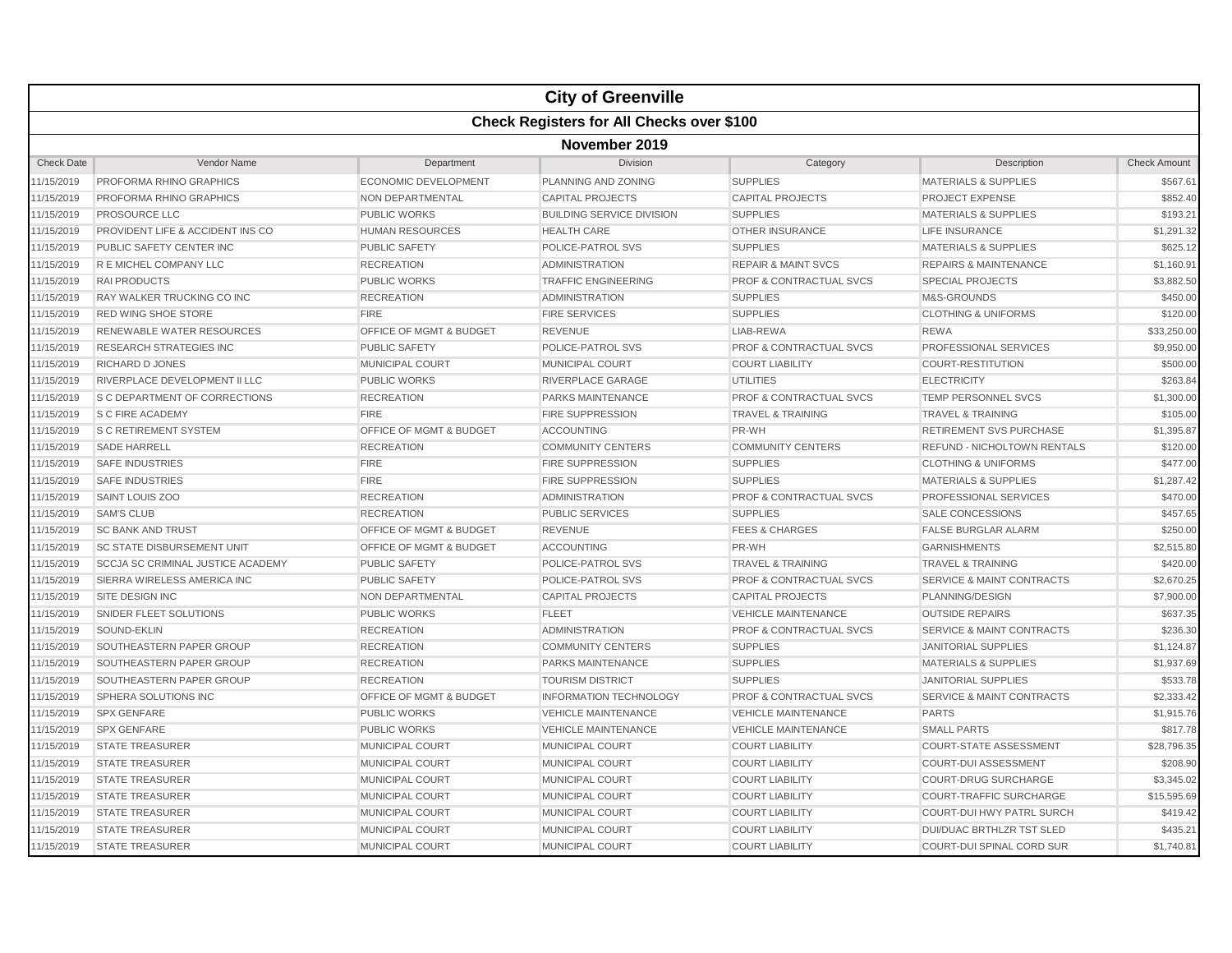# City of Greenville

## Check Registers for All Checks over $100

### November 2019

| Check Date | Vendor Name | Department | Division | Category | Description | Check Amount |
|---|---|---|---|---|---|---|
| 11/15/2019 | PROFORMA RHINO GRAPHICS | ECONOMIC DEVELOPMENT | PLANNING AND ZONING | SUPPLIES | MATERIALS & SUPPLIES | $567.61 |
| 11/15/2019 | PROFORMA RHINO GRAPHICS | NON DEPARTMENTAL | CAPITAL PROJECTS | CAPITAL PROJECTS | PROJECT EXPENSE | $852.40 |
| 11/15/2019 | PROSOURCE LLC | PUBLIC WORKS | BUILDING SERVICE DIVISION | SUPPLIES | MATERIALS & SUPPLIES | $193.21 |
| 11/15/2019 | PROVIDENT LIFE & ACCIDENT INS CO | HUMAN RESOURCES | HEALTH CARE | OTHER INSURANCE | LIFE INSURANCE | $1,291.32 |
| 11/15/2019 | PUBLIC SAFETY CENTER INC | PUBLIC SAFETY | POLICE-PATROL SVS | SUPPLIES | MATERIALS & SUPPLIES | $625.12 |
| 11/15/2019 | R E MICHEL COMPANY LLC | RECREATION | ADMINISTRATION | REPAIR & MAINT SVCS | REPAIRS & MAINTENANCE | $1,160.91 |
| 11/15/2019 | RAI PRODUCTS | PUBLIC WORKS | TRAFFIC ENGINEERING | PROF & CONTRACTUAL SVCS | SPECIAL PROJECTS | $3,882.50 |
| 11/15/2019 | RAY WALKER TRUCKING CO INC | RECREATION | ADMINISTRATION | SUPPLIES | M&S-GROUNDS | $450.00 |
| 11/15/2019 | RED WING SHOE STORE | FIRE | FIRE SERVICES | SUPPLIES | CLOTHING & UNIFORMS | $120.00 |
| 11/15/2019 | RENEWABLE WATER RESOURCES | OFFICE OF MGMT & BUDGET | REVENUE | LIAB-REWA | REWA | $33,250.00 |
| 11/15/2019 | RESEARCH STRATEGIES INC | PUBLIC SAFETY | POLICE-PATROL SVS | PROF & CONTRACTUAL SVCS | PROFESSIONAL SERVICES | $9,950.00 |
| 11/15/2019 | RICHARD D JONES | MUNICIPAL COURT | MUNICIPAL COURT | COURT LIABILITY | COURT-RESTITUTION | $500.00 |
| 11/15/2019 | RIVERPLACE DEVELOPMENT II LLC | PUBLIC WORKS | RIVERPLACE GARAGE | UTILITIES | ELECTRICITY | $263.84 |
| 11/15/2019 | S C DEPARTMENT OF CORRECTIONS | RECREATION | PARKS MAINTENANCE | PROF & CONTRACTUAL SVCS | TEMP PERSONNEL SVCS | $1,300.00 |
| 11/15/2019 | S C FIRE ACADEMY | FIRE | FIRE SUPPRESSION | TRAVEL & TRAINING | TRAVEL & TRAINING | $105.00 |
| 11/15/2019 | S C RETIREMENT SYSTEM | OFFICE OF MGMT & BUDGET | ACCOUNTING | PR-WH | RETIREMENT SVS PURCHASE | $1,395.87 |
| 11/15/2019 | SADE HARRELL | RECREATION | COMMUNITY CENTERS | COMMUNITY CENTERS | REFUND - NICHOLTOWN RENTALS | $120.00 |
| 11/15/2019 | SAFE INDUSTRIES | FIRE | FIRE SUPPRESSION | SUPPLIES | CLOTHING & UNIFORMS | $477.00 |
| 11/15/2019 | SAFE INDUSTRIES | FIRE | FIRE SUPPRESSION | SUPPLIES | MATERIALS & SUPPLIES | $1,287.42 |
| 11/15/2019 | SAINT LOUIS ZOO | RECREATION | ADMINISTRATION | PROF & CONTRACTUAL SVCS | PROFESSIONAL SERVICES | $470.00 |
| 11/15/2019 | SAM'S CLUB | RECREATION | PUBLIC SERVICES | SUPPLIES | SALE CONCESSIONS | $457.65 |
| 11/15/2019 | SC BANK AND TRUST | OFFICE OF MGMT & BUDGET | REVENUE | FEES & CHARGES | FALSE BURGLAR ALARM | $250.00 |
| 11/15/2019 | SC STATE DISBURSEMENT UNIT | OFFICE OF MGMT & BUDGET | ACCOUNTING | PR-WH | GARNISHMENTS | $2,515.80 |
| 11/15/2019 | SCCJA SC CRIMINAL JUSTICE ACADEMY | PUBLIC SAFETY | POLICE-PATROL SVS | TRAVEL & TRAINING | TRAVEL & TRAINING | $420.00 |
| 11/15/2019 | SIERRA WIRELESS AMERICA INC | PUBLIC SAFETY | POLICE-PATROL SVS | PROF & CONTRACTUAL SVCS | SERVICE & MAINT CONTRACTS | $2,670.25 |
| 11/15/2019 | SITE DESIGN INC | NON DEPARTMENTAL | CAPITAL PROJECTS | CAPITAL PROJECTS | PLANNING/DESIGN | $7,900.00 |
| 11/15/2019 | SNIDER FLEET SOLUTIONS | PUBLIC WORKS | FLEET | VEHICLE MAINTENANCE | OUTSIDE REPAIRS | $637.35 |
| 11/15/2019 | SOUND-EKLIN | RECREATION | ADMINISTRATION | PROF & CONTRACTUAL SVCS | SERVICE & MAINT CONTRACTS | $236.30 |
| 11/15/2019 | SOUTHEASTERN PAPER GROUP | RECREATION | COMMUNITY CENTERS | SUPPLIES | JANITORIAL SUPPLIES | $1,124.87 |
| 11/15/2019 | SOUTHEASTERN PAPER GROUP | RECREATION | PARKS MAINTENANCE | SUPPLIES | MATERIALS & SUPPLIES | $1,937.69 |
| 11/15/2019 | SOUTHEASTERN PAPER GROUP | RECREATION | TOURISM DISTRICT | SUPPLIES | JANITORIAL SUPPLIES | $533.78 |
| 11/15/2019 | SPHERA SOLUTIONS INC | OFFICE OF MGMT & BUDGET | INFORMATION TECHNOLOGY | PROF & CONTRACTUAL SVCS | SERVICE & MAINT CONTRACTS | $2,333.42 |
| 11/15/2019 | SPX GENFARE | PUBLIC WORKS | VEHICLE MAINTENANCE | VEHICLE MAINTENANCE | PARTS | $1,915.76 |
| 11/15/2019 | SPX GENFARE | PUBLIC WORKS | VEHICLE MAINTENANCE | VEHICLE MAINTENANCE | SMALL PARTS | $817.78 |
| 11/15/2019 | STATE TREASURER | MUNICIPAL COURT | MUNICIPAL COURT | COURT LIABILITY | COURT-STATE ASSESSMENT | $28,796.35 |
| 11/15/2019 | STATE TREASURER | MUNICIPAL COURT | MUNICIPAL COURT | COURT LIABILITY | COURT-DUI ASSESSMENT | $208.90 |
| 11/15/2019 | STATE TREASURER | MUNICIPAL COURT | MUNICIPAL COURT | COURT LIABILITY | COURT-DRUG SURCHARGE | $3,345.02 |
| 11/15/2019 | STATE TREASURER | MUNICIPAL COURT | MUNICIPAL COURT | COURT LIABILITY | COURT-TRAFFIC SURCHARGE | $15,595.69 |
| 11/15/2019 | STATE TREASURER | MUNICIPAL COURT | MUNICIPAL COURT | COURT LIABILITY | COURT-DUI HWY PATRL SURCH | $419.42 |
| 11/15/2019 | STATE TREASURER | MUNICIPAL COURT | MUNICIPAL COURT | COURT LIABILITY | DUI/DUAC BRTHLZR TST SLED | $435.21 |
| 11/15/2019 | STATE TREASURER | MUNICIPAL COURT | MUNICIPAL COURT | COURT LIABILITY | COURT-DUI SPINAL CORD SUR | $1,740.81 |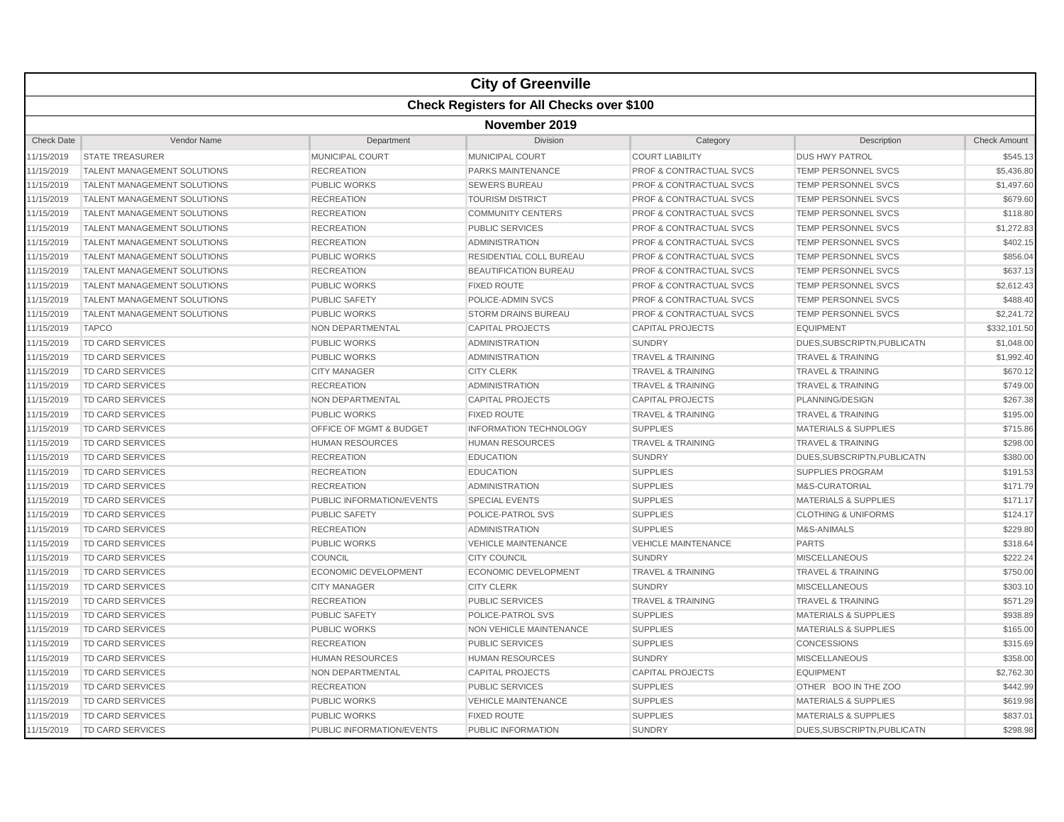# City of Greenville

## Check Registers for All Checks over $100

### November 2019

| Check Date | Vendor Name | Department | Division | Category | Description | Check Amount |
|---|---|---|---|---|---|---|
| 11/15/2019 | STATE TREASURER | MUNICIPAL COURT | MUNICIPAL COURT | COURT LIABILITY | DUS HWY PATROL | $545.13 |
| 11/15/2019 | TALENT MANAGEMENT SOLUTIONS | RECREATION | PARKS MAINTENANCE | PROF & CONTRACTUAL SVCS | TEMP PERSONNEL SVCS | $5,436.80 |
| 11/15/2019 | TALENT MANAGEMENT SOLUTIONS | PUBLIC WORKS | SEWERS BUREAU | PROF & CONTRACTUAL SVCS | TEMP PERSONNEL SVCS | $1,497.60 |
| 11/15/2019 | TALENT MANAGEMENT SOLUTIONS | RECREATION | TOURISM DISTRICT | PROF & CONTRACTUAL SVCS | TEMP PERSONNEL SVCS | $679.60 |
| 11/15/2019 | TALENT MANAGEMENT SOLUTIONS | RECREATION | COMMUNITY CENTERS | PROF & CONTRACTUAL SVCS | TEMP PERSONNEL SVCS | $118.80 |
| 11/15/2019 | TALENT MANAGEMENT SOLUTIONS | RECREATION | PUBLIC SERVICES | PROF & CONTRACTUAL SVCS | TEMP PERSONNEL SVCS | $1,272.83 |
| 11/15/2019 | TALENT MANAGEMENT SOLUTIONS | RECREATION | ADMINISTRATION | PROF & CONTRACTUAL SVCS | TEMP PERSONNEL SVCS | $402.15 |
| 11/15/2019 | TALENT MANAGEMENT SOLUTIONS | PUBLIC WORKS | RESIDENTIAL COLL BUREAU | PROF & CONTRACTUAL SVCS | TEMP PERSONNEL SVCS | $856.04 |
| 11/15/2019 | TALENT MANAGEMENT SOLUTIONS | RECREATION | BEAUTIFICATION BUREAU | PROF & CONTRACTUAL SVCS | TEMP PERSONNEL SVCS | $637.13 |
| 11/15/2019 | TALENT MANAGEMENT SOLUTIONS | PUBLIC WORKS | FIXED ROUTE | PROF & CONTRACTUAL SVCS | TEMP PERSONNEL SVCS | $2,612.43 |
| 11/15/2019 | TALENT MANAGEMENT SOLUTIONS | PUBLIC SAFETY | POLICE-ADMIN SVCS | PROF & CONTRACTUAL SVCS | TEMP PERSONNEL SVCS | $488.40 |
| 11/15/2019 | TALENT MANAGEMENT SOLUTIONS | PUBLIC WORKS | STORM DRAINS BUREAU | PROF & CONTRACTUAL SVCS | TEMP PERSONNEL SVCS | $2,241.72 |
| 11/15/2019 | TAPCO | NON DEPARTMENTAL | CAPITAL PROJECTS | CAPITAL PROJECTS | EQUIPMENT | $332,101.50 |
| 11/15/2019 | TD CARD SERVICES | PUBLIC WORKS | ADMINISTRATION | SUNDRY | DUES,SUBSCRIPTN,PUBLICATN | $1,048.00 |
| 11/15/2019 | TD CARD SERVICES | PUBLIC WORKS | ADMINISTRATION | TRAVEL & TRAINING | TRAVEL & TRAINING | $1,992.40 |
| 11/15/2019 | TD CARD SERVICES | CITY MANAGER | CITY CLERK | TRAVEL & TRAINING | TRAVEL & TRAINING | $670.12 |
| 11/15/2019 | TD CARD SERVICES | RECREATION | ADMINISTRATION | TRAVEL & TRAINING | TRAVEL & TRAINING | $749.00 |
| 11/15/2019 | TD CARD SERVICES | NON DEPARTMENTAL | CAPITAL PROJECTS | CAPITAL PROJECTS | PLANNING/DESIGN | $267.38 |
| 11/15/2019 | TD CARD SERVICES | PUBLIC WORKS | FIXED ROUTE | TRAVEL & TRAINING | TRAVEL & TRAINING | $195.00 |
| 11/15/2019 | TD CARD SERVICES | OFFICE OF MGMT & BUDGET | INFORMATION TECHNOLOGY | SUPPLIES | MATERIALS & SUPPLIES | $715.86 |
| 11/15/2019 | TD CARD SERVICES | HUMAN RESOURCES | HUMAN RESOURCES | TRAVEL & TRAINING | TRAVEL & TRAINING | $298.00 |
| 11/15/2019 | TD CARD SERVICES | RECREATION | EDUCATION | SUNDRY | DUES,SUBSCRIPTN,PUBLICATN | $380.00 |
| 11/15/2019 | TD CARD SERVICES | RECREATION | EDUCATION | SUPPLIES | SUPPLIES PROGRAM | $191.53 |
| 11/15/2019 | TD CARD SERVICES | RECREATION | ADMINISTRATION | SUPPLIES | M&S-CURATORIAL | $171.79 |
| 11/15/2019 | TD CARD SERVICES | PUBLIC INFORMATION/EVENTS | SPECIAL EVENTS | SUPPLIES | MATERIALS & SUPPLIES | $171.17 |
| 11/15/2019 | TD CARD SERVICES | PUBLIC SAFETY | POLICE-PATROL SVS | SUPPLIES | CLOTHING & UNIFORMS | $124.17 |
| 11/15/2019 | TD CARD SERVICES | RECREATION | ADMINISTRATION | SUPPLIES | M&S-ANIMALS | $229.80 |
| 11/15/2019 | TD CARD SERVICES | PUBLIC WORKS | VEHICLE MAINTENANCE | VEHICLE MAINTENANCE | PARTS | $318.64 |
| 11/15/2019 | TD CARD SERVICES | COUNCIL | CITY COUNCIL | SUNDRY | MISCELLANEOUS | $222.24 |
| 11/15/2019 | TD CARD SERVICES | ECONOMIC DEVELOPMENT | ECONOMIC DEVELOPMENT | TRAVEL & TRAINING | TRAVEL & TRAINING | $750.00 |
| 11/15/2019 | TD CARD SERVICES | CITY MANAGER | CITY CLERK | SUNDRY | MISCELLANEOUS | $303.10 |
| 11/15/2019 | TD CARD SERVICES | RECREATION | PUBLIC SERVICES | TRAVEL & TRAINING | TRAVEL & TRAINING | $571.29 |
| 11/15/2019 | TD CARD SERVICES | PUBLIC SAFETY | POLICE-PATROL SVS | SUPPLIES | MATERIALS & SUPPLIES | $938.89 |
| 11/15/2019 | TD CARD SERVICES | PUBLIC WORKS | NON VEHICLE MAINTENANCE | SUPPLIES | MATERIALS & SUPPLIES | $165.00 |
| 11/15/2019 | TD CARD SERVICES | RECREATION | PUBLIC SERVICES | SUPPLIES | CONCESSIONS | $315.69 |
| 11/15/2019 | TD CARD SERVICES | HUMAN RESOURCES | HUMAN RESOURCES | SUNDRY | MISCELLANEOUS | $358.00 |
| 11/15/2019 | TD CARD SERVICES | NON DEPARTMENTAL | CAPITAL PROJECTS | CAPITAL PROJECTS | EQUIPMENT | $2,762.30 |
| 11/15/2019 | TD CARD SERVICES | RECREATION | PUBLIC SERVICES | SUPPLIES | OTHER BOO IN THE ZOO | $442.99 |
| 11/15/2019 | TD CARD SERVICES | PUBLIC WORKS | VEHICLE MAINTENANCE | SUPPLIES | MATERIALS & SUPPLIES | $619.98 |
| 11/15/2019 | TD CARD SERVICES | PUBLIC WORKS | FIXED ROUTE | SUPPLIES | MATERIALS & SUPPLIES | $837.01 |
| 11/15/2019 | TD CARD SERVICES | PUBLIC INFORMATION/EVENTS | PUBLIC INFORMATION | SUNDRY | DUES,SUBSCRIPTN,PUBLICATN | $298.98 |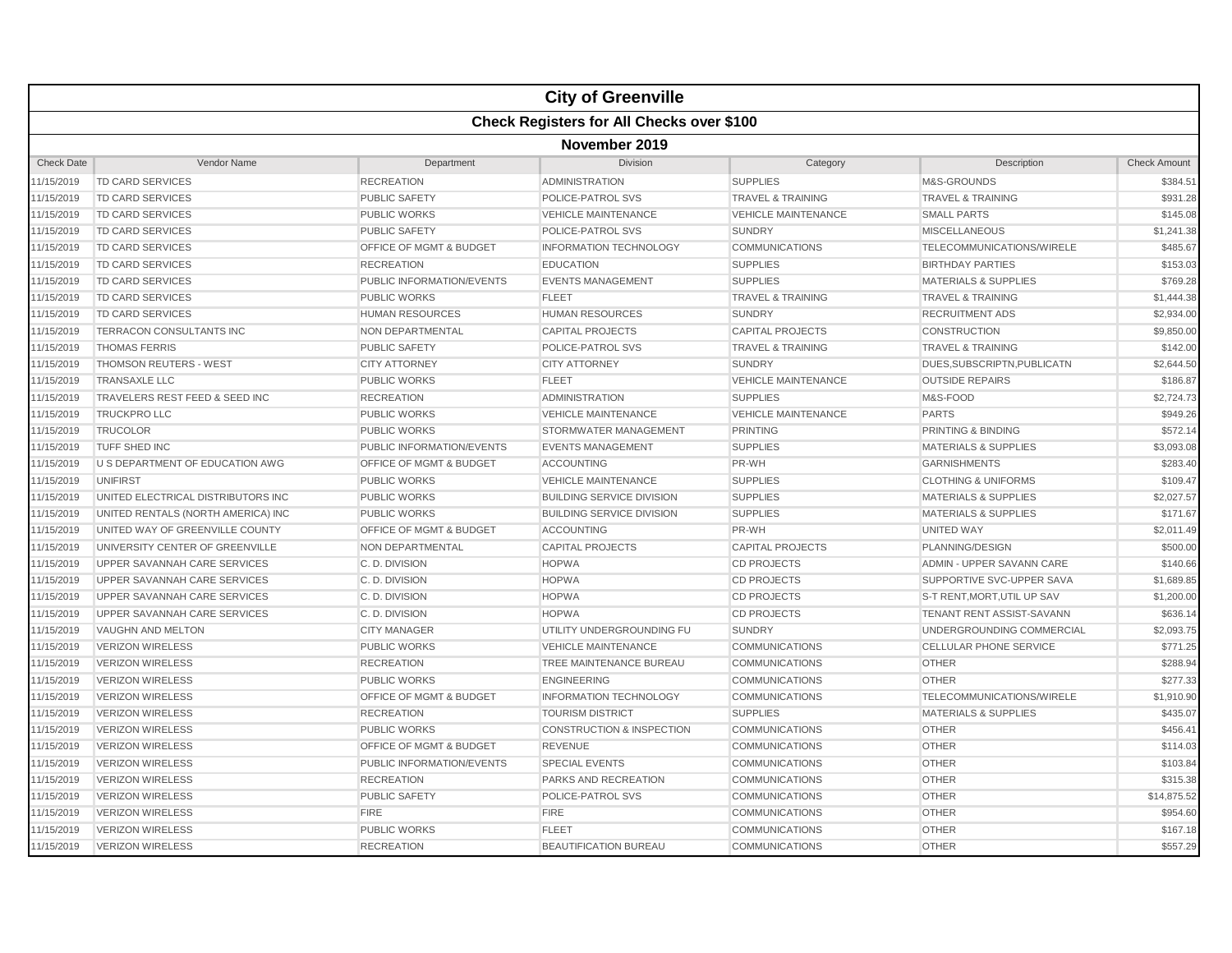# City of Greenville

## Check Registers for All Checks over $100

### November 2019

| Check Date | Vendor Name | Department | Division | Category | Description | Check Amount |
|---|---|---|---|---|---|---|
| 11/15/2019 | TD CARD SERVICES | RECREATION | ADMINISTRATION | SUPPLIES | M&S-GROUNDS | $384.51 |
| 11/15/2019 | TD CARD SERVICES | PUBLIC SAFETY | POLICE-PATROL SVS | TRAVEL & TRAINING | TRAVEL & TRAINING | $931.28 |
| 11/15/2019 | TD CARD SERVICES | PUBLIC WORKS | VEHICLE MAINTENANCE | VEHICLE MAINTENANCE | SMALL PARTS | $145.08 |
| 11/15/2019 | TD CARD SERVICES | PUBLIC SAFETY | POLICE-PATROL SVS | SUNDRY | MISCELLANEOUS | $1,241.38 |
| 11/15/2019 | TD CARD SERVICES | OFFICE OF MGMT & BUDGET | INFORMATION TECHNOLOGY | COMMUNICATIONS | TELECOMMUNICATIONS/WIRELE | $485.67 |
| 11/15/2019 | TD CARD SERVICES | RECREATION | EDUCATION | SUPPLIES | BIRTHDAY PARTIES | $153.03 |
| 11/15/2019 | TD CARD SERVICES | PUBLIC INFORMATION/EVENTS | EVENTS MANAGEMENT | SUPPLIES | MATERIALS & SUPPLIES | $769.28 |
| 11/15/2019 | TD CARD SERVICES | PUBLIC WORKS | FLEET | TRAVEL & TRAINING | TRAVEL & TRAINING | $1,444.38 |
| 11/15/2019 | TD CARD SERVICES | HUMAN RESOURCES | HUMAN RESOURCES | SUNDRY | RECRUITMENT ADS | $2,934.00 |
| 11/15/2019 | TERRACON CONSULTANTS INC | NON DEPARTMENTAL | CAPITAL PROJECTS | CAPITAL PROJECTS | CONSTRUCTION | $9,850.00 |
| 11/15/2019 | THOMAS FERRIS | PUBLIC SAFETY | POLICE-PATROL SVS | TRAVEL & TRAINING | TRAVEL & TRAINING | $142.00 |
| 11/15/2019 | THOMSON REUTERS - WEST | CITY ATTORNEY | CITY ATTORNEY | SUNDRY | DUES,SUBSCRIPTN,PUBLICATN | $2,644.50 |
| 11/15/2019 | TRANSAXLE LLC | PUBLIC WORKS | FLEET | VEHICLE MAINTENANCE | OUTSIDE REPAIRS | $186.87 |
| 11/15/2019 | TRAVELERS REST FEED & SEED INC | RECREATION | ADMINISTRATION | SUPPLIES | M&S-FOOD | $2,724.73 |
| 11/15/2019 | TRUCKPRO LLC | PUBLIC WORKS | VEHICLE MAINTENANCE | VEHICLE MAINTENANCE | PARTS | $949.26 |
| 11/15/2019 | TRUCOLOR | PUBLIC WORKS | STORMWATER MANAGEMENT | PRINTING | PRINTING & BINDING | $572.14 |
| 11/15/2019 | TUFF SHED INC | PUBLIC INFORMATION/EVENTS | EVENTS MANAGEMENT | SUPPLIES | MATERIALS & SUPPLIES | $3,093.08 |
| 11/15/2019 | U S DEPARTMENT OF EDUCATION AWG | OFFICE OF MGMT & BUDGET | ACCOUNTING | PR-WH | GARNISHMENTS | $283.40 |
| 11/15/2019 | UNIFIRST | PUBLIC WORKS | VEHICLE MAINTENANCE | SUPPLIES | CLOTHING & UNIFORMS | $109.47 |
| 11/15/2019 | UNITED ELECTRICAL DISTRIBUTORS INC | PUBLIC WORKS | BUILDING SERVICE DIVISION | SUPPLIES | MATERIALS & SUPPLIES | $2,027.57 |
| 11/15/2019 | UNITED RENTALS (NORTH AMERICA) INC | PUBLIC WORKS | BUILDING SERVICE DIVISION | SUPPLIES | MATERIALS & SUPPLIES | $171.67 |
| 11/15/2019 | UNITED WAY OF GREENVILLE COUNTY | OFFICE OF MGMT & BUDGET | ACCOUNTING | PR-WH | UNITED WAY | $2,011.49 |
| 11/15/2019 | UNIVERSITY CENTER OF GREENVILLE | NON DEPARTMENTAL | CAPITAL PROJECTS | CAPITAL PROJECTS | PLANNING/DESIGN | $500.00 |
| 11/15/2019 | UPPER SAVANNAH CARE SERVICES | C. D. DIVISION | HOPWA | CD PROJECTS | ADMIN - UPPER SAVANN CARE | $140.66 |
| 11/15/2019 | UPPER SAVANNAH CARE SERVICES | C. D. DIVISION | HOPWA | CD PROJECTS | SUPPORTIVE SVC-UPPER SAVA | $1,689.85 |
| 11/15/2019 | UPPER SAVANNAH CARE SERVICES | C. D. DIVISION | HOPWA | CD PROJECTS | S-T RENT,MORT,UTIL UP SAV | $1,200.00 |
| 11/15/2019 | UPPER SAVANNAH CARE SERVICES | C. D. DIVISION | HOPWA | CD PROJECTS | TENANT RENT ASSIST-SAVANN | $636.14 |
| 11/15/2019 | VAUGHN AND MELTON | CITY MANAGER | UTILITY UNDERGROUNDING FU | SUNDRY | UNDERGROUNDING COMMERCIAL | $2,093.75 |
| 11/15/2019 | VERIZON WIRELESS | PUBLIC WORKS | VEHICLE MAINTENANCE | COMMUNICATIONS | CELLULAR PHONE SERVICE | $771.25 |
| 11/15/2019 | VERIZON WIRELESS | RECREATION | TREE MAINTENANCE BUREAU | COMMUNICATIONS | OTHER | $288.94 |
| 11/15/2019 | VERIZON WIRELESS | PUBLIC WORKS | ENGINEERING | COMMUNICATIONS | OTHER | $277.33 |
| 11/15/2019 | VERIZON WIRELESS | OFFICE OF MGMT & BUDGET | INFORMATION TECHNOLOGY | COMMUNICATIONS | TELECOMMUNICATIONS/WIRELE | $1,910.90 |
| 11/15/2019 | VERIZON WIRELESS | RECREATION | TOURISM DISTRICT | SUPPLIES | MATERIALS & SUPPLIES | $435.07 |
| 11/15/2019 | VERIZON WIRELESS | PUBLIC WORKS | CONSTRUCTION & INSPECTION | COMMUNICATIONS | OTHER | $456.41 |
| 11/15/2019 | VERIZON WIRELESS | OFFICE OF MGMT & BUDGET | REVENUE | COMMUNICATIONS | OTHER | $114.03 |
| 11/15/2019 | VERIZON WIRELESS | PUBLIC INFORMATION/EVENTS | SPECIAL EVENTS | COMMUNICATIONS | OTHER | $103.84 |
| 11/15/2019 | VERIZON WIRELESS | RECREATION | PARKS AND RECREATION | COMMUNICATIONS | OTHER | $315.38 |
| 11/15/2019 | VERIZON WIRELESS | PUBLIC SAFETY | POLICE-PATROL SVS | COMMUNICATIONS | OTHER | $14,875.52 |
| 11/15/2019 | VERIZON WIRELESS | FIRE | FIRE | COMMUNICATIONS | OTHER | $954.60 |
| 11/15/2019 | VERIZON WIRELESS | PUBLIC WORKS | FLEET | COMMUNICATIONS | OTHER | $167.18 |
| 11/15/2019 | VERIZON WIRELESS | RECREATION | BEAUTIFICATION BUREAU | COMMUNICATIONS | OTHER | $557.29 |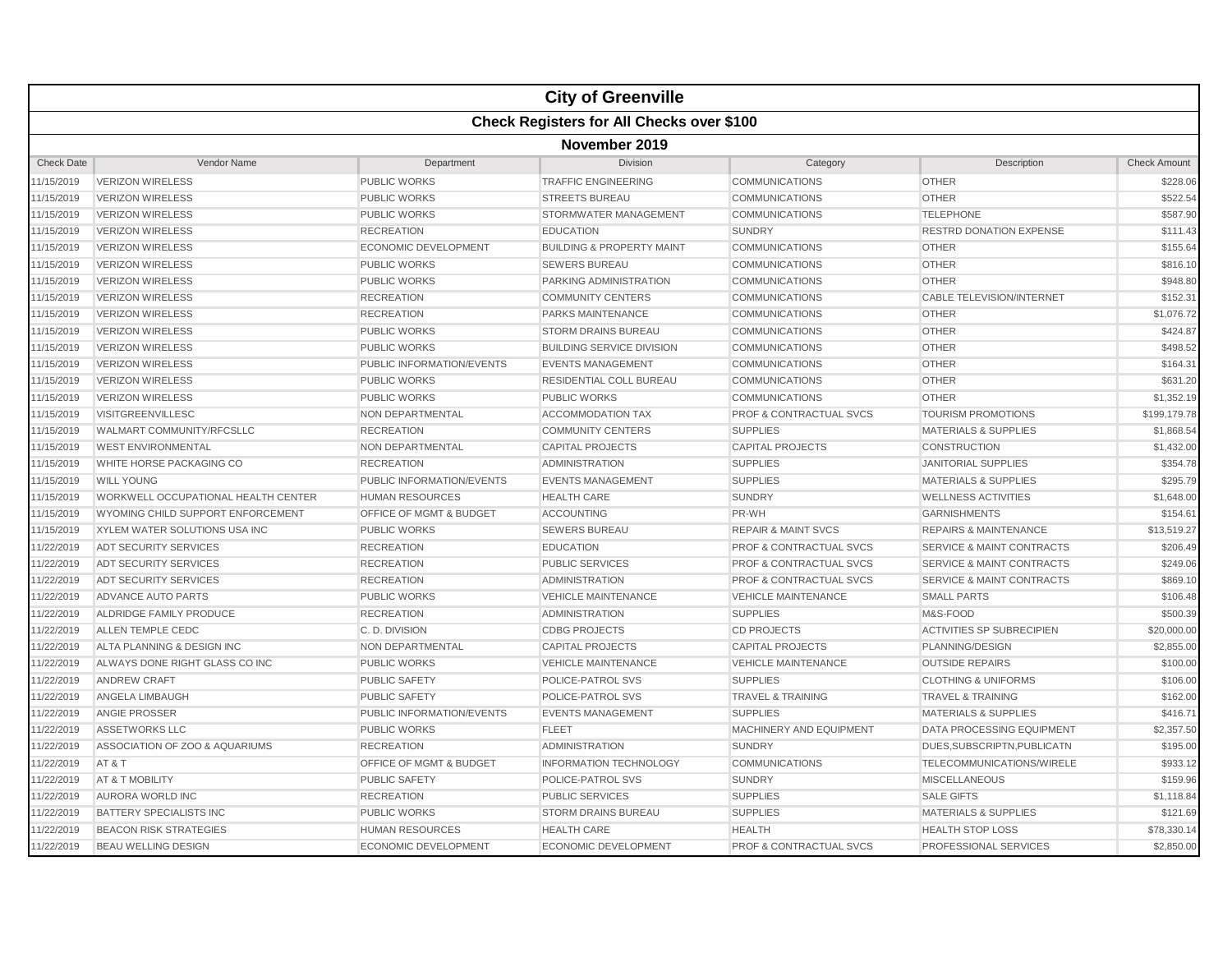# City of Greenville

## Check Registers for All Checks over $100

### November 2019

| Check Date | Vendor Name | Department | Division | Category | Description | Check Amount |
|---|---|---|---|---|---|---|
| 11/15/2019 | VERIZON WIRELESS | PUBLIC WORKS | TRAFFIC ENGINEERING | COMMUNICATIONS | OTHER | $228.06 |
| 11/15/2019 | VERIZON WIRELESS | PUBLIC WORKS | STREETS BUREAU | COMMUNICATIONS | OTHER | $522.54 |
| 11/15/2019 | VERIZON WIRELESS | PUBLIC WORKS | STORMWATER MANAGEMENT | COMMUNICATIONS | TELEPHONE | $587.90 |
| 11/15/2019 | VERIZON WIRELESS | RECREATION | EDUCATION | SUNDRY | RESTRD DONATION EXPENSE | $111.43 |
| 11/15/2019 | VERIZON WIRELESS | ECONOMIC DEVELOPMENT | BUILDING & PROPERTY MAINT | COMMUNICATIONS | OTHER | $155.64 |
| 11/15/2019 | VERIZON WIRELESS | PUBLIC WORKS | SEWERS BUREAU | COMMUNICATIONS | OTHER | $816.10 |
| 11/15/2019 | VERIZON WIRELESS | PUBLIC WORKS | PARKING ADMINISTRATION | COMMUNICATIONS | OTHER | $948.80 |
| 11/15/2019 | VERIZON WIRELESS | RECREATION | COMMUNITY CENTERS | COMMUNICATIONS | CABLE TELEVISION/INTERNET | $152.31 |
| 11/15/2019 | VERIZON WIRELESS | RECREATION | PARKS MAINTENANCE | COMMUNICATIONS | OTHER | $1,076.72 |
| 11/15/2019 | VERIZON WIRELESS | PUBLIC WORKS | STORM DRAINS BUREAU | COMMUNICATIONS | OTHER | $424.87 |
| 11/15/2019 | VERIZON WIRELESS | PUBLIC WORKS | BUILDING SERVICE DIVISION | COMMUNICATIONS | OTHER | $498.52 |
| 11/15/2019 | VERIZON WIRELESS | PUBLIC INFORMATION/EVENTS | EVENTS MANAGEMENT | COMMUNICATIONS | OTHER | $164.31 |
| 11/15/2019 | VERIZON WIRELESS | PUBLIC WORKS | RESIDENTIAL COLL BUREAU | COMMUNICATIONS | OTHER | $631.20 |
| 11/15/2019 | VERIZON WIRELESS | PUBLIC WORKS | PUBLIC WORKS | COMMUNICATIONS | OTHER | $1,352.19 |
| 11/15/2019 | VISITGREENVILLESC | NON DEPARTMENTAL | ACCOMMODATION TAX | PROF & CONTRACTUAL SVCS | TOURISM PROMOTIONS | $199,179.78 |
| 11/15/2019 | WALMART COMMUNITY/RFCSLLC | RECREATION | COMMUNITY CENTERS | SUPPLIES | MATERIALS & SUPPLIES | $1,868.54 |
| 11/15/2019 | WEST ENVIRONMENTAL | NON DEPARTMENTAL | CAPITAL PROJECTS | CAPITAL PROJECTS | CONSTRUCTION | $1,432.00 |
| 11/15/2019 | WHITE HORSE PACKAGING CO | RECREATION | ADMINISTRATION | SUPPLIES | JANITORIAL SUPPLIES | $354.78 |
| 11/15/2019 | WILL YOUNG | PUBLIC INFORMATION/EVENTS | EVENTS MANAGEMENT | SUPPLIES | MATERIALS & SUPPLIES | $295.79 |
| 11/15/2019 | WORKWELL OCCUPATIONAL HEALTH CENTER | HUMAN RESOURCES | HEALTH CARE | SUNDRY | WELLNESS ACTIVITIES | $1,648.00 |
| 11/15/2019 | WYOMING CHILD SUPPORT ENFORCEMENT | OFFICE OF MGMT & BUDGET | ACCOUNTING | PR-WH | GARNISHMENTS | $154.61 |
| 11/15/2019 | XYLEM WATER SOLUTIONS USA INC | PUBLIC WORKS | SEWERS BUREAU | REPAIR & MAINT SVCS | REPAIRS & MAINTENANCE | $13,519.27 |
| 11/22/2019 | ADT SECURITY SERVICES | RECREATION | EDUCATION | PROF & CONTRACTUAL SVCS | SERVICE & MAINT CONTRACTS | $206.49 |
| 11/22/2019 | ADT SECURITY SERVICES | RECREATION | PUBLIC SERVICES | PROF & CONTRACTUAL SVCS | SERVICE & MAINT CONTRACTS | $249.06 |
| 11/22/2019 | ADT SECURITY SERVICES | RECREATION | ADMINISTRATION | PROF & CONTRACTUAL SVCS | SERVICE & MAINT CONTRACTS | $869.10 |
| 11/22/2019 | ADVANCE AUTO PARTS | PUBLIC WORKS | VEHICLE MAINTENANCE | VEHICLE MAINTENANCE | SMALL PARTS | $106.48 |
| 11/22/2019 | ALDRIDGE FAMILY PRODUCE | RECREATION | ADMINISTRATION | SUPPLIES | M&S-FOOD | $500.39 |
| 11/22/2019 | ALLEN TEMPLE CEDC | C. D. DIVISION | CDBG PROJECTS | CD PROJECTS | ACTIVITIES SP SUBRECIPIEN | $20,000.00 |
| 11/22/2019 | ALTA PLANNING & DESIGN INC | NON DEPARTMENTAL | CAPITAL PROJECTS | CAPITAL PROJECTS | PLANNING/DESIGN | $2,855.00 |
| 11/22/2019 | ALWAYS DONE RIGHT GLASS CO INC | PUBLIC WORKS | VEHICLE MAINTENANCE | VEHICLE MAINTENANCE | OUTSIDE REPAIRS | $100.00 |
| 11/22/2019 | ANDREW CRAFT | PUBLIC SAFETY | POLICE-PATROL SVS | SUPPLIES | CLOTHING & UNIFORMS | $106.00 |
| 11/22/2019 | ANGELA LIMBAUGH | PUBLIC SAFETY | POLICE-PATROL SVS | TRAVEL & TRAINING | TRAVEL & TRAINING | $162.00 |
| 11/22/2019 | ANGIE PROSSER | PUBLIC INFORMATION/EVENTS | EVENTS MANAGEMENT | SUPPLIES | MATERIALS & SUPPLIES | $416.71 |
| 11/22/2019 | ASSETWORKS LLC | PUBLIC WORKS | FLEET | MACHINERY AND EQUIPMENT | DATA PROCESSING EQUIPMENT | $2,357.50 |
| 11/22/2019 | ASSOCIATION OF ZOO & AQUARIUMS | RECREATION | ADMINISTRATION | SUNDRY | DUES,SUBSCRIPTN,PUBLICATN | $195.00 |
| 11/22/2019 | AT & T | OFFICE OF MGMT & BUDGET | INFORMATION TECHNOLOGY | COMMUNICATIONS | TELECOMMUNICATIONS/WIRELE | $933.12 |
| 11/22/2019 | AT & T MOBILITY | PUBLIC SAFETY | POLICE-PATROL SVS | SUNDRY | MISCELLANEOUS | $159.96 |
| 11/22/2019 | AURORA WORLD INC | RECREATION | PUBLIC SERVICES | SUPPLIES | SALE GIFTS | $1,118.84 |
| 11/22/2019 | BATTERY SPECIALISTS INC | PUBLIC WORKS | STORM DRAINS BUREAU | SUPPLIES | MATERIALS & SUPPLIES | $121.69 |
| 11/22/2019 | BEACON RISK STRATEGIES | HUMAN RESOURCES | HEALTH CARE | HEALTH | HEALTH STOP LOSS | $78,330.14 |
| 11/22/2019 | BEAU WELLING DESIGN | ECONOMIC DEVELOPMENT | ECONOMIC DEVELOPMENT | PROF & CONTRACTUAL SVCS | PROFESSIONAL SERVICES | $2,850.00 |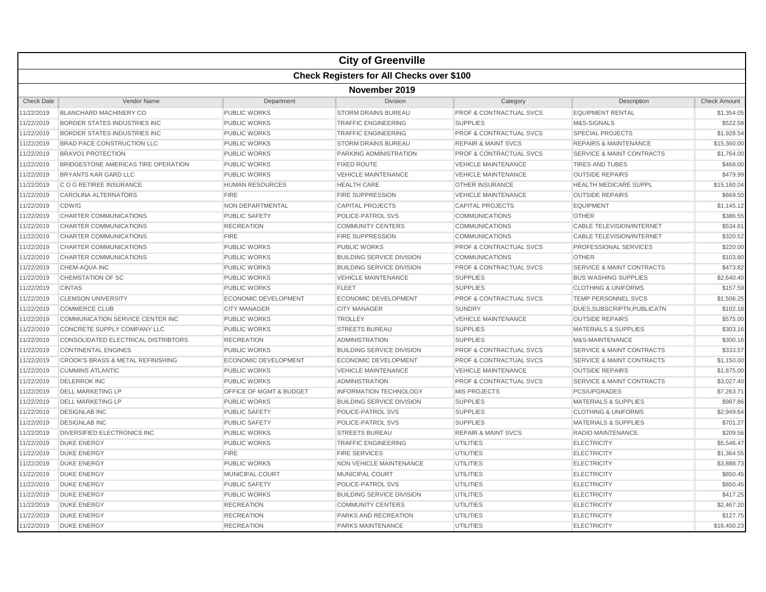# City of Greenville

## Check Registers for All Checks over $100

### November 2019

| Check Date | Vendor Name | Department | Division | Category | Description | Check Amount |
|---|---|---|---|---|---|---|
| 11/22/2019 | BLANCHARD MACHINERY CO | PUBLIC WORKS | STORM DRAINS BUREAU | PROF & CONTRACTUAL SVCS | EQUIPMENT RENTAL | $1,354.05 |
| 11/22/2019 | BORDER STATES INDUSTRIES INC | PUBLIC WORKS | TRAFFIC ENGINEERING | SUPPLIES | M&S-SIGNALS | $522.58 |
| 11/22/2019 | BORDER STATES INDUSTRIES INC | PUBLIC WORKS | TRAFFIC ENGINEERING | PROF & CONTRACTUAL SVCS | SPECIAL PROJECTS | $1,928.54 |
| 11/22/2019 | BRAD PACE CONSTRUCTION LLC | PUBLIC WORKS | STORM DRAINS BUREAU | REPAIR & MAINT SVCS | REPAIRS & MAINTENANCE | $15,360.00 |
| 11/22/2019 | BRAVO1 PROTECTION | PUBLIC WORKS | PARKING ADMINISTRATION | PROF & CONTRACTUAL SVCS | SERVICE & MAINT CONTRACTS | $1,764.00 |
| 11/22/2019 | BRIDGESTONE AMERICAS TIRE OPERATION | PUBLIC WORKS | FIXED ROUTE | VEHICLE MAINTENANCE | TIRES AND TUBES | $468.00 |
| 11/22/2019 | BRYANTS KAR GARD LLC | PUBLIC WORKS | VEHICLE MAINTENANCE | VEHICLE MAINTENANCE | OUTSIDE REPAIRS | $479.99 |
| 11/22/2019 | C O G RETIREE INSURANCE | HUMAN RESOURCES | HEALTH CARE | OTHER INSURANCE | HEALTH MEDICARE SUPPL | $15,160.04 |
| 11/22/2019 | CAROLINA ALTERNATORS | FIRE | FIRE SUPPRESSION | VEHICLE MAINTENANCE | OUTSIDE REPAIRS | $669.50 |
| 11/22/2019 | CDW/G | NON DEPARTMENTAL | CAPITAL PROJECTS | CAPITAL PROJECTS | EQUIPMENT | $1,145.12 |
| 11/22/2019 | CHARTER COMMUNICATIONS | PUBLIC SAFETY | POLICE-PATROL SVS | COMMUNICATIONS | OTHER | $386.55 |
| 11/22/2019 | CHARTER COMMUNICATIONS | RECREATION | COMMUNITY CENTERS | COMMUNICATIONS | CABLE TELEVISION/INTERNET | $534.61 |
| 11/22/2019 | CHARTER COMMUNICATIONS | FIRE | FIRE SUPPRESSION | COMMUNICATIONS | CABLE TELEVISION/INTERNET | $320.52 |
| 11/22/2019 | CHARTER COMMUNICATIONS | PUBLIC WORKS | PUBLIC WORKS | PROF & CONTRACTUAL SVCS | PROFESSIONAL SERVICES | $220.00 |
| 11/22/2019 | CHARTER COMMUNICATIONS | PUBLIC WORKS | BUILDING SERVICE DIVISION | COMMUNICATIONS | OTHER | $103.80 |
| 11/22/2019 | CHEM-AQUA INC | PUBLIC WORKS | BUILDING SERVICE DIVISION | PROF & CONTRACTUAL SVCS | SERVICE & MAINT CONTRACTS | $473.82 |
| 11/22/2019 | CHEMSTATION OF SC | PUBLIC WORKS | VEHICLE MAINTENANCE | SUPPLIES | BUS WASHING SUPPLIES | $2,640.40 |
| 11/22/2019 | CINTAS | PUBLIC WORKS | FLEET | SUPPLIES | CLOTHING & UNIFORMS | $157.59 |
| 11/22/2019 | CLEMSON UNIVERSITY | ECONOMIC DEVELOPMENT | ECONOMIC DEVELOPMENT | PROF & CONTRACTUAL SVCS | TEMP PERSONNEL SVCS | $1,506.25 |
| 11/22/2019 | COMMERCE CLUB | CITY MANAGER | CITY MANAGER | SUNDRY | DUES,SUBSCRIPTN,PUBLICATN | $102.18 |
| 11/22/2019 | COMMUNICATION SERVICE CENTER INC | PUBLIC WORKS | TROLLEY | VEHICLE MAINTENANCE | OUTSIDE REPAIRS | $575.00 |
| 11/22/2019 | CONCRETE SUPPLY COMPANY LLC | PUBLIC WORKS | STREETS BUREAU | SUPPLIES | MATERIALS & SUPPLIES | $303.16 |
| 11/22/2019 | CONSOLIDATED ELECTRICAL DISTRIBTORS | RECREATION | ADMINISTRATION | SUPPLIES | M&S-MAINTENANCE | $300.16 |
| 11/22/2019 | CONTINENTAL ENGINES | PUBLIC WORKS | BUILDING SERVICE DIVISION | PROF & CONTRACTUAL SVCS | SERVICE & MAINT CONTRACTS | $333.57 |
| 11/22/2019 | CROOK'S BRASS & METAL REFINISHING | ECONOMIC DEVELOPMENT | ECONOMIC DEVELOPMENT | PROF & CONTRACTUAL SVCS | SERVICE & MAINT CONTRACTS | $1,150.00 |
| 11/22/2019 | CUMMINS ATLANTIC | PUBLIC WORKS | VEHICLE MAINTENANCE | VEHICLE MAINTENANCE | OUTSIDE REPAIRS | $1,875.00 |
| 11/22/2019 | DELERROK INC | PUBLIC WORKS | ADMINISTRATION | PROF & CONTRACTUAL SVCS | SERVICE & MAINT CONTRACTS | $3,027.40 |
| 11/22/2019 | DELL MARKETING LP | OFFICE OF MGMT & BUDGET | INFORMATION TECHNOLOGY | MIS PROJECTS | PCS/UPGRADES | $7,263.71 |
| 11/22/2019 | DELL MARKETING LP | PUBLIC WORKS | BUILDING SERVICE DIVISION | SUPPLIES | MATERIALS & SUPPLIES | $987.86 |
| 11/22/2019 | DESIGNLAB INC | PUBLIC SAFETY | POLICE-PATROL SVS | SUPPLIES | CLOTHING & UNIFORMS | $2,949.64 |
| 11/22/2019 | DESIGNLAB INC | PUBLIC SAFETY | POLICE-PATROL SVS | SUPPLIES | MATERIALS & SUPPLIES | $701.27 |
| 11/22/2019 | DIVERSIFIED ELECTRONICS INC | PUBLIC WORKS | STREETS BUREAU | REPAIR & MAINT SVCS | RADIO MAINTENANCE | $209.56 |
| 11/22/2019 | DUKE ENERGY | PUBLIC WORKS | TRAFFIC ENGINEERING | UTILITIES | ELECTRICITY | $5,546.47 |
| 11/22/2019 | DUKE ENERGY | FIRE | FIRE SERVICES | UTILITIES | ELECTRICITY | $1,364.55 |
| 11/22/2019 | DUKE ENERGY | PUBLIC WORKS | NON VEHICLE MAINTENANCE | UTILITIES | ELECTRICITY | $3,888.73 |
| 11/22/2019 | DUKE ENERGY | MUNICIPAL COURT | MUNICIPAL COURT | UTILITIES | ELECTRICITY | $850.45 |
| 11/22/2019 | DUKE ENERGY | PUBLIC SAFETY | POLICE-PATROL SVS | UTILITIES | ELECTRICITY | $850.45 |
| 11/22/2019 | DUKE ENERGY | PUBLIC WORKS | BUILDING SERVICE DIVISION | UTILITIES | ELECTRICITY | $417.25 |
| 11/22/2019 | DUKE ENERGY | RECREATION | COMMUNITY CENTERS | UTILITIES | ELECTRICITY | $2,467.20 |
| 11/22/2019 | DUKE ENERGY | RECREATION | PARKS AND RECREATION | UTILITIES | ELECTRICITY | $127.75 |
| 11/22/2019 | DUKE ENERGY | RECREATION | PARKS MAINTENANCE | UTILITIES | ELECTRICITY | $16,450.23 |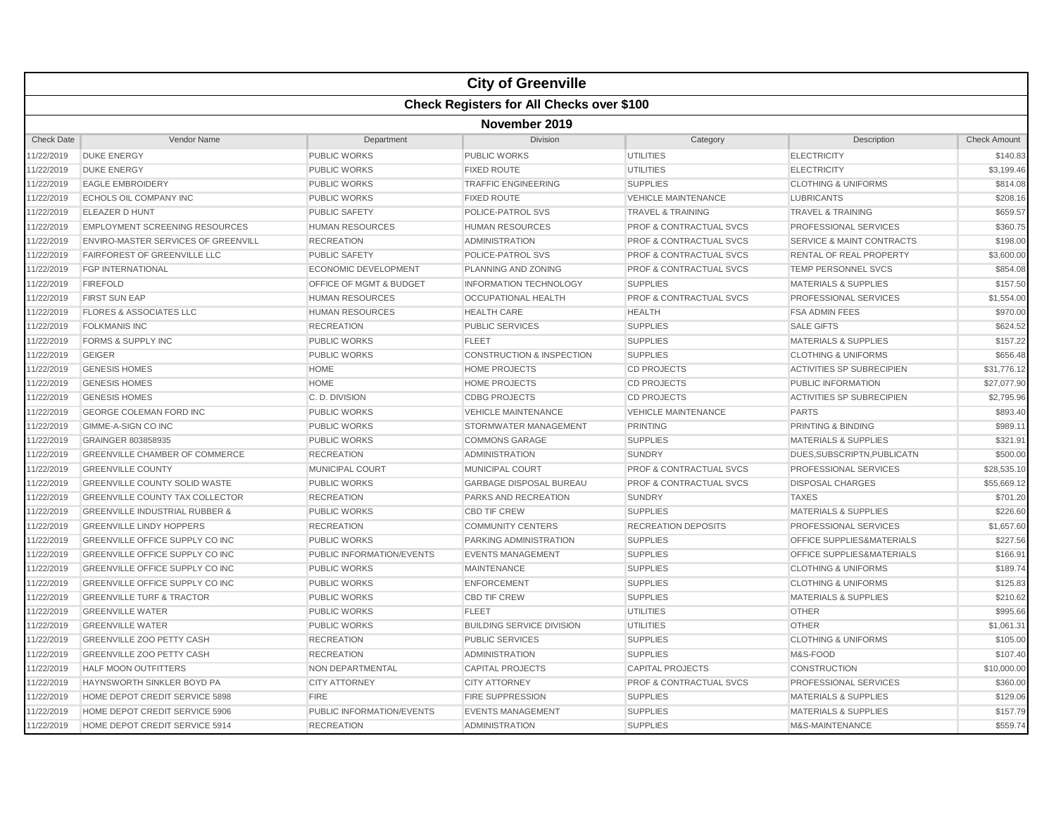| City of Greenville | | | | | | |
|---|---|---|---|---|---|---|
| Check Registers for All Checks over $100 | | | | | | |
| November 2019 | | | | | | |
| Check Date | Vendor Name | Department | Division | Category | Description | Check Amount |
| 11/22/2019 | DUKE ENERGY | PUBLIC WORKS | PUBLIC WORKS | UTILITIES | ELECTRICITY | $140.83 |
| 11/22/2019 | DUKE ENERGY | PUBLIC WORKS | FIXED ROUTE | UTILITIES | ELECTRICITY | $3,199.46 |
| 11/22/2019 | EAGLE EMBROIDERY | PUBLIC WORKS | TRAFFIC ENGINEERING | SUPPLIES | CLOTHING & UNIFORMS | $814.08 |
| 11/22/2019 | ECHOLS OIL COMPANY INC | PUBLIC WORKS | FIXED ROUTE | VEHICLE MAINTENANCE | LUBRICANTS | $208.16 |
| 11/22/2019 | ELEAZER D HUNT | PUBLIC SAFETY | POLICE-PATROL SVS | TRAVEL & TRAINING | TRAVEL & TRAINING | $659.57 |
| 11/22/2019 | EMPLOYMENT SCREENING RESOURCES | HUMAN RESOURCES | HUMAN RESOURCES | PROF & CONTRACTUAL SVCS | PROFESSIONAL SERVICES | $360.75 |
| 11/22/2019 | ENVIRO-MASTER SERVICES OF GREENVILL | RECREATION | ADMINISTRATION | PROF & CONTRACTUAL SVCS | SERVICE & MAINT CONTRACTS | $198.00 |
| 11/22/2019 | FAIRFOREST OF GREENVILLE LLC | PUBLIC SAFETY | POLICE-PATROL SVS | PROF & CONTRACTUAL SVCS | RENTAL OF REAL PROPERTY | $3,600.00 |
| 11/22/2019 | FGP INTERNATIONAL | ECONOMIC DEVELOPMENT | PLANNING AND ZONING | PROF & CONTRACTUAL SVCS | TEMP PERSONNEL SVCS | $854.08 |
| 11/22/2019 | FIREFOLD | OFFICE OF MGMT & BUDGET | INFORMATION TECHNOLOGY | SUPPLIES | MATERIALS & SUPPLIES | $157.50 |
| 11/22/2019 | FIRST SUN EAP | HUMAN RESOURCES | OCCUPATIONAL HEALTH | PROF & CONTRACTUAL SVCS | PROFESSIONAL SERVICES | $1,554.00 |
| 11/22/2019 | FLORES & ASSOCIATES LLC | HUMAN RESOURCES | HEALTH CARE | HEALTH | FSA ADMIN FEES | $970.00 |
| 11/22/2019 | FOLKMANIS INC | RECREATION | PUBLIC SERVICES | SUPPLIES | SALE GIFTS | $624.52 |
| 11/22/2019 | FORMS & SUPPLY INC | PUBLIC WORKS | FLEET | SUPPLIES | MATERIALS & SUPPLIES | $157.22 |
| 11/22/2019 | GEIGER | PUBLIC WORKS | CONSTRUCTION & INSPECTION | SUPPLIES | CLOTHING & UNIFORMS | $656.48 |
| 11/22/2019 | GENESIS HOMES | HOME | HOME PROJECTS | CD PROJECTS | ACTIVITIES SP SUBRECIPIEN | $31,776.12 |
| 11/22/2019 | GENESIS HOMES | HOME | HOME PROJECTS | CD PROJECTS | PUBLIC INFORMATION | $27,077.90 |
| 11/22/2019 | GENESIS HOMES | C. D. DIVISION | CDBG PROJECTS | CD PROJECTS | ACTIVITIES SP SUBRECIPIEN | $2,795.96 |
| 11/22/2019 | GEORGE COLEMAN FORD INC | PUBLIC WORKS | VEHICLE MAINTENANCE | VEHICLE MAINTENANCE | PARTS | $893.40 |
| 11/22/2019 | GIMME-A-SIGN CO INC | PUBLIC WORKS | STORMWATER MANAGEMENT | PRINTING | PRINTING & BINDING | $989.11 |
| 11/22/2019 | GRAINGER 803858935 | PUBLIC WORKS | COMMONS GARAGE | SUPPLIES | MATERIALS & SUPPLIES | $321.91 |
| 11/22/2019 | GREENVILLE CHAMBER OF COMMERCE | RECREATION | ADMINISTRATION | SUNDRY | DUES,SUBSCRIPTN,PUBLICATN | $500.00 |
| 11/22/2019 | GREENVILLE COUNTY | MUNICIPAL COURT | MUNICIPAL COURT | PROF & CONTRACTUAL SVCS | PROFESSIONAL SERVICES | $28,535.10 |
| 11/22/2019 | GREENVILLE COUNTY SOLID WASTE | PUBLIC WORKS | GARBAGE DISPOSAL BUREAU | PROF & CONTRACTUAL SVCS | DISPOSAL CHARGES | $55,669.12 |
| 11/22/2019 | GREENVILLE COUNTY TAX COLLECTOR | RECREATION | PARKS AND RECREATION | SUNDRY | TAXES | $701.20 |
| 11/22/2019 | GREENVILLE INDUSTRIAL RUBBER & | PUBLIC WORKS | CBD TIF CREW | SUPPLIES | MATERIALS & SUPPLIES | $226.60 |
| 11/22/2019 | GREENVILLE LINDY HOPPERS | RECREATION | COMMUNITY CENTERS | RECREATION DEPOSITS | PROFESSIONAL SERVICES | $1,657.60 |
| 11/22/2019 | GREENVILLE OFFICE SUPPLY CO INC | PUBLIC WORKS | PARKING ADMINISTRATION | SUPPLIES | OFFICE SUPPLIES&MATERIALS | $227.56 |
| 11/22/2019 | GREENVILLE OFFICE SUPPLY CO INC | PUBLIC INFORMATION/EVENTS | EVENTS MANAGEMENT | SUPPLIES | OFFICE SUPPLIES&MATERIALS | $166.91 |
| 11/22/2019 | GREENVILLE OFFICE SUPPLY CO INC | PUBLIC WORKS | MAINTENANCE | SUPPLIES | CLOTHING & UNIFORMS | $189.74 |
| 11/22/2019 | GREENVILLE OFFICE SUPPLY CO INC | PUBLIC WORKS | ENFORCEMENT | SUPPLIES | CLOTHING & UNIFORMS | $125.83 |
| 11/22/2019 | GREENVILLE TURF & TRACTOR | PUBLIC WORKS | CBD TIF CREW | SUPPLIES | MATERIALS & SUPPLIES | $210.62 |
| 11/22/2019 | GREENVILLE WATER | PUBLIC WORKS | FLEET | UTILITIES | OTHER | $995.66 |
| 11/22/2019 | GREENVILLE WATER | PUBLIC WORKS | BUILDING SERVICE DIVISION | UTILITIES | OTHER | $1,061.31 |
| 11/22/2019 | GREENVILLE ZOO PETTY CASH | RECREATION | PUBLIC SERVICES | SUPPLIES | CLOTHING & UNIFORMS | $105.00 |
| 11/22/2019 | GREENVILLE ZOO PETTY CASH | RECREATION | ADMINISTRATION | SUPPLIES | M&S-FOOD | $107.40 |
| 11/22/2019 | HALF MOON OUTFITTERS | NON DEPARTMENTAL | CAPITAL PROJECTS | CAPITAL PROJECTS | CONSTRUCTION | $10,000.00 |
| 11/22/2019 | HAYNSWORTH SINKLER BOYD PA | CITY ATTORNEY | CITY ATTORNEY | PROF & CONTRACTUAL SVCS | PROFESSIONAL SERVICES | $360.00 |
| 11/22/2019 | HOME DEPOT CREDIT SERVICE 5898 | FIRE | FIRE SUPPRESSION | SUPPLIES | MATERIALS & SUPPLIES | $129.06 |
| 11/22/2019 | HOME DEPOT CREDIT SERVICE 5906 | PUBLIC INFORMATION/EVENTS | EVENTS MANAGEMENT | SUPPLIES | MATERIALS & SUPPLIES | $157.79 |
| 11/22/2019 | HOME DEPOT CREDIT SERVICE 5914 | RECREATION | ADMINISTRATION | SUPPLIES | M&S-MAINTENANCE | $559.74 |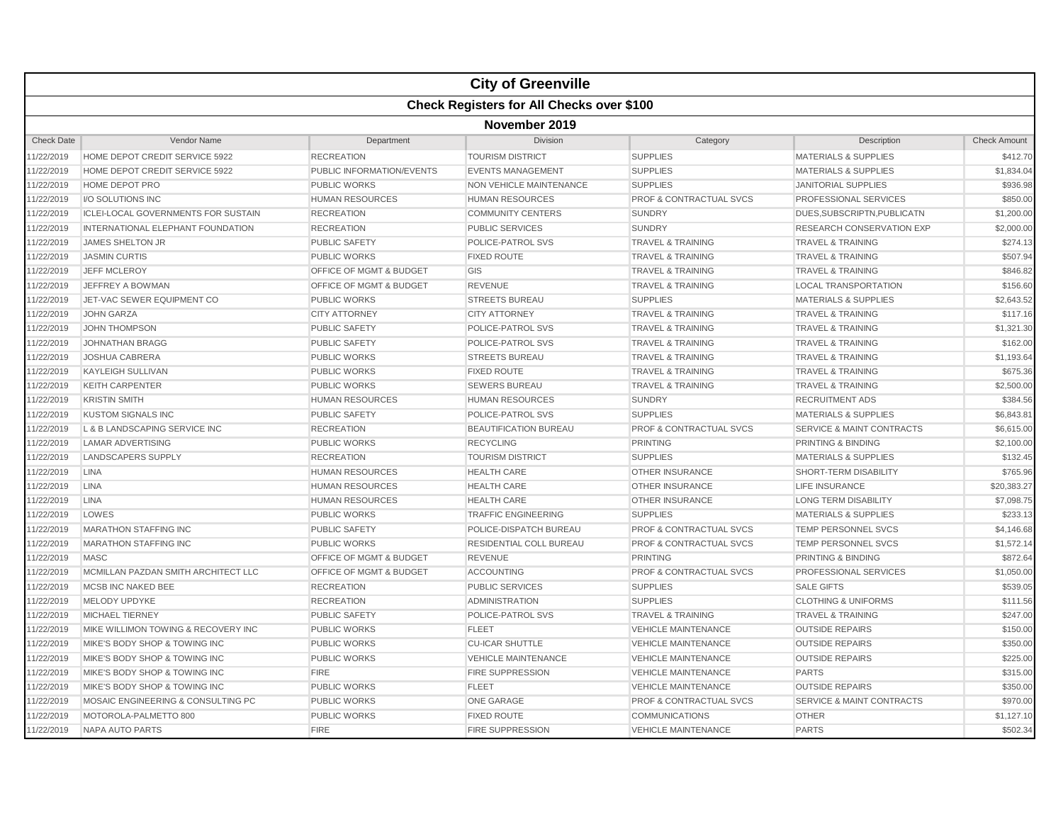# City of Greenville

## Check Registers for All Checks over $100

### November 2019

| Check Date | Vendor Name | Department | Division | Category | Description | Check Amount |
|---|---|---|---|---|---|---|
| 11/22/2019 | HOME DEPOT CREDIT SERVICE 5922 | RECREATION | TOURISM DISTRICT | SUPPLIES | MATERIALS & SUPPLIES | $412.70 |
| 11/22/2019 | HOME DEPOT CREDIT SERVICE 5922 | PUBLIC INFORMATION/EVENTS | EVENTS MANAGEMENT | SUPPLIES | MATERIALS & SUPPLIES | $1,834.04 |
| 11/22/2019 | HOME DEPOT PRO | PUBLIC WORKS | NON VEHICLE MAINTENANCE | SUPPLIES | JANITORIAL SUPPLIES | $936.98 |
| 11/22/2019 | I/O SOLUTIONS INC | HUMAN RESOURCES | HUMAN RESOURCES | PROF & CONTRACTUAL SVCS | PROFESSIONAL SERVICES | $850.00 |
| 11/22/2019 | ICLEI-LOCAL GOVERNMENTS FOR SUSTAIN | RECREATION | COMMUNITY CENTERS | SUNDRY | DUES,SUBSCRIPTN,PUBLICATN | $1,200.00 |
| 11/22/2019 | INTERNATIONAL ELEPHANT FOUNDATION | RECREATION | PUBLIC SERVICES | SUNDRY | RESEARCH CONSERVATION EXP | $2,000.00 |
| 11/22/2019 | JAMES SHELTON JR | PUBLIC SAFETY | POLICE-PATROL SVS | TRAVEL & TRAINING | TRAVEL & TRAINING | $274.13 |
| 11/22/2019 | JASMIN CURTIS | PUBLIC WORKS | FIXED ROUTE | TRAVEL & TRAINING | TRAVEL & TRAINING | $507.94 |
| 11/22/2019 | JEFF MCLEROY | OFFICE OF MGMT & BUDGET | GIS | TRAVEL & TRAINING | TRAVEL & TRAINING | $846.82 |
| 11/22/2019 | JEFFREY A BOWMAN | OFFICE OF MGMT & BUDGET | REVENUE | TRAVEL & TRAINING | LOCAL TRANSPORTATION | $156.60 |
| 11/22/2019 | JET-VAC SEWER EQUIPMENT CO | PUBLIC WORKS | STREETS BUREAU | SUPPLIES | MATERIALS & SUPPLIES | $2,643.52 |
| 11/22/2019 | JOHN GARZA | CITY ATTORNEY | CITY ATTORNEY | TRAVEL & TRAINING | TRAVEL & TRAINING | $117.16 |
| 11/22/2019 | JOHN THOMPSON | PUBLIC SAFETY | POLICE-PATROL SVS | TRAVEL & TRAINING | TRAVEL & TRAINING | $1,321.30 |
| 11/22/2019 | JOHNATHAN BRAGG | PUBLIC SAFETY | POLICE-PATROL SVS | TRAVEL & TRAINING | TRAVEL & TRAINING | $162.00 |
| 11/22/2019 | JOSHUA CABRERA | PUBLIC WORKS | STREETS BUREAU | TRAVEL & TRAINING | TRAVEL & TRAINING | $1,193.64 |
| 11/22/2019 | KAYLEIGH SULLIVAN | PUBLIC WORKS | FIXED ROUTE | TRAVEL & TRAINING | TRAVEL & TRAINING | $675.36 |
| 11/22/2019 | KEITH CARPENTER | PUBLIC WORKS | SEWERS BUREAU | TRAVEL & TRAINING | TRAVEL & TRAINING | $2,500.00 |
| 11/22/2019 | KRISTIN SMITH | HUMAN RESOURCES | HUMAN RESOURCES | SUNDRY | RECRUITMENT ADS | $384.56 |
| 11/22/2019 | KUSTOM SIGNALS INC | PUBLIC SAFETY | POLICE-PATROL SVS | SUPPLIES | MATERIALS & SUPPLIES | $6,843.81 |
| 11/22/2019 | L & B LANDSCAPING SERVICE INC | RECREATION | BEAUTIFICATION BUREAU | PROF & CONTRACTUAL SVCS | SERVICE & MAINT CONTRACTS | $6,615.00 |
| 11/22/2019 | LAMAR ADVERTISING | PUBLIC WORKS | RECYCLING | PRINTING | PRINTING & BINDING | $2,100.00 |
| 11/22/2019 | LANDSCAPERS SUPPLY | RECREATION | TOURISM DISTRICT | SUPPLIES | MATERIALS & SUPPLIES | $132.45 |
| 11/22/2019 | LINA | HUMAN RESOURCES | HEALTH CARE | OTHER INSURANCE | SHORT-TERM DISABILITY | $765.96 |
| 11/22/2019 | LINA | HUMAN RESOURCES | HEALTH CARE | OTHER INSURANCE | LIFE INSURANCE | $20,383.27 |
| 11/22/2019 | LINA | HUMAN RESOURCES | HEALTH CARE | OTHER INSURANCE | LONG TERM DISABILITY | $7,098.75 |
| 11/22/2019 | LOWES | PUBLIC WORKS | TRAFFIC ENGINEERING | SUPPLIES | MATERIALS & SUPPLIES | $233.13 |
| 11/22/2019 | MARATHON STAFFING INC | PUBLIC SAFETY | POLICE-DISPATCH BUREAU | PROF & CONTRACTUAL SVCS | TEMP PERSONNEL SVCS | $4,146.68 |
| 11/22/2019 | MARATHON STAFFING INC | PUBLIC WORKS | RESIDENTIAL COLL BUREAU | PROF & CONTRACTUAL SVCS | TEMP PERSONNEL SVCS | $1,572.14 |
| 11/22/2019 | MASC | OFFICE OF MGMT & BUDGET | REVENUE | PRINTING | PRINTING & BINDING | $872.64 |
| 11/22/2019 | MCMILLAN PAZDAN SMITH ARCHITECT LLC | OFFICE OF MGMT & BUDGET | ACCOUNTING | PROF & CONTRACTUAL SVCS | PROFESSIONAL SERVICES | $1,050.00 |
| 11/22/2019 | MCSB INC NAKED BEE | RECREATION | PUBLIC SERVICES | SUPPLIES | SALE GIFTS | $539.05 |
| 11/22/2019 | MELODY UPDYKE | RECREATION | ADMINISTRATION | SUPPLIES | CLOTHING & UNIFORMS | $111.56 |
| 11/22/2019 | MICHAEL TIERNEY | PUBLIC SAFETY | POLICE-PATROL SVS | TRAVEL & TRAINING | TRAVEL & TRAINING | $247.00 |
| 11/22/2019 | MIKE WILLIMON TOWING & RECOVERY INC | PUBLIC WORKS | FLEET | VEHICLE MAINTENANCE | OUTSIDE REPAIRS | $150.00 |
| 11/22/2019 | MIKE'S BODY SHOP & TOWING INC | PUBLIC WORKS | CU-ICAR SHUTTLE | VEHICLE MAINTENANCE | OUTSIDE REPAIRS | $350.00 |
| 11/22/2019 | MIKE'S BODY SHOP & TOWING INC | PUBLIC WORKS | VEHICLE MAINTENANCE | VEHICLE MAINTENANCE | OUTSIDE REPAIRS | $225.00 |
| 11/22/2019 | MIKE'S BODY SHOP & TOWING INC | FIRE | FIRE SUPPRESSION | VEHICLE MAINTENANCE | PARTS | $315.00 |
| 11/22/2019 | MIKE'S BODY SHOP & TOWING INC | PUBLIC WORKS | FLEET | VEHICLE MAINTENANCE | OUTSIDE REPAIRS | $350.00 |
| 11/22/2019 | MOSAIC ENGINEERING & CONSULTING PC | PUBLIC WORKS | ONE GARAGE | PROF & CONTRACTUAL SVCS | SERVICE & MAINT CONTRACTS | $970.00 |
| 11/22/2019 | MOTOROLA-PALMETTO 800 | PUBLIC WORKS | FIXED ROUTE | COMMUNICATIONS | OTHER | $1,127.10 |
| 11/22/2019 | NAPA AUTO PARTS | FIRE | FIRE SUPPRESSION | VEHICLE MAINTENANCE | PARTS | $502.34 |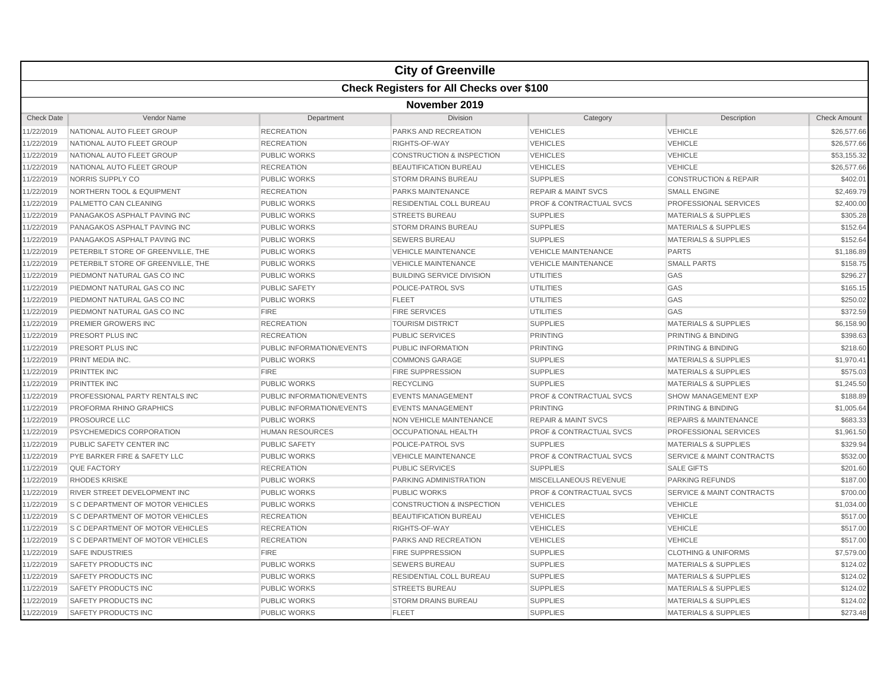# City of Greenville

## Check Registers for All Checks over $100

### November 2019

| Check Date | Vendor Name | Department | Division | Category | Description | Check Amount |
|---|---|---|---|---|---|---|
| 11/22/2019 | NATIONAL AUTO FLEET GROUP | RECREATION | PARKS AND RECREATION | VEHICLES | VEHICLE | $26,577.66 |
| 11/22/2019 | NATIONAL AUTO FLEET GROUP | RECREATION | RIGHTS-OF-WAY | VEHICLES | VEHICLE | $26,577.66 |
| 11/22/2019 | NATIONAL AUTO FLEET GROUP | PUBLIC WORKS | CONSTRUCTION & INSPECTION | VEHICLES | VEHICLE | $53,155.32 |
| 11/22/2019 | NATIONAL AUTO FLEET GROUP | RECREATION | BEAUTIFICATION BUREAU | VEHICLES | VEHICLE | $26,577.66 |
| 11/22/2019 | NORRIS SUPPLY CO | PUBLIC WORKS | STORM DRAINS BUREAU | SUPPLIES | CONSTRUCTION & REPAIR | $402.01 |
| 11/22/2019 | NORTHERN TOOL & EQUIPMENT | RECREATION | PARKS MAINTENANCE | REPAIR & MAINT SVCS | SMALL ENGINE | $2,469.79 |
| 11/22/2019 | PALMETTO CAN CLEANING | PUBLIC WORKS | RESIDENTIAL COLL BUREAU | PROF & CONTRACTUAL SVCS | PROFESSIONAL SERVICES | $2,400.00 |
| 11/22/2019 | PANAGAKOS ASPHALT PAVING INC | PUBLIC WORKS | STREETS BUREAU | SUPPLIES | MATERIALS & SUPPLIES | $305.28 |
| 11/22/2019 | PANAGAKOS ASPHALT PAVING INC | PUBLIC WORKS | STORM DRAINS BUREAU | SUPPLIES | MATERIALS & SUPPLIES | $152.64 |
| 11/22/2019 | PANAGAKOS ASPHALT PAVING INC | PUBLIC WORKS | SEWERS BUREAU | SUPPLIES | MATERIALS & SUPPLIES | $152.64 |
| 11/22/2019 | PETERBILT STORE OF GREENVILLE, THE | PUBLIC WORKS | VEHICLE MAINTENANCE | VEHICLE MAINTENANCE | PARTS | $1,186.89 |
| 11/22/2019 | PETERBILT STORE OF GREENVILLE, THE | PUBLIC WORKS | VEHICLE MAINTENANCE | VEHICLE MAINTENANCE | SMALL PARTS | $158.75 |
| 11/22/2019 | PIEDMONT NATURAL GAS CO INC | PUBLIC WORKS | BUILDING SERVICE DIVISION | UTILITIES | GAS | $296.27 |
| 11/22/2019 | PIEDMONT NATURAL GAS CO INC | PUBLIC SAFETY | POLICE-PATROL SVS | UTILITIES | GAS | $165.15 |
| 11/22/2019 | PIEDMONT NATURAL GAS CO INC | PUBLIC WORKS | FLEET | UTILITIES | GAS | $250.02 |
| 11/22/2019 | PIEDMONT NATURAL GAS CO INC | FIRE | FIRE SERVICES | UTILITIES | GAS | $372.59 |
| 11/22/2019 | PREMIER GROWERS INC | RECREATION | TOURISM DISTRICT | SUPPLIES | MATERIALS & SUPPLIES | $6,158.90 |
| 11/22/2019 | PRESORT PLUS INC | RECREATION | PUBLIC SERVICES | PRINTING | PRINTING & BINDING | $398.63 |
| 11/22/2019 | PRESORT PLUS INC | PUBLIC INFORMATION/EVENTS | PUBLIC INFORMATION | PRINTING | PRINTING & BINDING | $218.60 |
| 11/22/2019 | PRINT MEDIA INC. | PUBLIC WORKS | COMMONS GARAGE | SUPPLIES | MATERIALS & SUPPLIES | $1,970.41 |
| 11/22/2019 | PRINTTEK INC | FIRE | FIRE SUPPRESSION | SUPPLIES | MATERIALS & SUPPLIES | $575.03 |
| 11/22/2019 | PRINTTEK INC | PUBLIC WORKS | RECYCLING | SUPPLIES | MATERIALS & SUPPLIES | $1,245.50 |
| 11/22/2019 | PROFESSIONAL PARTY RENTALS INC | PUBLIC INFORMATION/EVENTS | EVENTS MANAGEMENT | PROF & CONTRACTUAL SVCS | SHOW MANAGEMENT EXP | $188.89 |
| 11/22/2019 | PROFORMA RHINO GRAPHICS | PUBLIC INFORMATION/EVENTS | EVENTS MANAGEMENT | PRINTING | PRINTING & BINDING | $1,005.64 |
| 11/22/2019 | PROSOURCE LLC | PUBLIC WORKS | NON VEHICLE MAINTENANCE | REPAIR & MAINT SVCS | REPAIRS & MAINTENANCE | $683.33 |
| 11/22/2019 | PSYCHEMEDICS CORPORATION | HUMAN RESOURCES | OCCUPATIONAL HEALTH | PROF & CONTRACTUAL SVCS | PROFESSIONAL SERVICES | $1,961.50 |
| 11/22/2019 | PUBLIC SAFETY CENTER INC | PUBLIC SAFETY | POLICE-PATROL SVS | SUPPLIES | MATERIALS & SUPPLIES | $329.94 |
| 11/22/2019 | PYE BARKER FIRE & SAFETY LLC | PUBLIC WORKS | VEHICLE MAINTENANCE | PROF & CONTRACTUAL SVCS | SERVICE & MAINT CONTRACTS | $532.00 |
| 11/22/2019 | QUE FACTORY | RECREATION | PUBLIC SERVICES | SUPPLIES | SALE GIFTS | $201.60 |
| 11/22/2019 | RHODES KRISKE | PUBLIC WORKS | PARKING ADMINISTRATION | MISCELLANEOUS REVENUE | PARKING REFUNDS | $187.00 |
| 11/22/2019 | RIVER STREET DEVELOPMENT INC | PUBLIC WORKS | PUBLIC WORKS | PROF & CONTRACTUAL SVCS | SERVICE & MAINT CONTRACTS | $700.00 |
| 11/22/2019 | S C DEPARTMENT OF MOTOR VEHICLES | PUBLIC WORKS | CONSTRUCTION & INSPECTION | VEHICLES | VEHICLE | $1,034.00 |
| 11/22/2019 | S C DEPARTMENT OF MOTOR VEHICLES | RECREATION | BEAUTIFICATION BUREAU | VEHICLES | VEHICLE | $517.00 |
| 11/22/2019 | S C DEPARTMENT OF MOTOR VEHICLES | RECREATION | RIGHTS-OF-WAY | VEHICLES | VEHICLE | $517.00 |
| 11/22/2019 | S C DEPARTMENT OF MOTOR VEHICLES | RECREATION | PARKS AND RECREATION | VEHICLES | VEHICLE | $517.00 |
| 11/22/2019 | SAFE INDUSTRIES | FIRE | FIRE SUPPRESSION | SUPPLIES | CLOTHING & UNIFORMS | $7,579.00 |
| 11/22/2019 | SAFETY PRODUCTS INC | PUBLIC WORKS | SEWERS BUREAU | SUPPLIES | MATERIALS & SUPPLIES | $124.02 |
| 11/22/2019 | SAFETY PRODUCTS INC | PUBLIC WORKS | RESIDENTIAL COLL BUREAU | SUPPLIES | MATERIALS & SUPPLIES | $124.02 |
| 11/22/2019 | SAFETY PRODUCTS INC | PUBLIC WORKS | STREETS BUREAU | SUPPLIES | MATERIALS & SUPPLIES | $124.02 |
| 11/22/2019 | SAFETY PRODUCTS INC | PUBLIC WORKS | STORM DRAINS BUREAU | SUPPLIES | MATERIALS & SUPPLIES | $124.02 |
| 11/22/2019 | SAFETY PRODUCTS INC | PUBLIC WORKS | FLEET | SUPPLIES | MATERIALS & SUPPLIES | $273.48 |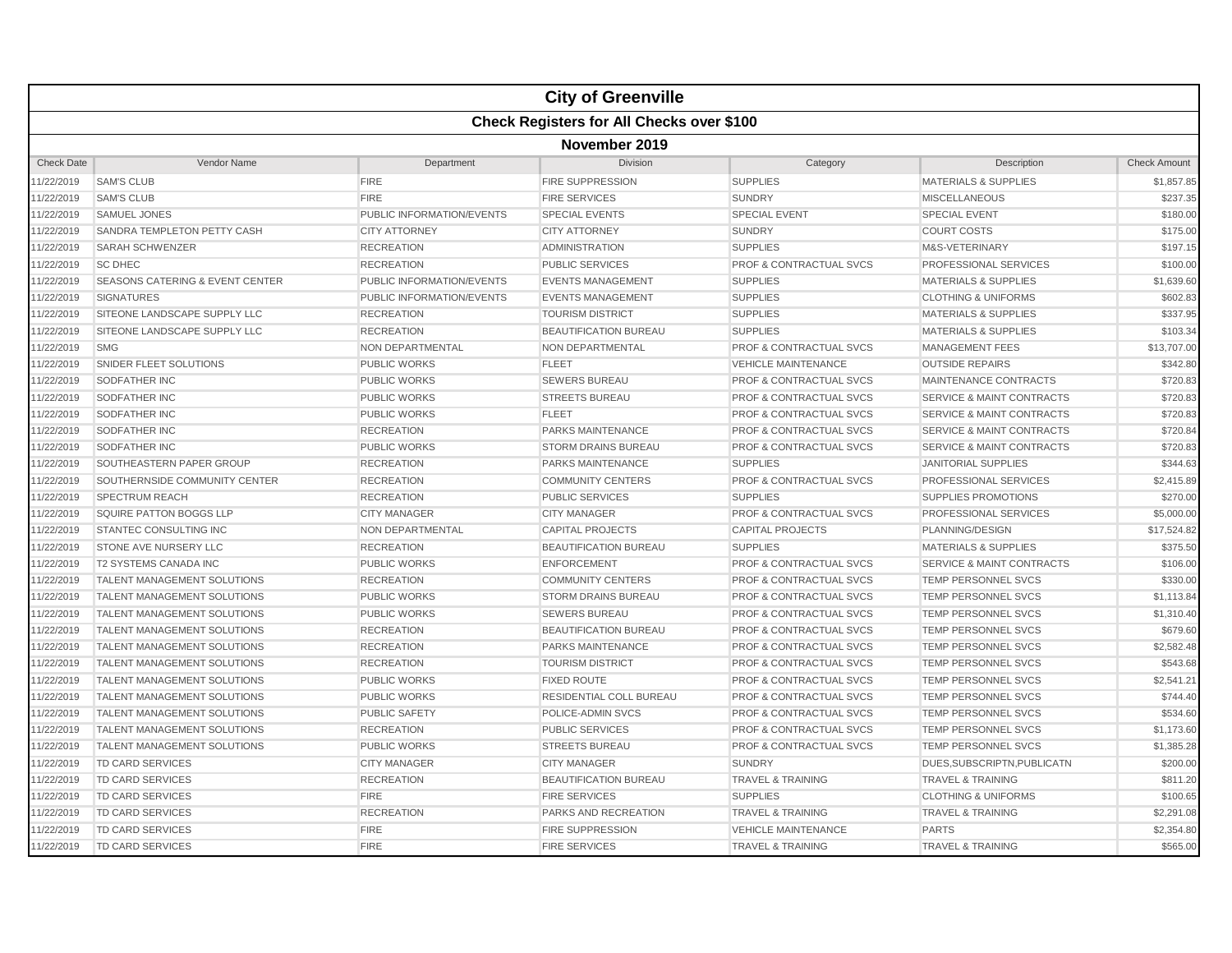| City of Greenville | | | | | | |
|---|---|---|---|---|---|---|
| **Check Registers for All Checks over $100** | | | | | | |
| **November 2019** | | | | | | |
| Check Date | Vendor Name | Department | Division | Category | Description | Check Amount |
| 11/22/2019 | SAM'S CLUB | FIRE | FIRE SUPPRESSION | SUPPLIES | MATERIALS & SUPPLIES | $1,857.85 |
| 11/22/2019 | SAM'S CLUB | FIRE | FIRE SERVICES | SUNDRY | MISCELLANEOUS | $237.35 |
| 11/22/2019 | SAMUEL JONES | PUBLIC INFORMATION/EVENTS | SPECIAL EVENTS | SPECIAL EVENT | SPECIAL EVENT | $180.00 |
| 11/22/2019 | SANDRA TEMPLETON PETTY CASH | CITY ATTORNEY | CITY ATTORNEY | SUNDRY | COURT COSTS | $175.00 |
| 11/22/2019 | SARAH SCHWENZER | RECREATION | ADMINISTRATION | SUPPLIES | M&S-VETERINARY | $197.15 |
| 11/22/2019 | SC DHEC | RECREATION | PUBLIC SERVICES | PROF & CONTRACTUAL SVCS | PROFESSIONAL SERVICES | $100.00 |
| 11/22/2019 | SEASONS CATERING & EVENT CENTER | PUBLIC INFORMATION/EVENTS | EVENTS MANAGEMENT | SUPPLIES | MATERIALS & SUPPLIES | $1,639.60 |
| 11/22/2019 | SIGNATURES | PUBLIC INFORMATION/EVENTS | EVENTS MANAGEMENT | SUPPLIES | CLOTHING & UNIFORMS | $602.83 |
| 11/22/2019 | SITEONE LANDSCAPE SUPPLY LLC | RECREATION | TOURISM DISTRICT | SUPPLIES | MATERIALS & SUPPLIES | $337.95 |
| 11/22/2019 | SITEONE LANDSCAPE SUPPLY LLC | RECREATION | BEAUTIFICATION BUREAU | SUPPLIES | MATERIALS & SUPPLIES | $103.34 |
| 11/22/2019 | SMG | NON DEPARTMENTAL | NON DEPARTMENTAL | PROF & CONTRACTUAL SVCS | MANAGEMENT FEES | $13,707.00 |
| 11/22/2019 | SNIDER FLEET SOLUTIONS | PUBLIC WORKS | FLEET | VEHICLE MAINTENANCE | OUTSIDE REPAIRS | $342.80 |
| 11/22/2019 | SODFATHER INC | PUBLIC WORKS | SEWERS BUREAU | PROF & CONTRACTUAL SVCS | MAINTENANCE CONTRACTS | $720.83 |
| 11/22/2019 | SODFATHER INC | PUBLIC WORKS | STREETS BUREAU | PROF & CONTRACTUAL SVCS | SERVICE & MAINT CONTRACTS | $720.83 |
| 11/22/2019 | SODFATHER INC | PUBLIC WORKS | FLEET | PROF & CONTRACTUAL SVCS | SERVICE & MAINT CONTRACTS | $720.83 |
| 11/22/2019 | SODFATHER INC | RECREATION | PARKS MAINTENANCE | PROF & CONTRACTUAL SVCS | SERVICE & MAINT CONTRACTS | $720.84 |
| 11/22/2019 | SODFATHER INC | PUBLIC WORKS | STORM DRAINS BUREAU | PROF & CONTRACTUAL SVCS | SERVICE & MAINT CONTRACTS | $720.83 |
| 11/22/2019 | SOUTHEASTERN PAPER GROUP | RECREATION | PARKS MAINTENANCE | SUPPLIES | JANITORIAL SUPPLIES | $344.63 |
| 11/22/2019 | SOUTHERNSIDE COMMUNITY CENTER | RECREATION | COMMUNITY CENTERS | PROF & CONTRACTUAL SVCS | PROFESSIONAL SERVICES | $2,415.89 |
| 11/22/2019 | SPECTRUM REACH | RECREATION | PUBLIC SERVICES | SUPPLIES | SUPPLIES PROMOTIONS | $270.00 |
| 11/22/2019 | SQUIRE PATTON BOGGS LLP | CITY MANAGER | CITY MANAGER | PROF & CONTRACTUAL SVCS | PROFESSIONAL SERVICES | $5,000.00 |
| 11/22/2019 | STANTEC CONSULTING INC | NON DEPARTMENTAL | CAPITAL PROJECTS | CAPITAL PROJECTS | PLANNING/DESIGN | $17,524.82 |
| 11/22/2019 | STONE AVE NURSERY LLC | RECREATION | BEAUTIFICATION BUREAU | SUPPLIES | MATERIALS & SUPPLIES | $375.50 |
| 11/22/2019 | T2 SYSTEMS CANADA INC | PUBLIC WORKS | ENFORCEMENT | PROF & CONTRACTUAL SVCS | SERVICE & MAINT CONTRACTS | $106.00 |
| 11/22/2019 | TALENT MANAGEMENT SOLUTIONS | RECREATION | COMMUNITY CENTERS | PROF & CONTRACTUAL SVCS | TEMP PERSONNEL SVCS | $330.00 |
| 11/22/2019 | TALENT MANAGEMENT SOLUTIONS | PUBLIC WORKS | STORM DRAINS BUREAU | PROF & CONTRACTUAL SVCS | TEMP PERSONNEL SVCS | $1,113.84 |
| 11/22/2019 | TALENT MANAGEMENT SOLUTIONS | PUBLIC WORKS | SEWERS BUREAU | PROF & CONTRACTUAL SVCS | TEMP PERSONNEL SVCS | $1,310.40 |
| 11/22/2019 | TALENT MANAGEMENT SOLUTIONS | RECREATION | BEAUTIFICATION BUREAU | PROF & CONTRACTUAL SVCS | TEMP PERSONNEL SVCS | $679.60 |
| 11/22/2019 | TALENT MANAGEMENT SOLUTIONS | RECREATION | PARKS MAINTENANCE | PROF & CONTRACTUAL SVCS | TEMP PERSONNEL SVCS | $2,582.48 |
| 11/22/2019 | TALENT MANAGEMENT SOLUTIONS | RECREATION | TOURISM DISTRICT | PROF & CONTRACTUAL SVCS | TEMP PERSONNEL SVCS | $543.68 |
| 11/22/2019 | TALENT MANAGEMENT SOLUTIONS | PUBLIC WORKS | FIXED ROUTE | PROF & CONTRACTUAL SVCS | TEMP PERSONNEL SVCS | $2,541.21 |
| 11/22/2019 | TALENT MANAGEMENT SOLUTIONS | PUBLIC WORKS | RESIDENTIAL COLL BUREAU | PROF & CONTRACTUAL SVCS | TEMP PERSONNEL SVCS | $744.40 |
| 11/22/2019 | TALENT MANAGEMENT SOLUTIONS | PUBLIC SAFETY | POLICE-ADMIN SVCS | PROF & CONTRACTUAL SVCS | TEMP PERSONNEL SVCS | $534.60 |
| 11/22/2019 | TALENT MANAGEMENT SOLUTIONS | RECREATION | PUBLIC SERVICES | PROF & CONTRACTUAL SVCS | TEMP PERSONNEL SVCS | $1,173.60 |
| 11/22/2019 | TALENT MANAGEMENT SOLUTIONS | PUBLIC WORKS | STREETS BUREAU | PROF & CONTRACTUAL SVCS | TEMP PERSONNEL SVCS | $1,385.28 |
| 11/22/2019 | TD CARD SERVICES | CITY MANAGER | CITY MANAGER | SUNDRY | DUES,SUBSCRIPTN,PUBLICATN | $200.00 |
| 11/22/2019 | TD CARD SERVICES | RECREATION | BEAUTIFICATION BUREAU | TRAVEL & TRAINING | TRAVEL & TRAINING | $811.20 |
| 11/22/2019 | TD CARD SERVICES | FIRE | FIRE SERVICES | SUPPLIES | CLOTHING & UNIFORMS | $100.65 |
| 11/22/2019 | TD CARD SERVICES | RECREATION | PARKS AND RECREATION | TRAVEL & TRAINING | TRAVEL & TRAINING | $2,291.08 |
| 11/22/2019 | TD CARD SERVICES | FIRE | FIRE SUPPRESSION | VEHICLE MAINTENANCE | PARTS | $2,354.80 |
| 11/22/2019 | TD CARD SERVICES | FIRE | FIRE SERVICES | TRAVEL & TRAINING | TRAVEL & TRAINING | $565.00 |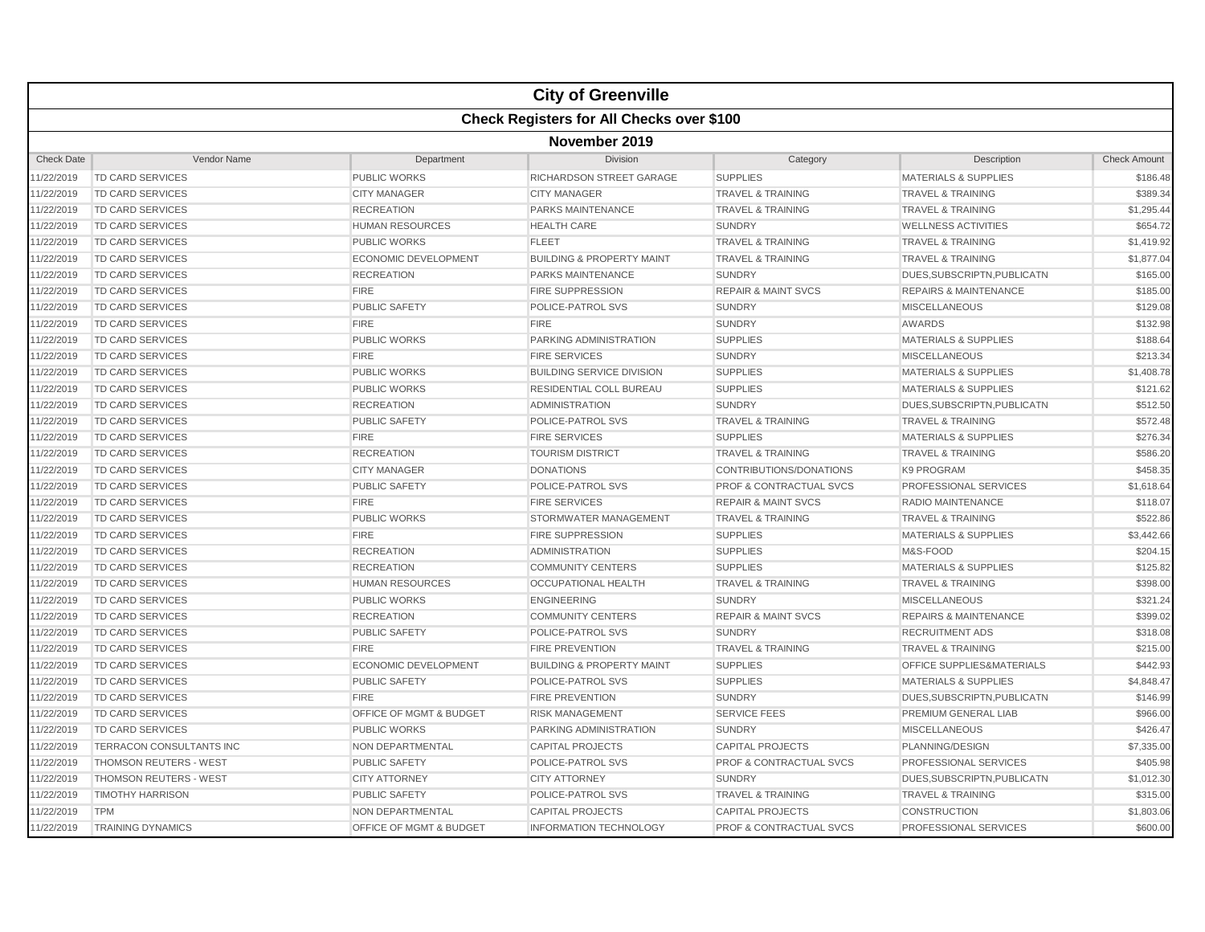# City of Greenville

## Check Registers for All Checks over $100

### November 2019

| Check Date | Vendor Name | Department | Division | Category | Description | Check Amount |
|---|---|---|---|---|---|---|
| 11/22/2019 | TD CARD SERVICES | PUBLIC WORKS | RICHARDSON STREET GARAGE | SUPPLIES | MATERIALS & SUPPLIES | $186.48 |
| 11/22/2019 | TD CARD SERVICES | CITY MANAGER | CITY MANAGER | TRAVEL & TRAINING | TRAVEL & TRAINING | $389.34 |
| 11/22/2019 | TD CARD SERVICES | RECREATION | PARKS MAINTENANCE | TRAVEL & TRAINING | TRAVEL & TRAINING | $1,295.44 |
| 11/22/2019 | TD CARD SERVICES | HUMAN RESOURCES | HEALTH CARE | SUNDRY | WELLNESS ACTIVITIES | $654.72 |
| 11/22/2019 | TD CARD SERVICES | PUBLIC WORKS | FLEET | TRAVEL & TRAINING | TRAVEL & TRAINING | $1,419.92 |
| 11/22/2019 | TD CARD SERVICES | ECONOMIC DEVELOPMENT | BUILDING & PROPERTY MAINT | TRAVEL & TRAINING | TRAVEL & TRAINING | $1,877.04 |
| 11/22/2019 | TD CARD SERVICES | RECREATION | PARKS MAINTENANCE | SUNDRY | DUES,SUBSCRIPTN,PUBLICATN | $165.00 |
| 11/22/2019 | TD CARD SERVICES | FIRE | FIRE SUPPRESSION | REPAIR & MAINT SVCS | REPAIRS & MAINTENANCE | $185.00 |
| 11/22/2019 | TD CARD SERVICES | PUBLIC SAFETY | POLICE-PATROL SVS | SUNDRY | MISCELLANEOUS | $129.08 |
| 11/22/2019 | TD CARD SERVICES | FIRE | FIRE | SUNDRY | AWARDS | $132.98 |
| 11/22/2019 | TD CARD SERVICES | PUBLIC WORKS | PARKING ADMINISTRATION | SUPPLIES | MATERIALS & SUPPLIES | $188.64 |
| 11/22/2019 | TD CARD SERVICES | FIRE | FIRE SERVICES | SUNDRY | MISCELLANEOUS | $213.34 |
| 11/22/2019 | TD CARD SERVICES | PUBLIC WORKS | BUILDING SERVICE DIVISION | SUPPLIES | MATERIALS & SUPPLIES | $1,408.78 |
| 11/22/2019 | TD CARD SERVICES | PUBLIC WORKS | RESIDENTIAL COLL BUREAU | SUPPLIES | MATERIALS & SUPPLIES | $121.62 |
| 11/22/2019 | TD CARD SERVICES | RECREATION | ADMINISTRATION | SUNDRY | DUES,SUBSCRIPTN,PUBLICATN | $512.50 |
| 11/22/2019 | TD CARD SERVICES | PUBLIC SAFETY | POLICE-PATROL SVS | TRAVEL & TRAINING | TRAVEL & TRAINING | $572.48 |
| 11/22/2019 | TD CARD SERVICES | FIRE | FIRE SERVICES | SUPPLIES | MATERIALS & SUPPLIES | $276.34 |
| 11/22/2019 | TD CARD SERVICES | RECREATION | TOURISM DISTRICT | TRAVEL & TRAINING | TRAVEL & TRAINING | $586.20 |
| 11/22/2019 | TD CARD SERVICES | CITY MANAGER | DONATIONS | CONTRIBUTIONS/DONATIONS | K9 PROGRAM | $458.35 |
| 11/22/2019 | TD CARD SERVICES | PUBLIC SAFETY | POLICE-PATROL SVS | PROF & CONTRACTUAL SVCS | PROFESSIONAL SERVICES | $1,618.64 |
| 11/22/2019 | TD CARD SERVICES | FIRE | FIRE SERVICES | REPAIR & MAINT SVCS | RADIO MAINTENANCE | $118.07 |
| 11/22/2019 | TD CARD SERVICES | PUBLIC WORKS | STORMWATER MANAGEMENT | TRAVEL & TRAINING | TRAVEL & TRAINING | $522.86 |
| 11/22/2019 | TD CARD SERVICES | FIRE | FIRE SUPPRESSION | SUPPLIES | MATERIALS & SUPPLIES | $3,442.66 |
| 11/22/2019 | TD CARD SERVICES | RECREATION | ADMINISTRATION | SUPPLIES | M&S-FOOD | $204.15 |
| 11/22/2019 | TD CARD SERVICES | RECREATION | COMMUNITY CENTERS | SUPPLIES | MATERIALS & SUPPLIES | $125.82 |
| 11/22/2019 | TD CARD SERVICES | HUMAN RESOURCES | OCCUPATIONAL HEALTH | TRAVEL & TRAINING | TRAVEL & TRAINING | $398.00 |
| 11/22/2019 | TD CARD SERVICES | PUBLIC WORKS | ENGINEERING | SUNDRY | MISCELLANEOUS | $321.24 |
| 11/22/2019 | TD CARD SERVICES | RECREATION | COMMUNITY CENTERS | REPAIR & MAINT SVCS | REPAIRS & MAINTENANCE | $399.02 |
| 11/22/2019 | TD CARD SERVICES | PUBLIC SAFETY | POLICE-PATROL SVS | SUNDRY | RECRUITMENT ADS | $318.08 |
| 11/22/2019 | TD CARD SERVICES | FIRE | FIRE PREVENTION | TRAVEL & TRAINING | TRAVEL & TRAINING | $215.00 |
| 11/22/2019 | TD CARD SERVICES | ECONOMIC DEVELOPMENT | BUILDING & PROPERTY MAINT | SUPPLIES | OFFICE SUPPLIES&MATERIALS | $442.93 |
| 11/22/2019 | TD CARD SERVICES | PUBLIC SAFETY | POLICE-PATROL SVS | SUPPLIES | MATERIALS & SUPPLIES | $4,848.47 |
| 11/22/2019 | TD CARD SERVICES | FIRE | FIRE PREVENTION | SUNDRY | DUES,SUBSCRIPTN,PUBLICATN | $146.99 |
| 11/22/2019 | TD CARD SERVICES | OFFICE OF MGMT & BUDGET | RISK MANAGEMENT | SERVICE FEES | PREMIUM GENERAL LIAB | $966.00 |
| 11/22/2019 | TD CARD SERVICES | PUBLIC WORKS | PARKING ADMINISTRATION | SUNDRY | MISCELLANEOUS | $426.47 |
| 11/22/2019 | TERRACON CONSULTANTS INC | NON DEPARTMENTAL | CAPITAL PROJECTS | CAPITAL PROJECTS | PLANNING/DESIGN | $7,335.00 |
| 11/22/2019 | THOMSON REUTERS - WEST | PUBLIC SAFETY | POLICE-PATROL SVS | PROF & CONTRACTUAL SVCS | PROFESSIONAL SERVICES | $405.98 |
| 11/22/2019 | THOMSON REUTERS - WEST | CITY ATTORNEY | CITY ATTORNEY | SUNDRY | DUES,SUBSCRIPTN,PUBLICATN | $1,012.30 |
| 11/22/2019 | TIMOTHY HARRISON | PUBLIC SAFETY | POLICE-PATROL SVS | TRAVEL & TRAINING | TRAVEL & TRAINING | $315.00 |
| 11/22/2019 | TPM | NON DEPARTMENTAL | CAPITAL PROJECTS | CAPITAL PROJECTS | CONSTRUCTION | $1,803.06 |
| 11/22/2019 | TRAINING DYNAMICS | OFFICE OF MGMT & BUDGET | INFORMATION TECHNOLOGY | PROF & CONTRACTUAL SVCS | PROFESSIONAL SERVICES | $600.00 |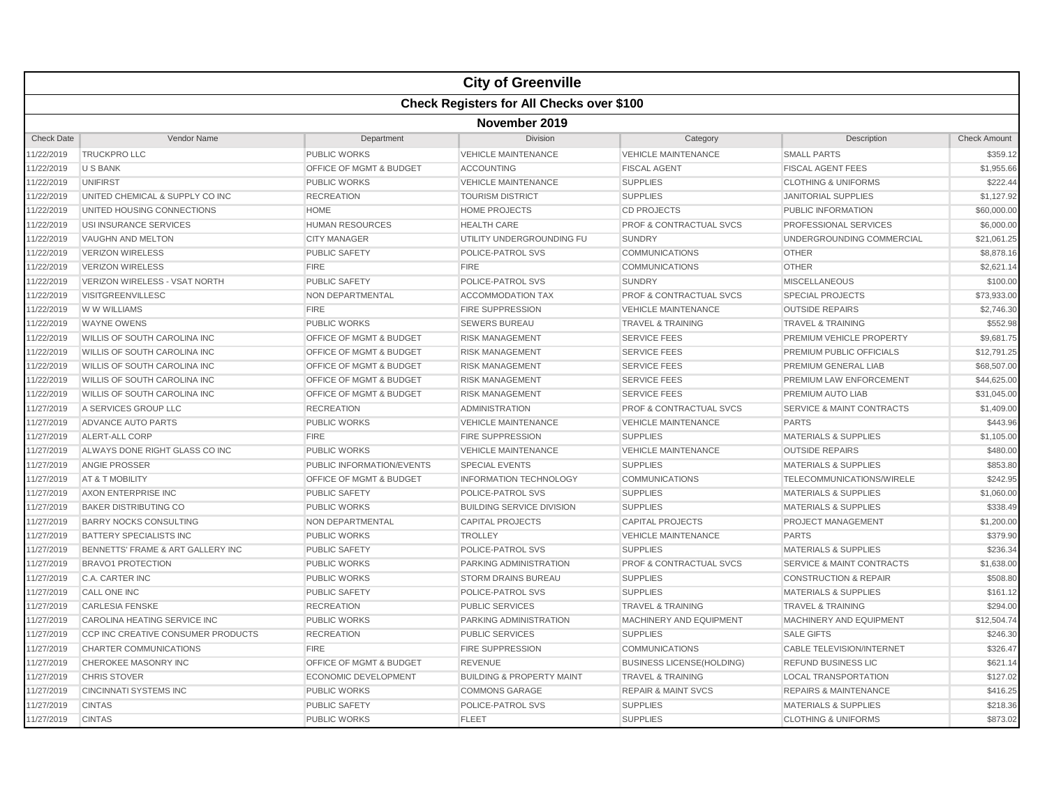# City of Greenville

## Check Registers for All Checks over $100

### November 2019

| Check Date | Vendor Name | Department | Division | Category | Description | Check Amount |
|---|---|---|---|---|---|---|
| 11/22/2019 | TRUCKPRO LLC | PUBLIC WORKS | VEHICLE MAINTENANCE | VEHICLE MAINTENANCE | SMALL PARTS | $359.12 |
| 11/22/2019 | U S BANK | OFFICE OF MGMT & BUDGET | ACCOUNTING | FISCAL AGENT | FISCAL AGENT FEES | $1,955.66 |
| 11/22/2019 | UNIFIRST | PUBLIC WORKS | VEHICLE MAINTENANCE | SUPPLIES | CLOTHING & UNIFORMS | $222.44 |
| 11/22/2019 | UNITED CHEMICAL & SUPPLY CO INC | RECREATION | TOURISM DISTRICT | SUPPLIES | JANITORIAL SUPPLIES | $1,127.92 |
| 11/22/2019 | UNITED HOUSING CONNECTIONS | HOME | HOME PROJECTS | CD PROJECTS | PUBLIC INFORMATION | $60,000.00 |
| 11/22/2019 | USI INSURANCE SERVICES | HUMAN RESOURCES | HEALTH CARE | PROF & CONTRACTUAL SVCS | PROFESSIONAL SERVICES | $6,000.00 |
| 11/22/2019 | VAUGHN AND MELTON | CITY MANAGER | UTILITY UNDERGROUNDING FU | SUNDRY | UNDERGROUNDING COMMERCIAL | $21,061.25 |
| 11/22/2019 | VERIZON WIRELESS | PUBLIC SAFETY | POLICE-PATROL SVS | COMMUNICATIONS | OTHER | $8,878.16 |
| 11/22/2019 | VERIZON WIRELESS | FIRE | FIRE | COMMUNICATIONS | OTHER | $2,621.14 |
| 11/22/2019 | VERIZON WIRELESS - VSAT NORTH | PUBLIC SAFETY | POLICE-PATROL SVS | SUNDRY | MISCELLANEOUS | $100.00 |
| 11/22/2019 | VISITGREENVILLESC | NON DEPARTMENTAL | ACCOMMODATION TAX | PROF & CONTRACTUAL SVCS | SPECIAL PROJECTS | $73,933.00 |
| 11/22/2019 | W W WILLIAMS | FIRE | FIRE SUPPRESSION | VEHICLE MAINTENANCE | OUTSIDE REPAIRS | $2,746.30 |
| 11/22/2019 | WAYNE OWENS | PUBLIC WORKS | SEWERS BUREAU | TRAVEL & TRAINING | TRAVEL & TRAINING | $552.98 |
| 11/22/2019 | WILLIS OF SOUTH CAROLINA INC | OFFICE OF MGMT & BUDGET | RISK MANAGEMENT | SERVICE FEES | PREMIUM VEHICLE PROPERTY | $9,681.75 |
| 11/22/2019 | WILLIS OF SOUTH CAROLINA INC | OFFICE OF MGMT & BUDGET | RISK MANAGEMENT | SERVICE FEES | PREMIUM PUBLIC OFFICIALS | $12,791.25 |
| 11/22/2019 | WILLIS OF SOUTH CAROLINA INC | OFFICE OF MGMT & BUDGET | RISK MANAGEMENT | SERVICE FEES | PREMIUM GENERAL LIAB | $68,507.00 |
| 11/22/2019 | WILLIS OF SOUTH CAROLINA INC | OFFICE OF MGMT & BUDGET | RISK MANAGEMENT | SERVICE FEES | PREMIUM LAW ENFORCEMENT | $44,625.00 |
| 11/22/2019 | WILLIS OF SOUTH CAROLINA INC | OFFICE OF MGMT & BUDGET | RISK MANAGEMENT | SERVICE FEES | PREMIUM AUTO LIAB | $31,045.00 |
| 11/27/2019 | A SERVICES GROUP LLC | RECREATION | ADMINISTRATION | PROF & CONTRACTUAL SVCS | SERVICE & MAINT CONTRACTS | $1,409.00 |
| 11/27/2019 | ADVANCE AUTO PARTS | PUBLIC WORKS | VEHICLE MAINTENANCE | VEHICLE MAINTENANCE | PARTS | $443.96 |
| 11/27/2019 | ALERT-ALL CORP | FIRE | FIRE SUPPRESSION | SUPPLIES | MATERIALS & SUPPLIES | $1,105.00 |
| 11/27/2019 | ALWAYS DONE RIGHT GLASS CO INC | PUBLIC WORKS | VEHICLE MAINTENANCE | VEHICLE MAINTENANCE | OUTSIDE REPAIRS | $480.00 |
| 11/27/2019 | ANGIE PROSSER | PUBLIC INFORMATION/EVENTS | SPECIAL EVENTS | SUPPLIES | MATERIALS & SUPPLIES | $853.80 |
| 11/27/2019 | AT & T MOBILITY | OFFICE OF MGMT & BUDGET | INFORMATION TECHNOLOGY | COMMUNICATIONS | TELECOMMUNICATIONS/WIRELE | $242.95 |
| 11/27/2019 | AXON ENTERPRISE INC | PUBLIC SAFETY | POLICE-PATROL SVS | SUPPLIES | MATERIALS & SUPPLIES | $1,060.00 |
| 11/27/2019 | BAKER DISTRIBUTING CO | PUBLIC WORKS | BUILDING SERVICE DIVISION | SUPPLIES | MATERIALS & SUPPLIES | $338.49 |
| 11/27/2019 | BARRY NOCKS CONSULTING | NON DEPARTMENTAL | CAPITAL PROJECTS | CAPITAL PROJECTS | PROJECT MANAGEMENT | $1,200.00 |
| 11/27/2019 | BATTERY SPECIALISTS INC | PUBLIC WORKS | TROLLEY | VEHICLE MAINTENANCE | PARTS | $379.90 |
| 11/27/2019 | BENNETTS' FRAME & ART GALLERY INC | PUBLIC SAFETY | POLICE-PATROL SVS | SUPPLIES | MATERIALS & SUPPLIES | $236.34 |
| 11/27/2019 | BRAVO1 PROTECTION | PUBLIC WORKS | PARKING ADMINISTRATION | PROF & CONTRACTUAL SVCS | SERVICE & MAINT CONTRACTS | $1,638.00 |
| 11/27/2019 | C.A. CARTER INC | PUBLIC WORKS | STORM DRAINS BUREAU | SUPPLIES | CONSTRUCTION & REPAIR | $508.80 |
| 11/27/2019 | CALL ONE INC | PUBLIC SAFETY | POLICE-PATROL SVS | SUPPLIES | MATERIALS & SUPPLIES | $161.12 |
| 11/27/2019 | CARLESIA FENSKE | RECREATION | PUBLIC SERVICES | TRAVEL & TRAINING | TRAVEL & TRAINING | $294.00 |
| 11/27/2019 | CAROLINA HEATING SERVICE INC | PUBLIC WORKS | PARKING ADMINISTRATION | MACHINERY AND EQUIPMENT | MACHINERY AND EQUIPMENT | $12,504.74 |
| 11/27/2019 | CCP INC CREATIVE CONSUMER PRODUCTS | RECREATION | PUBLIC SERVICES | SUPPLIES | SALE GIFTS | $246.30 |
| 11/27/2019 | CHARTER COMMUNICATIONS | FIRE | FIRE SUPPRESSION | COMMUNICATIONS | CABLE TELEVISION/INTERNET | $326.47 |
| 11/27/2019 | CHEROKEE MASONRY INC | OFFICE OF MGMT & BUDGET | REVENUE | BUSINESS LICENSE(HOLDING) | REFUND BUSINESS LIC | $621.14 |
| 11/27/2019 | CHRIS STOVER | ECONOMIC DEVELOPMENT | BUILDING & PROPERTY MAINT | TRAVEL & TRAINING | LOCAL TRANSPORTATION | $127.02 |
| 11/27/2019 | CINCINNATI SYSTEMS INC | PUBLIC WORKS | COMMONS GARAGE | REPAIR & MAINT SVCS | REPAIRS & MAINTENANCE | $416.25 |
| 11/27/2019 | CINTAS | PUBLIC SAFETY | POLICE-PATROL SVS | SUPPLIES | MATERIALS & SUPPLIES | $218.36 |
| 11/27/2019 | CINTAS | PUBLIC WORKS | FLEET | SUPPLIES | CLOTHING & UNIFORMS | $873.02 |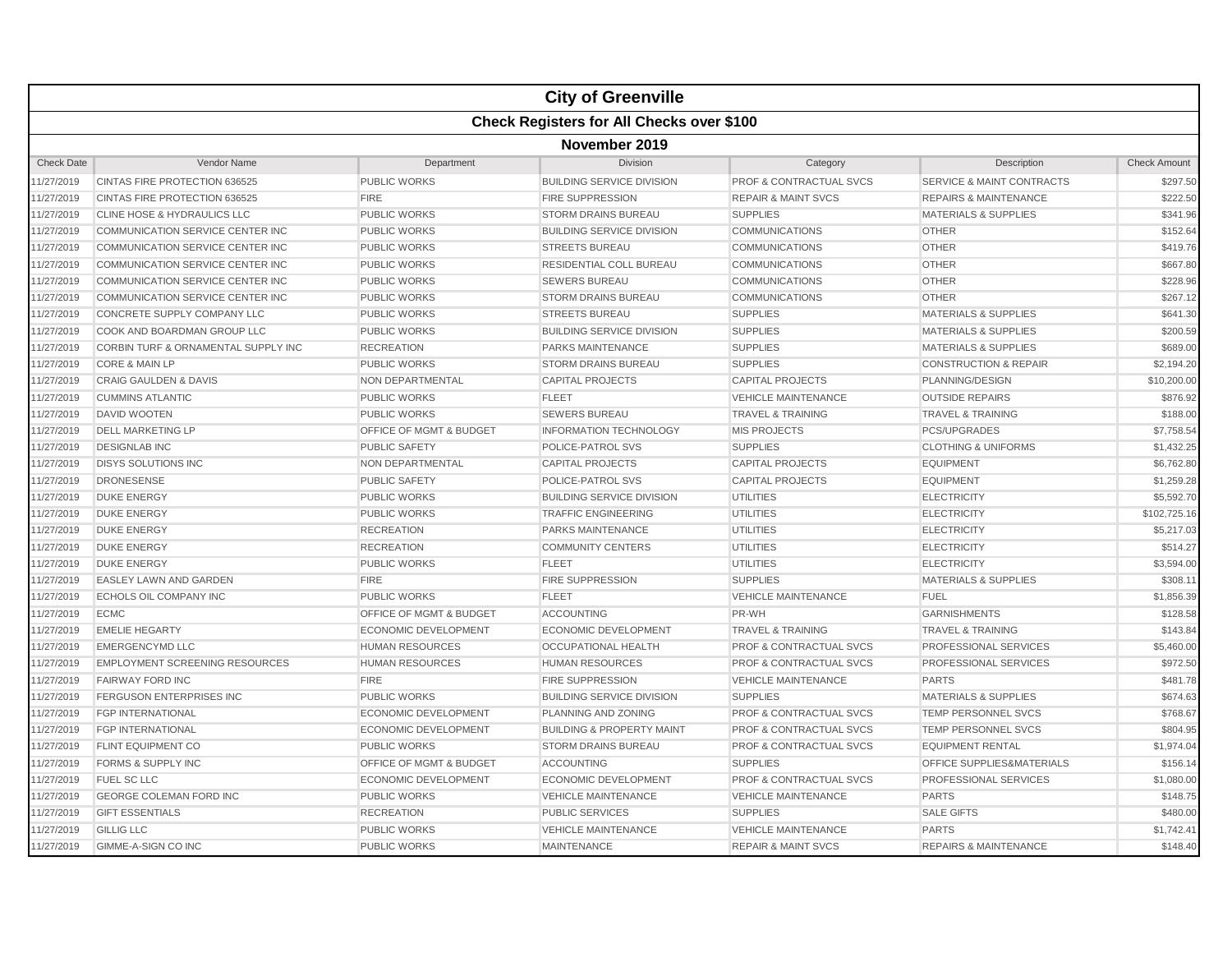# City of Greenville

## Check Registers for All Checks over $100

### November 2019

| Check Date | Vendor Name | Department | Division | Category | Description | Check Amount |
|---|---|---|---|---|---|---|
| 11/27/2019 | CINTAS FIRE PROTECTION 636525 | PUBLIC WORKS | BUILDING SERVICE DIVISION | PROF & CONTRACTUAL SVCS | SERVICE & MAINT CONTRACTS | $297.50 |
| 11/27/2019 | CINTAS FIRE PROTECTION 636525 | FIRE | FIRE SUPPRESSION | REPAIR & MAINT SVCS | REPAIRS & MAINTENANCE | $222.50 |
| 11/27/2019 | CLINE HOSE & HYDRAULICS LLC | PUBLIC WORKS | STORM DRAINS BUREAU | SUPPLIES | MATERIALS & SUPPLIES | $341.96 |
| 11/27/2019 | COMMUNICATION SERVICE CENTER INC | PUBLIC WORKS | BUILDING SERVICE DIVISION | COMMUNICATIONS | OTHER | $152.64 |
| 11/27/2019 | COMMUNICATION SERVICE CENTER INC | PUBLIC WORKS | STREETS BUREAU | COMMUNICATIONS | OTHER | $419.76 |
| 11/27/2019 | COMMUNICATION SERVICE CENTER INC | PUBLIC WORKS | RESIDENTIAL COLL BUREAU | COMMUNICATIONS | OTHER | $667.80 |
| 11/27/2019 | COMMUNICATION SERVICE CENTER INC | PUBLIC WORKS | SEWERS BUREAU | COMMUNICATIONS | OTHER | $228.96 |
| 11/27/2019 | COMMUNICATION SERVICE CENTER INC | PUBLIC WORKS | STORM DRAINS BUREAU | COMMUNICATIONS | OTHER | $267.12 |
| 11/27/2019 | CONCRETE SUPPLY COMPANY LLC | PUBLIC WORKS | STREETS BUREAU | SUPPLIES | MATERIALS & SUPPLIES | $641.30 |
| 11/27/2019 | COOK AND BOARDMAN GROUP LLC | PUBLIC WORKS | BUILDING SERVICE DIVISION | SUPPLIES | MATERIALS & SUPPLIES | $200.59 |
| 11/27/2019 | CORBIN TURF & ORNAMENTAL SUPPLY INC | RECREATION | PARKS MAINTENANCE | SUPPLIES | MATERIALS & SUPPLIES | $689.00 |
| 11/27/2019 | CORE & MAIN LP | PUBLIC WORKS | STORM DRAINS BUREAU | SUPPLIES | CONSTRUCTION & REPAIR | $2,194.20 |
| 11/27/2019 | CRAIG GAULDEN & DAVIS | NON DEPARTMENTAL | CAPITAL PROJECTS | CAPITAL PROJECTS | PLANNING/DESIGN | $10,200.00 |
| 11/27/2019 | CUMMINS ATLANTIC | PUBLIC WORKS | FLEET | VEHICLE MAINTENANCE | OUTSIDE REPAIRS | $876.92 |
| 11/27/2019 | DAVID WOOTEN | PUBLIC WORKS | SEWERS BUREAU | TRAVEL & TRAINING | TRAVEL & TRAINING | $188.00 |
| 11/27/2019 | DELL MARKETING LP | OFFICE OF MGMT & BUDGET | INFORMATION TECHNOLOGY | MIS PROJECTS | PCS/UPGRADES | $7,758.54 |
| 11/27/2019 | DESIGNLAB INC | PUBLIC SAFETY | POLICE-PATROL SVS | SUPPLIES | CLOTHING & UNIFORMS | $1,432.25 |
| 11/27/2019 | DISYS SOLUTIONS INC | NON DEPARTMENTAL | CAPITAL PROJECTS | CAPITAL PROJECTS | EQUIPMENT | $6,762.80 |
| 11/27/2019 | DRONESENSE | PUBLIC SAFETY | POLICE-PATROL SVS | CAPITAL PROJECTS | EQUIPMENT | $1,259.28 |
| 11/27/2019 | DUKE ENERGY | PUBLIC WORKS | BUILDING SERVICE DIVISION | UTILITIES | ELECTRICITY | $5,592.70 |
| 11/27/2019 | DUKE ENERGY | PUBLIC WORKS | TRAFFIC ENGINEERING | UTILITIES | ELECTRICITY | $102,725.16 |
| 11/27/2019 | DUKE ENERGY | RECREATION | PARKS MAINTENANCE | UTILITIES | ELECTRICITY | $5,217.03 |
| 11/27/2019 | DUKE ENERGY | RECREATION | COMMUNITY CENTERS | UTILITIES | ELECTRICITY | $514.27 |
| 11/27/2019 | DUKE ENERGY | PUBLIC WORKS | FLEET | UTILITIES | ELECTRICITY | $3,594.00 |
| 11/27/2019 | EASLEY LAWN AND GARDEN | FIRE | FIRE SUPPRESSION | SUPPLIES | MATERIALS & SUPPLIES | $308.11 |
| 11/27/2019 | ECHOLS OIL COMPANY INC | PUBLIC WORKS | FLEET | VEHICLE MAINTENANCE | FUEL | $1,856.39 |
| 11/27/2019 | ECMC | OFFICE OF MGMT & BUDGET | ACCOUNTING | PR-WH | GARNISHMENTS | $128.58 |
| 11/27/2019 | EMELIE HEGARTY | ECONOMIC DEVELOPMENT | ECONOMIC DEVELOPMENT | TRAVEL & TRAINING | TRAVEL & TRAINING | $143.84 |
| 11/27/2019 | EMERGENCYMD LLC | HUMAN RESOURCES | OCCUPATIONAL HEALTH | PROF & CONTRACTUAL SVCS | PROFESSIONAL SERVICES | $5,460.00 |
| 11/27/2019 | EMPLOYMENT SCREENING RESOURCES | HUMAN RESOURCES | HUMAN RESOURCES | PROF & CONTRACTUAL SVCS | PROFESSIONAL SERVICES | $972.50 |
| 11/27/2019 | FAIRWAY FORD INC | FIRE | FIRE SUPPRESSION | VEHICLE MAINTENANCE | PARTS | $481.78 |
| 11/27/2019 | FERGUSON ENTERPRISES INC | PUBLIC WORKS | BUILDING SERVICE DIVISION | SUPPLIES | MATERIALS & SUPPLIES | $674.63 |
| 11/27/2019 | FGP INTERNATIONAL | ECONOMIC DEVELOPMENT | PLANNING AND ZONING | PROF & CONTRACTUAL SVCS | TEMP PERSONNEL SVCS | $768.67 |
| 11/27/2019 | FGP INTERNATIONAL | ECONOMIC DEVELOPMENT | BUILDING & PROPERTY MAINT | PROF & CONTRACTUAL SVCS | TEMP PERSONNEL SVCS | $804.95 |
| 11/27/2019 | FLINT EQUIPMENT CO | PUBLIC WORKS | STORM DRAINS BUREAU | PROF & CONTRACTUAL SVCS | EQUIPMENT RENTAL | $1,974.04 |
| 11/27/2019 | FORMS & SUPPLY INC | OFFICE OF MGMT & BUDGET | ACCOUNTING | SUPPLIES | OFFICE SUPPLIES&MATERIALS | $156.14 |
| 11/27/2019 | FUEL SC LLC | ECONOMIC DEVELOPMENT | ECONOMIC DEVELOPMENT | PROF & CONTRACTUAL SVCS | PROFESSIONAL SERVICES | $1,080.00 |
| 11/27/2019 | GEORGE COLEMAN FORD INC | PUBLIC WORKS | VEHICLE MAINTENANCE | VEHICLE MAINTENANCE | PARTS | $148.75 |
| 11/27/2019 | GIFT ESSENTIALS | RECREATION | PUBLIC SERVICES | SUPPLIES | SALE GIFTS | $480.00 |
| 11/27/2019 | GILLIG LLC | PUBLIC WORKS | VEHICLE MAINTENANCE | VEHICLE MAINTENANCE | PARTS | $1,742.41 |
| 11/27/2019 | GIMME-A-SIGN CO INC | PUBLIC WORKS | MAINTENANCE | REPAIR & MAINT SVCS | REPAIRS & MAINTENANCE | $148.40 |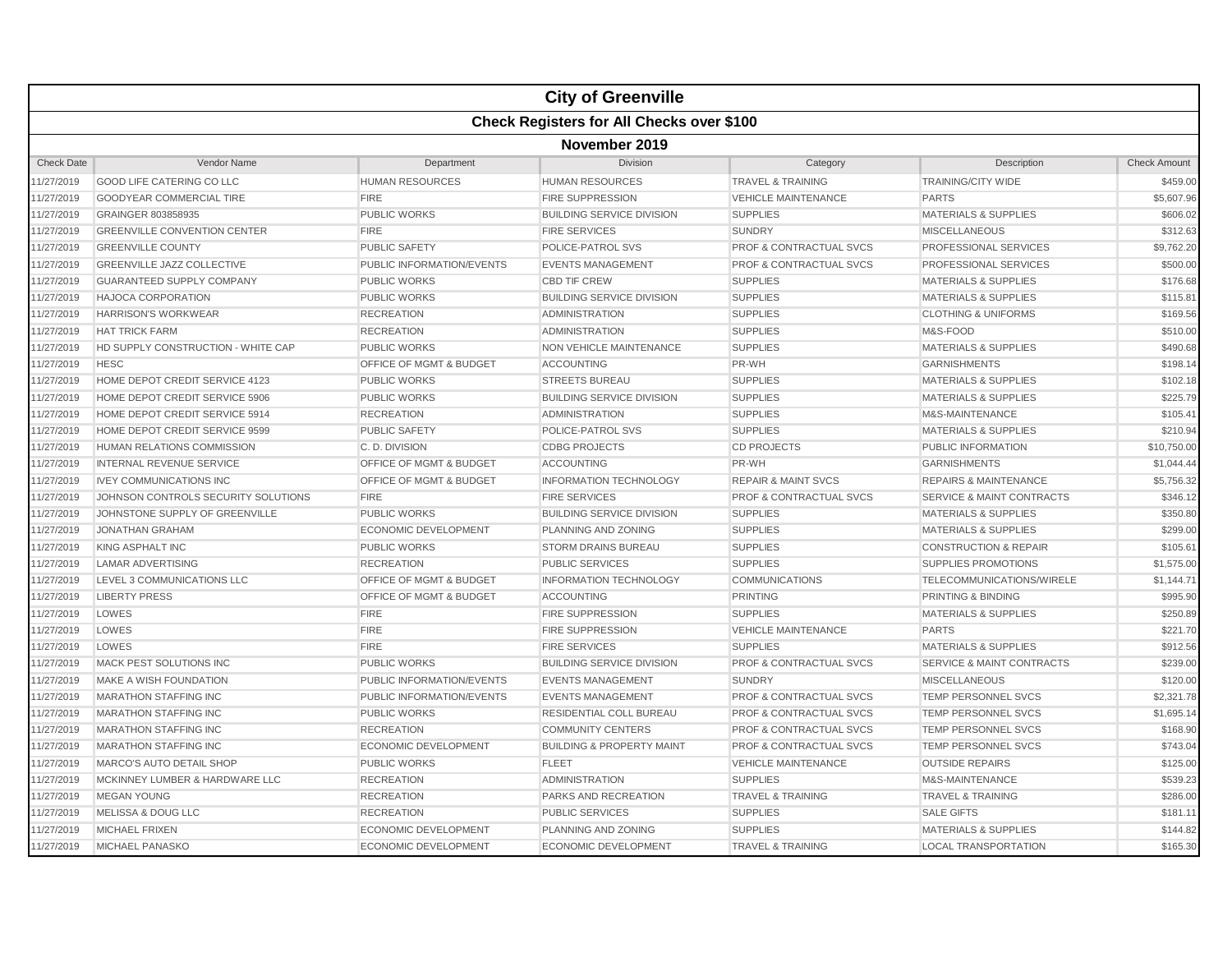| City of Greenville | | | | | | |
|---|---|---|---|---|---|---|
| **Check Registers for All Checks over $100** | | | | | | |
| **November 2019** | | | | | | |
| Check Date | Vendor Name | Department | Division | Category | Description | Check Amount |
| 11/27/2019 | GOOD LIFE CATERING CO LLC | HUMAN RESOURCES | HUMAN RESOURCES | TRAVEL & TRAINING | TRAINING/CITY WIDE | $459.00 |
| 11/27/2019 | GOODYEAR COMMERCIAL TIRE | FIRE | FIRE SUPPRESSION | VEHICLE MAINTENANCE | PARTS | $5,607.96 |
| 11/27/2019 | GRAINGER 803858935 | PUBLIC WORKS | BUILDING SERVICE DIVISION | SUPPLIES | MATERIALS & SUPPLIES | $606.02 |
| 11/27/2019 | GREENVILLE CONVENTION CENTER | FIRE | FIRE SERVICES | SUNDRY | MISCELLANEOUS | $312.63 |
| 11/27/2019 | GREENVILLE COUNTY | PUBLIC SAFETY | POLICE-PATROL SVS | PROF & CONTRACTUAL SVCS | PROFESSIONAL SERVICES | $9,762.20 |
| 11/27/2019 | GREENVILLE JAZZ COLLECTIVE | PUBLIC INFORMATION/EVENTS | EVENTS MANAGEMENT | PROF & CONTRACTUAL SVCS | PROFESSIONAL SERVICES | $500.00 |
| 11/27/2019 | GUARANTEED SUPPLY COMPANY | PUBLIC WORKS | CBD TIF CREW | SUPPLIES | MATERIALS & SUPPLIES | $176.68 |
| 11/27/2019 | HAJOCA CORPORATION | PUBLIC WORKS | BUILDING SERVICE DIVISION | SUPPLIES | MATERIALS & SUPPLIES | $115.81 |
| 11/27/2019 | HARRISON'S WORKWEAR | RECREATION | ADMINISTRATION | SUPPLIES | CLOTHING & UNIFORMS | $169.56 |
| 11/27/2019 | HAT TRICK FARM | RECREATION | ADMINISTRATION | SUPPLIES | M&S-FOOD | $510.00 |
| 11/27/2019 | HD SUPPLY CONSTRUCTION - WHITE CAP | PUBLIC WORKS | NON VEHICLE MAINTENANCE | SUPPLIES | MATERIALS & SUPPLIES | $490.68 |
| 11/27/2019 | HESC | OFFICE OF MGMT & BUDGET | ACCOUNTING | PR-WH | GARNISHMENTS | $198.14 |
| 11/27/2019 | HOME DEPOT CREDIT SERVICE 4123 | PUBLIC WORKS | STREETS BUREAU | SUPPLIES | MATERIALS & SUPPLIES | $102.18 |
| 11/27/2019 | HOME DEPOT CREDIT SERVICE 5906 | PUBLIC WORKS | BUILDING SERVICE DIVISION | SUPPLIES | MATERIALS & SUPPLIES | $225.79 |
| 11/27/2019 | HOME DEPOT CREDIT SERVICE 5914 | RECREATION | ADMINISTRATION | SUPPLIES | M&S-MAINTENANCE | $105.41 |
| 11/27/2019 | HOME DEPOT CREDIT SERVICE 9599 | PUBLIC SAFETY | POLICE-PATROL SVS | SUPPLIES | MATERIALS & SUPPLIES | $210.94 |
| 11/27/2019 | HUMAN RELATIONS COMMISSION | C. D. DIVISION | CDBG PROJECTS | CD PROJECTS | PUBLIC INFORMATION | $10,750.00 |
| 11/27/2019 | INTERNAL REVENUE SERVICE | OFFICE OF MGMT & BUDGET | ACCOUNTING | PR-WH | GARNISHMENTS | $1,044.44 |
| 11/27/2019 | IVEY COMMUNICATIONS INC | OFFICE OF MGMT & BUDGET | INFORMATION TECHNOLOGY | REPAIR & MAINT SVCS | REPAIRS & MAINTENANCE | $5,756.32 |
| 11/27/2019 | JOHNSON CONTROLS SECURITY SOLUTIONS | FIRE | FIRE SERVICES | PROF & CONTRACTUAL SVCS | SERVICE & MAINT CONTRACTS | $346.12 |
| 11/27/2019 | JOHNSTONE SUPPLY OF GREENVILLE | PUBLIC WORKS | BUILDING SERVICE DIVISION | SUPPLIES | MATERIALS & SUPPLIES | $350.80 |
| 11/27/2019 | JONATHAN GRAHAM | ECONOMIC DEVELOPMENT | PLANNING AND ZONING | SUPPLIES | MATERIALS & SUPPLIES | $299.00 |
| 11/27/2019 | KING ASPHALT INC | PUBLIC WORKS | STORM DRAINS BUREAU | SUPPLIES | CONSTRUCTION & REPAIR | $105.61 |
| 11/27/2019 | LAMAR ADVERTISING | RECREATION | PUBLIC SERVICES | SUPPLIES | SUPPLIES PROMOTIONS | $1,575.00 |
| 11/27/2019 | LEVEL 3 COMMUNICATIONS LLC | OFFICE OF MGMT & BUDGET | INFORMATION TECHNOLOGY | COMMUNICATIONS | TELECOMMUNICATIONS/WIRELE | $1,144.71 |
| 11/27/2019 | LIBERTY PRESS | OFFICE OF MGMT & BUDGET | ACCOUNTING | PRINTING | PRINTING & BINDING | $995.90 |
| 11/27/2019 | LOWES | FIRE | FIRE SUPPRESSION | SUPPLIES | MATERIALS & SUPPLIES | $250.89 |
| 11/27/2019 | LOWES | FIRE | FIRE SUPPRESSION | VEHICLE MAINTENANCE | PARTS | $221.70 |
| 11/27/2019 | LOWES | FIRE | FIRE SERVICES | SUPPLIES | MATERIALS & SUPPLIES | $912.56 |
| 11/27/2019 | MACK PEST SOLUTIONS INC | PUBLIC WORKS | BUILDING SERVICE DIVISION | PROF & CONTRACTUAL SVCS | SERVICE & MAINT CONTRACTS | $239.00 |
| 11/27/2019 | MAKE A WISH FOUNDATION | PUBLIC INFORMATION/EVENTS | EVENTS MANAGEMENT | SUNDRY | MISCELLANEOUS | $120.00 |
| 11/27/2019 | MARATHON STAFFING INC | PUBLIC INFORMATION/EVENTS | EVENTS MANAGEMENT | PROF & CONTRACTUAL SVCS | TEMP PERSONNEL SVCS | $2,321.78 |
| 11/27/2019 | MARATHON STAFFING INC | PUBLIC WORKS | RESIDENTIAL COLL BUREAU | PROF & CONTRACTUAL SVCS | TEMP PERSONNEL SVCS | $1,695.14 |
| 11/27/2019 | MARATHON STAFFING INC | RECREATION | COMMUNITY CENTERS | PROF & CONTRACTUAL SVCS | TEMP PERSONNEL SVCS | $168.90 |
| 11/27/2019 | MARATHON STAFFING INC | ECONOMIC DEVELOPMENT | BUILDING & PROPERTY MAINT | PROF & CONTRACTUAL SVCS | TEMP PERSONNEL SVCS | $743.04 |
| 11/27/2019 | MARCO'S AUTO DETAIL SHOP | PUBLIC WORKS | FLEET | VEHICLE MAINTENANCE | OUTSIDE REPAIRS | $125.00 |
| 11/27/2019 | MCKINNEY LUMBER & HARDWARE LLC | RECREATION | ADMINISTRATION | SUPPLIES | M&S-MAINTENANCE | $539.23 |
| 11/27/2019 | MEGAN YOUNG | RECREATION | PARKS AND RECREATION | TRAVEL & TRAINING | TRAVEL & TRAINING | $286.00 |
| 11/27/2019 | MELISSA & DOUG LLC | RECREATION | PUBLIC SERVICES | SUPPLIES | SALE GIFTS | $181.11 |
| 11/27/2019 | MICHAEL FRIXEN | ECONOMIC DEVELOPMENT | PLANNING AND ZONING | SUPPLIES | MATERIALS & SUPPLIES | $144.82 |
| 11/27/2019 | MICHAEL PANASKO | ECONOMIC DEVELOPMENT | ECONOMIC DEVELOPMENT | TRAVEL & TRAINING | LOCAL TRANSPORTATION | $165.30 |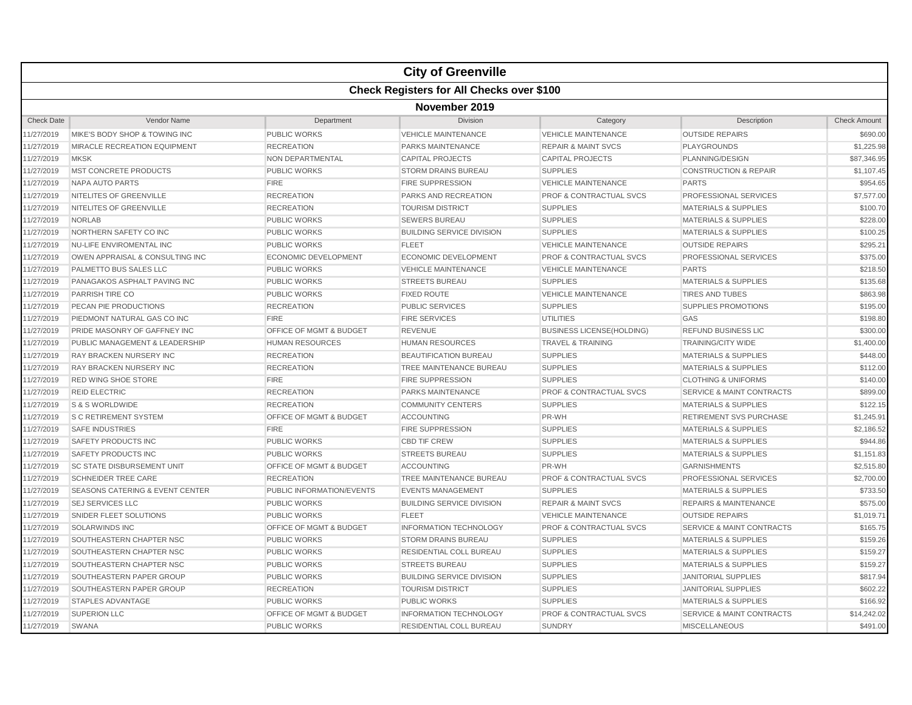# City of Greenville

## Check Registers for All Checks over $100

### November 2019

| Check Date | Vendor Name | Department | Division | Category | Description | Check Amount |
|---|---|---|---|---|---|---|
| 11/27/2019 | MIKE'S BODY SHOP & TOWING INC | PUBLIC WORKS | VEHICLE MAINTENANCE | VEHICLE MAINTENANCE | OUTSIDE REPAIRS | $690.00 |
| 11/27/2019 | MIRACLE RECREATION EQUIPMENT | RECREATION | PARKS MAINTENANCE | REPAIR & MAINT SVCS | PLAYGROUNDS | $1,225.98 |
| 11/27/2019 | MKSK | NON DEPARTMENTAL | CAPITAL PROJECTS | CAPITAL PROJECTS | PLANNING/DESIGN | $87,346.95 |
| 11/27/2019 | MST CONCRETE PRODUCTS | PUBLIC WORKS | STORM DRAINS BUREAU | SUPPLIES | CONSTRUCTION & REPAIR | $1,107.45 |
| 11/27/2019 | NAPA AUTO PARTS | FIRE | FIRE SUPPRESSION | VEHICLE MAINTENANCE | PARTS | $954.65 |
| 11/27/2019 | NITELITES OF GREENVILLE | RECREATION | PARKS AND RECREATION | PROF & CONTRACTUAL SVCS | PROFESSIONAL SERVICES | $7,577.00 |
| 11/27/2019 | NITELITES OF GREENVILLE | RECREATION | TOURISM DISTRICT | SUPPLIES | MATERIALS & SUPPLIES | $100.70 |
| 11/27/2019 | NORLAB | PUBLIC WORKS | SEWERS BUREAU | SUPPLIES | MATERIALS & SUPPLIES | $228.00 |
| 11/27/2019 | NORTHERN SAFETY CO INC | PUBLIC WORKS | BUILDING SERVICE DIVISION | SUPPLIES | MATERIALS & SUPPLIES | $100.25 |
| 11/27/2019 | NU-LIFE ENVIROMENTAL INC | PUBLIC WORKS | FLEET | VEHICLE MAINTENANCE | OUTSIDE REPAIRS | $295.21 |
| 11/27/2019 | OWEN APPRAISAL & CONSULTING INC | ECONOMIC DEVELOPMENT | ECONOMIC DEVELOPMENT | PROF & CONTRACTUAL SVCS | PROFESSIONAL SERVICES | $375.00 |
| 11/27/2019 | PALMETTO BUS SALES LLC | PUBLIC WORKS | VEHICLE MAINTENANCE | VEHICLE MAINTENANCE | PARTS | $218.50 |
| 11/27/2019 | PANAGAKOS ASPHALT PAVING INC | PUBLIC WORKS | STREETS BUREAU | SUPPLIES | MATERIALS & SUPPLIES | $135.68 |
| 11/27/2019 | PARRISH TIRE CO | PUBLIC WORKS | FIXED ROUTE | VEHICLE MAINTENANCE | TIRES AND TUBES | $863.98 |
| 11/27/2019 | PECAN PIE PRODUCTIONS | RECREATION | PUBLIC SERVICES | SUPPLIES | SUPPLIES PROMOTIONS | $195.00 |
| 11/27/2019 | PIEDMONT NATURAL GAS CO INC | FIRE | FIRE SERVICES | UTILITIES | GAS | $198.80 |
| 11/27/2019 | PRIDE MASONRY OF GAFFNEY INC | OFFICE OF MGMT & BUDGET | REVENUE | BUSINESS LICENSE(HOLDING) | REFUND BUSINESS LIC | $300.00 |
| 11/27/2019 | PUBLIC MANAGEMENT & LEADERSHIP | HUMAN RESOURCES | HUMAN RESOURCES | TRAVEL & TRAINING | TRAINING/CITY WIDE | $1,400.00 |
| 11/27/2019 | RAY BRACKEN NURSERY INC | RECREATION | BEAUTIFICATION BUREAU | SUPPLIES | MATERIALS & SUPPLIES | $448.00 |
| 11/27/2019 | RAY BRACKEN NURSERY INC | RECREATION | TREE MAINTENANCE BUREAU | SUPPLIES | MATERIALS & SUPPLIES | $112.00 |
| 11/27/2019 | RED WING SHOE STORE | FIRE | FIRE SUPPRESSION | SUPPLIES | CLOTHING & UNIFORMS | $140.00 |
| 11/27/2019 | REID ELECTRIC | RECREATION | PARKS MAINTENANCE | PROF & CONTRACTUAL SVCS | SERVICE & MAINT CONTRACTS | $899.00 |
| 11/27/2019 | S & S WORLDWIDE | RECREATION | COMMUNITY CENTERS | SUPPLIES | MATERIALS & SUPPLIES | $122.15 |
| 11/27/2019 | S C RETIREMENT SYSTEM | OFFICE OF MGMT & BUDGET | ACCOUNTING | PR-WH | RETIREMENT SVS PURCHASE | $1,245.91 |
| 11/27/2019 | SAFE INDUSTRIES | FIRE | FIRE SUPPRESSION | SUPPLIES | MATERIALS & SUPPLIES | $2,186.52 |
| 11/27/2019 | SAFETY PRODUCTS INC | PUBLIC WORKS | CBD TIF CREW | SUPPLIES | MATERIALS & SUPPLIES | $944.86 |
| 11/27/2019 | SAFETY PRODUCTS INC | PUBLIC WORKS | STREETS BUREAU | SUPPLIES | MATERIALS & SUPPLIES | $1,151.83 |
| 11/27/2019 | SC STATE DISBURSEMENT UNIT | OFFICE OF MGMT & BUDGET | ACCOUNTING | PR-WH | GARNISHMENTS | $2,515.80 |
| 11/27/2019 | SCHNEIDER TREE CARE | RECREATION | TREE MAINTENANCE BUREAU | PROF & CONTRACTUAL SVCS | PROFESSIONAL SERVICES | $2,700.00 |
| 11/27/2019 | SEASONS CATERING & EVENT CENTER | PUBLIC INFORMATION/EVENTS | EVENTS MANAGEMENT | SUPPLIES | MATERIALS & SUPPLIES | $733.50 |
| 11/27/2019 | SEJ SERVICES LLC | PUBLIC WORKS | BUILDING SERVICE DIVISION | REPAIR & MAINT SVCS | REPAIRS & MAINTENANCE | $575.00 |
| 11/27/2019 | SNIDER FLEET SOLUTIONS | PUBLIC WORKS | FLEET | VEHICLE MAINTENANCE | OUTSIDE REPAIRS | $1,019.71 |
| 11/27/2019 | SOLARWINDS INC | OFFICE OF MGMT & BUDGET | INFORMATION TECHNOLOGY | PROF & CONTRACTUAL SVCS | SERVICE & MAINT CONTRACTS | $165.75 |
| 11/27/2019 | SOUTHEASTERN CHAPTER NSC | PUBLIC WORKS | STORM DRAINS BUREAU | SUPPLIES | MATERIALS & SUPPLIES | $159.26 |
| 11/27/2019 | SOUTHEASTERN CHAPTER NSC | PUBLIC WORKS | RESIDENTIAL COLL BUREAU | SUPPLIES | MATERIALS & SUPPLIES | $159.27 |
| 11/27/2019 | SOUTHEASTERN CHAPTER NSC | PUBLIC WORKS | STREETS BUREAU | SUPPLIES | MATERIALS & SUPPLIES | $159.27 |
| 11/27/2019 | SOUTHEASTERN PAPER GROUP | PUBLIC WORKS | BUILDING SERVICE DIVISION | SUPPLIES | JANITORIAL SUPPLIES | $817.94 |
| 11/27/2019 | SOUTHEASTERN PAPER GROUP | RECREATION | TOURISM DISTRICT | SUPPLIES | JANITORIAL SUPPLIES | $602.22 |
| 11/27/2019 | STAPLES ADVANTAGE | PUBLIC WORKS | PUBLIC WORKS | SUPPLIES | MATERIALS & SUPPLIES | $166.92 |
| 11/27/2019 | SUPERION LLC | OFFICE OF MGMT & BUDGET | INFORMATION TECHNOLOGY | PROF & CONTRACTUAL SVCS | SERVICE & MAINT CONTRACTS | $14,242.02 |
| 11/27/2019 | SWANA | PUBLIC WORKS | RESIDENTIAL COLL BUREAU | SUNDRY | MISCELLANEOUS | $491.00 |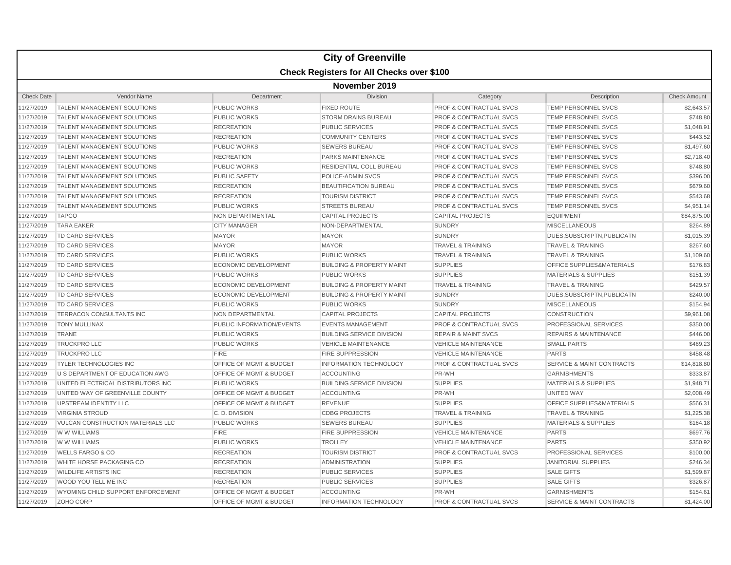# City of Greenville

## Check Registers for All Checks over $100

### November 2019

| Check Date | Vendor Name | Department | Division | Category | Description | Check Amount |
|---|---|---|---|---|---|---|
| 11/27/2019 | TALENT MANAGEMENT SOLUTIONS | PUBLIC WORKS | FIXED ROUTE | PROF & CONTRACTUAL SVCS | TEMP PERSONNEL SVCS | $2,643.57 |
| 11/27/2019 | TALENT MANAGEMENT SOLUTIONS | PUBLIC WORKS | STORM DRAINS BUREAU | PROF & CONTRACTUAL SVCS | TEMP PERSONNEL SVCS | $748.80 |
| 11/27/2019 | TALENT MANAGEMENT SOLUTIONS | RECREATION | PUBLIC SERVICES | PROF & CONTRACTUAL SVCS | TEMP PERSONNEL SVCS | $1,048.91 |
| 11/27/2019 | TALENT MANAGEMENT SOLUTIONS | RECREATION | COMMUNITY CENTERS | PROF & CONTRACTUAL SVCS | TEMP PERSONNEL SVCS | $443.52 |
| 11/27/2019 | TALENT MANAGEMENT SOLUTIONS | PUBLIC WORKS | SEWERS BUREAU | PROF & CONTRACTUAL SVCS | TEMP PERSONNEL SVCS | $1,497.60 |
| 11/27/2019 | TALENT MANAGEMENT SOLUTIONS | RECREATION | PARKS MAINTENANCE | PROF & CONTRACTUAL SVCS | TEMP PERSONNEL SVCS | $2,718.40 |
| 11/27/2019 | TALENT MANAGEMENT SOLUTIONS | PUBLIC WORKS | RESIDENTIAL COLL BUREAU | PROF & CONTRACTUAL SVCS | TEMP PERSONNEL SVCS | $748.80 |
| 11/27/2019 | TALENT MANAGEMENT SOLUTIONS | PUBLIC SAFETY | POLICE-ADMIN SVCS | PROF & CONTRACTUAL SVCS | TEMP PERSONNEL SVCS | $396.00 |
| 11/27/2019 | TALENT MANAGEMENT SOLUTIONS | RECREATION | BEAUTIFICATION BUREAU | PROF & CONTRACTUAL SVCS | TEMP PERSONNEL SVCS | $679.60 |
| 11/27/2019 | TALENT MANAGEMENT SOLUTIONS | RECREATION | TOURISM DISTRICT | PROF & CONTRACTUAL SVCS | TEMP PERSONNEL SVCS | $543.68 |
| 11/27/2019 | TALENT MANAGEMENT SOLUTIONS | PUBLIC WORKS | STREETS BUREAU | PROF & CONTRACTUAL SVCS | TEMP PERSONNEL SVCS | $4,951.14 |
| 11/27/2019 | TAPCO | NON DEPARTMENTAL | CAPITAL PROJECTS | CAPITAL PROJECTS | EQUIPMENT | $84,875.00 |
| 11/27/2019 | TARA EAKER | CITY MANAGER | NON-DEPARTMENTAL | SUNDRY | MISCELLANEOUS | $264.89 |
| 11/27/2019 | TD CARD SERVICES | MAYOR | MAYOR | SUNDRY | DUES,SUBSCRIPTN,PUBLICATN | $1,015.39 |
| 11/27/2019 | TD CARD SERVICES | MAYOR | MAYOR | TRAVEL & TRAINING | TRAVEL & TRAINING | $267.60 |
| 11/27/2019 | TD CARD SERVICES | PUBLIC WORKS | PUBLIC WORKS | TRAVEL & TRAINING | TRAVEL & TRAINING | $1,109.60 |
| 11/27/2019 | TD CARD SERVICES | ECONOMIC DEVELOPMENT | BUILDING & PROPERTY MAINT | SUPPLIES | OFFICE SUPPLIES&MATERIALS | $176.83 |
| 11/27/2019 | TD CARD SERVICES | PUBLIC WORKS | PUBLIC WORKS | SUPPLIES | MATERIALS & SUPPLIES | $151.39 |
| 11/27/2019 | TD CARD SERVICES | ECONOMIC DEVELOPMENT | BUILDING & PROPERTY MAINT | TRAVEL & TRAINING | TRAVEL & TRAINING | $429.57 |
| 11/27/2019 | TD CARD SERVICES | ECONOMIC DEVELOPMENT | BUILDING & PROPERTY MAINT | SUNDRY | DUES,SUBSCRIPTN,PUBLICATN | $240.00 |
| 11/27/2019 | TD CARD SERVICES | PUBLIC WORKS | PUBLIC WORKS | SUNDRY | MISCELLANEOUS | $154.94 |
| 11/27/2019 | TERRACON CONSULTANTS INC | NON DEPARTMENTAL | CAPITAL PROJECTS | CAPITAL PROJECTS | CONSTRUCTION | $9,961.08 |
| 11/27/2019 | TONY MULLINAX | PUBLIC INFORMATION/EVENTS | EVENTS MANAGEMENT | PROF & CONTRACTUAL SVCS | PROFESSIONAL SERVICES | $350.00 |
| 11/27/2019 | TRANE | PUBLIC WORKS | BUILDING SERVICE DIVISION | REPAIR & MAINT SVCS | REPAIRS & MAINTENANCE | $446.00 |
| 11/27/2019 | TRUCKPRO LLC | PUBLIC WORKS | VEHICLE MAINTENANCE | VEHICLE MAINTENANCE | SMALL PARTS | $469.23 |
| 11/27/2019 | TRUCKPRO LLC | FIRE | FIRE SUPPRESSION | VEHICLE MAINTENANCE | PARTS | $458.48 |
| 11/27/2019 | TYLER TECHNOLOGIES INC | OFFICE OF MGMT & BUDGET | INFORMATION TECHNOLOGY | PROF & CONTRACTUAL SVCS | SERVICE & MAINT CONTRACTS | $14,818.80 |
| 11/27/2019 | U S DEPARTMENT OF EDUCATION AWG | OFFICE OF MGMT & BUDGET | ACCOUNTING | PR-WH | GARNISHMENTS | $333.87 |
| 11/27/2019 | UNITED ELECTRICAL DISTRIBUTORS INC | PUBLIC WORKS | BUILDING SERVICE DIVISION | SUPPLIES | MATERIALS & SUPPLIES | $1,948.71 |
| 11/27/2019 | UNITED WAY OF GREENVILLE COUNTY | OFFICE OF MGMT & BUDGET | ACCOUNTING | PR-WH | UNITED WAY | $2,008.49 |
| 11/27/2019 | UPSTREAM IDENTITY LLC | OFFICE OF MGMT & BUDGET | REVENUE | SUPPLIES | OFFICE SUPPLIES&MATERIALS | $566.31 |
| 11/27/2019 | VIRGINIA STROUD | C. D. DIVISION | CDBG PROJECTS | TRAVEL & TRAINING | TRAVEL & TRAINING | $1,225.38 |
| 11/27/2019 | VULCAN CONSTRUCTION MATERIALS LLC | PUBLIC WORKS | SEWERS BUREAU | SUPPLIES | MATERIALS & SUPPLIES | $164.18 |
| 11/27/2019 | W W WILLIAMS | FIRE | FIRE SUPPRESSION | VEHICLE MAINTENANCE | PARTS | $697.76 |
| 11/27/2019 | W W WILLIAMS | PUBLIC WORKS | TROLLEY | VEHICLE MAINTENANCE | PARTS | $350.92 |
| 11/27/2019 | WELLS FARGO & CO | RECREATION | TOURISM DISTRICT | PROF & CONTRACTUAL SVCS | PROFESSIONAL SERVICES | $100.00 |
| 11/27/2019 | WHITE HORSE PACKAGING CO | RECREATION | ADMINISTRATION | SUPPLIES | JANITORIAL SUPPLIES | $246.34 |
| 11/27/2019 | WILDLIFE ARTISTS INC | RECREATION | PUBLIC SERVICES | SUPPLIES | SALE GIFTS | $1,599.87 |
| 11/27/2019 | WOOD YOU TELL ME INC | RECREATION | PUBLIC SERVICES | SUPPLIES | SALE GIFTS | $326.87 |
| 11/27/2019 | WYOMING CHILD SUPPORT ENFORCEMENT | OFFICE OF MGMT & BUDGET | ACCOUNTING | PR-WH | GARNISHMENTS | $154.61 |
| 11/27/2019 | ZOHO CORP | OFFICE OF MGMT & BUDGET | INFORMATION TECHNOLOGY | PROF & CONTRACTUAL SVCS | SERVICE & MAINT CONTRACTS | $1,424.00 |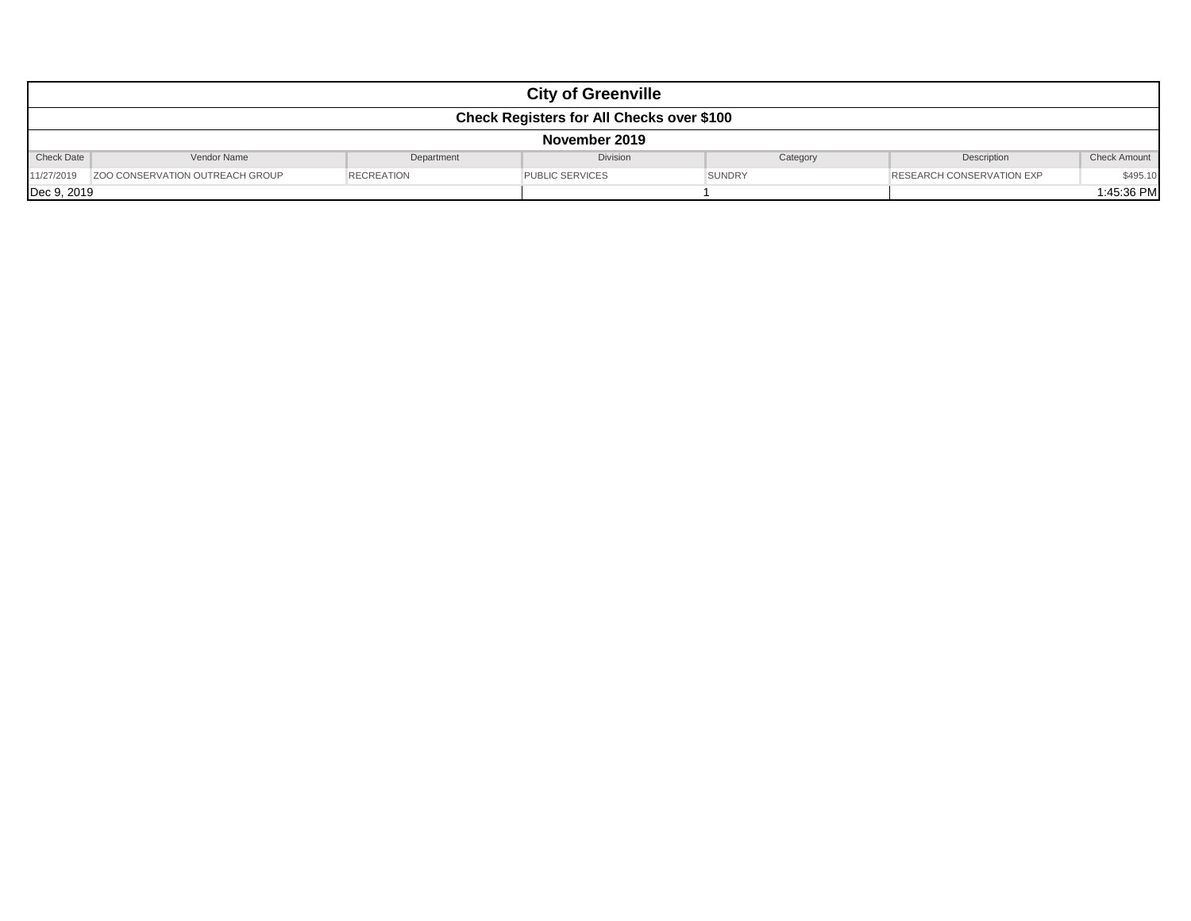# City of Greenville

## Check Registers for All Checks over $100

### November 2019

| Check Date | Vendor Name | Department | Division | Category | Description | Check Amount |
|---|---|---|---|---|---|---|
| 11/27/2019 | ZOO CONSERVATION OUTREACH GROUP | RECREATION | PUBLIC SERVICES | SUNDRY | RESEARCH CONSERVATION EXP | $495.10 |